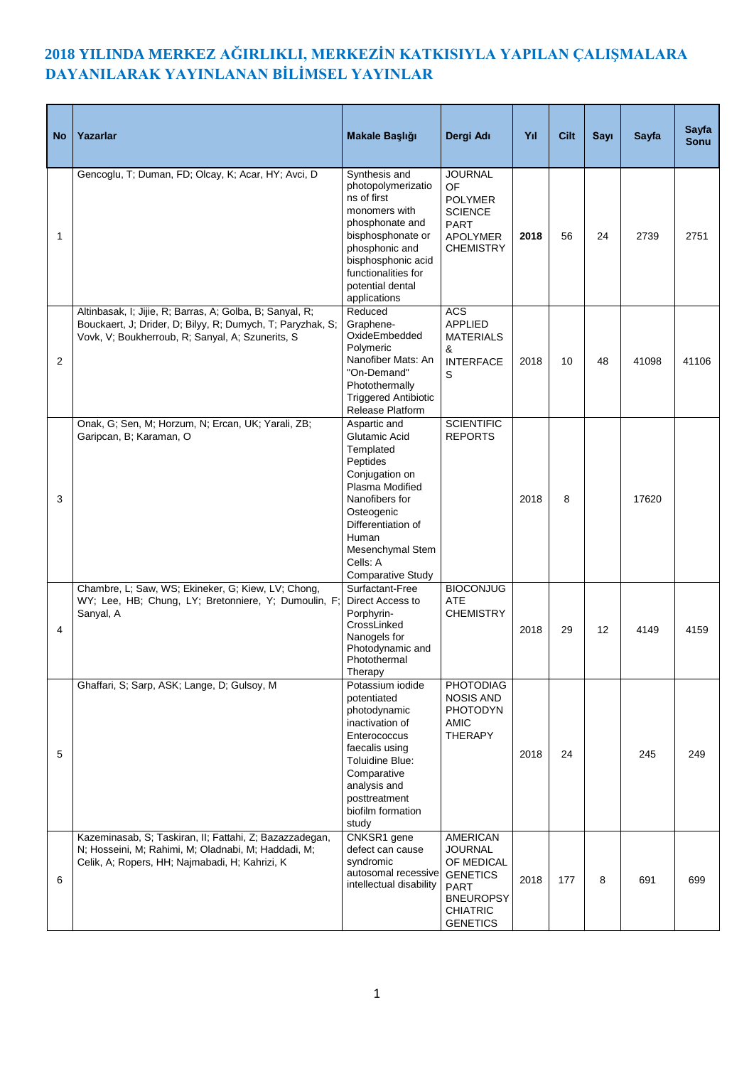# 2018 YILINDA MERKEZ AĞIRLIKLI, MERKEZİN KATKISIYLA YAPILAN ÇALIŞMALARA DAYANILARAK YAYINLANAN BİLİMSEL YAYINLAR

| No | Yazarlar | Makale Başlığı | Dergi Adı | Yıl | Cilt | Sayı | Sayfa | Sayfa Sonu |
|---|---|---|---|---|---|---|---|---|
| 1 | Gencoglu, T; Duman, FD; Olcay, K; Acar, HY; Avci, D | Synthesis and photopolymerizations of first monomers with phosphonate and bisphosphonate or phosphonic and bisphosphonic acid functionalities for potential dental applications | JOURNAL OF POLYMER SCIENCE PART APOLYMER CHEMISTRY | **2018** | 56 | 24 | 2739 | 2751 |
| 2 | Altinbasak, I; Jijie, R; Barras, A; Golba, B; Sanyal, R; Bouckaert, J; Drider, D; Bilyy, R; Dumych, T; Paryzhak, S; Vovk, V; Boukherroub, R; Sanyal, A; Szunerits, S | Reduced Graphene-OxideEmbedded Polymeric Nanofiber Mats: An "On-Demand" Photothermally Triggered Antibiotic Release Platform | ACS APPLIED MATERIALS & INTERFACES | 2018 | 10 | 48 | 41098 | 41106 |
| 3 | Onak, G; Sen, M; Horzum, N; Ercan, UK; Yarali, ZB; Garipcan, B; Karaman, O | Aspartic and Glutamic Acid Templated Peptides Conjugation on Plasma Modified Nanofibers for Osteogenic Differentiation of Human Mesenchymal Stem Cells: A Comparative Study | SCIENTIFIC REPORTS | 2018 | 8 | | 17620 | |
| 4 | Chambre, L; Saw, WS; Ekineker, G; Kiew, LV; Chong, WY; Lee, HB; Chung, LY; Bretonniere, Y; Dumoulin, F; Sanyal, A | Surfactant-Free Direct Access to Porphyrin-CrossLinked Nanogels for Photodynamic and Photothermal Therapy | BIOCONJUGATE CHEMISTRY | 2018 | 29 | 12 | 4149 | 4159 |
| 5 | Ghaffari, S; Sarp, ASK; Lange, D; Gulsoy, M | Potassium iodide potentiated photodynamic inactivation of Enterococcus faecalis using Toluidine Blue: Comparative analysis and posttreatment biofilm formation study | PHOTODIAGNOSIS AND PHOTODYNAMIC THERAPY | 2018 | 24 | | 245 | 249 |
| 6 | Kazeminasab, S; Taskiran, II; Fattahi, Z; Bazazzadegan, N; Hosseini, M; Rahimi, M; Oladnabi, M; Haddadi, M; Celik, A; Ropers, HH; Najmabadi, H; Kahrizi, K | CNKSR1 gene defect can cause syndromic autosomal recessive intellectual disability | AMERICAN JOURNAL OF MEDICAL GENETICS PART BNEUROPSYCHIATRIC GENETICS | 2018 | 177 | 8 | 691 | 699 |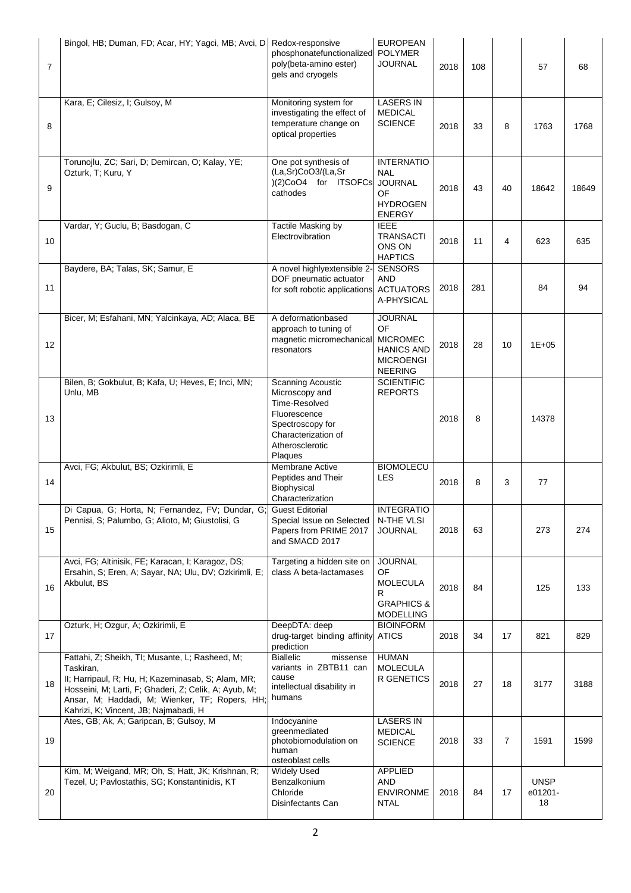| 7 | Bingol, HB; Duman, FD; Acar, HY; Yagci, MB; Avci, D | Redox-responsive phosphonatefunctionalized poly(beta-amino ester) gels and cryogels | EUROPEAN POLYMER JOURNAL | 2018 | 108 | | 57 | 68 |
|---|---|---|---|---|---|---|---|---|
| 8 | Kara, E; Cilesiz, I; Gulsoy, M | Monitoring system for investigating the effect of temperature change on optical properties | LASERS IN MEDICAL SCIENCE | 2018 | 33 | 8 | 1763 | 1768 |
| 9 | Torunojlu, ZC; Sari, D; Demircan, O; Kalay, YE; Ozturk, T; Kuru, Y | One pot synthesis of (La,Sr)CoO3/(La,Sr)(2)CoO4 for ITSOFCs cathodes | INTERNATIONAL JOURNAL OF HYDROGEN ENERGY | 2018 | 43 | 40 | 18642 | 18649 |
| 10 | Vardar, Y; Guclu, B; Basdogan, C | Tactile Masking by Electrovibration | IEEE TRANSACTIONS ON HAPTICS | 2018 | 11 | 4 | 623 | 635 |
| 11 | Baydere, BA; Talas, SK; Samur, E | A novel highlyextensible 2-DOF pneumatic actuator for soft robotic applications | SENSORS AND ACTUATORS A-PHYSICAL | 2018 | 281 | | 84 | 94 |
| 12 | Bicer, M; Esfahani, MN; Yalcinkaya, AD; Alaca, BE | A deformationbased approach to tuning of magnetic micromechanical resonators | JOURNAL OF MICROMECHANICS AND MICROENGINEERING | 2018 | 28 | 10 | 1E+05 | |
| 13 | Bilen, B; Gokbulut, B; Kafa, U; Heves, E; Inci, MN; Unlu, MB | Scanning Acoustic Microscopy and Time-Resolved Fluorescence Spectroscopy for Characterization of Atherosclerotic Plaques | SCIENTIFIC REPORTS | 2018 | 8 | | 14378 | |
| 14 | Avci, FG; Akbulut, BS; Ozkirimli, E | Membrane Active Peptides and Their Biophysical Characterization | BIOMOLECULES | 2018 | 8 | 3 | 77 | |
| 15 | Di Capua, G; Horta, N; Fernandez, FV; Dundar, G; Pennisi, S; Palumbo, G; Alioto, M; Giustolisi, G | Guest Editorial Special Issue on Selected Papers from PRIME 2017 and SMACD 2017 | INTEGRATION-THE VLSI JOURNAL | 2018 | 63 | | 273 | 274 |
| 16 | Avci, FG; Altinisik, FE; Karacan, I; Karagoz, DS; Ersahin, S; Eren, A; Sayar, NA; Ulu, DV; Ozkirimli, E; Akbulut, BS | Targeting a hidden site on class A beta-lactamases | JOURNAL OF MOLECULAR GRAPHICS & MODELLING | 2018 | 84 | | 125 | 133 |
| 17 | Ozturk, H; Ozgur, A; Ozkirimli, E | DeepDTA: deep drug-target binding affinity prediction | BIOINFORMATICS | 2018 | 34 | 17 | 821 | 829 |
| 18 | Fattahi, Z; Sheikh, TI; Musante, L; Rasheed, M; Taskiran, II; Harripaul, R; Hu, H; Kazeminasab, S; Alam, MR; Hosseini, M; Larti, F; Ghaderi, Z; Celik, A; Ayub, M; Ansar, M; Haddadi, M; Wienker, TF; Ropers, HH; Kahrizi, K; Vincent, JB; Najmabadi, H | Biallelic missense variants in ZBTB11 can cause intellectual disability in humans | HUMAN MOLECULAR GENETICS | 2018 | 27 | 18 | 3177 | 3188 |
| 19 | Ates, GB; Ak, A; Garipcan, B; Gulsoy, M | Indocyanine greenmediated photobiomodulation on human osteoblast cells | LASERS IN MEDICAL SCIENCE | 2018 | 33 | 7 | 1591 | 1599 |
| 20 | Kim, M; Weigand, MR; Oh, S; Hatt, JK; Krishnan, R; Tezel, U; Pavlostathis, SG; Konstantinidis, KT | Widely Used Benzalkonium Chloride Disinfectants Can | APPLIED AND ENVIRONMENTAL | 2018 | 84 | 17 | UNSP e01201-18 | |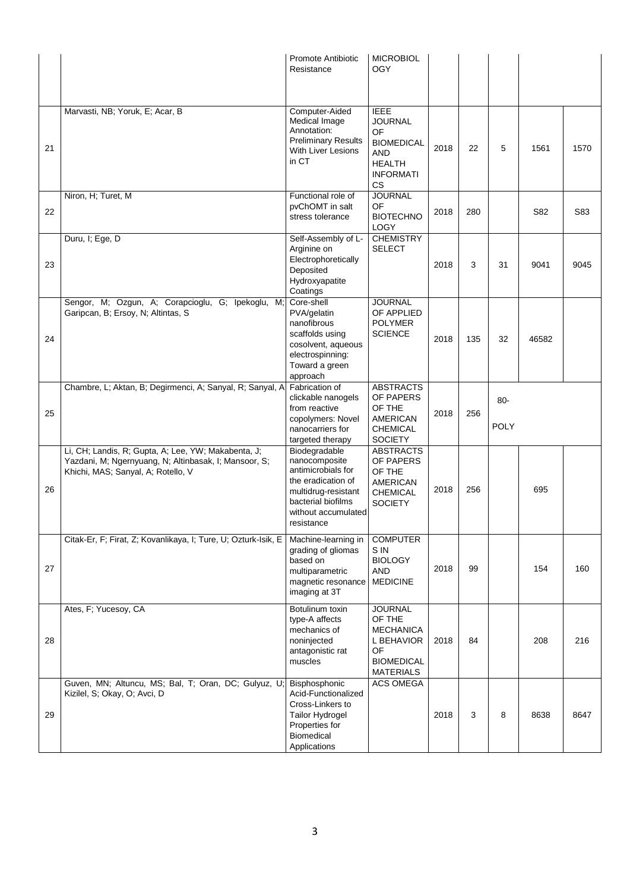| | | | | | | | | |
|---|---|---|---|---|---|---|---|---|
| | | Promote Antibiotic Resistance | MICROBIOLOGY | | | | | |
| 21 | Marvasti, NB; Yoruk, E; Acar, B | Computer-Aided Medical Image Annotation: Preliminary Results With Liver Lesions in CT | IEEE JOURNAL OF BIOMEDICAL AND HEALTH INFORMATICS | 2018 | 22 | 5 | 1561 | 1570 |
| 22 | Niron, H; Turet, M | Functional role of pvChOMT in salt stress tolerance | JOURNAL OF BIOTECHNOLOGY | 2018 | 280 | | S82 | S83 |
| 23 | Duru, I; Ege, D | Self-Assembly of L-Arginine on Electrophoretically Deposited Hydroxyapatite Coatings | CHEMISTRY SELECT | 2018 | 3 | 31 | 9041 | 9045 |
| 24 | Sengor, M; Ozgun, A; Corapcioglu, G; Ipekoglu, M; Garipcan, B; Ersoy, N; Altintas, S | Core-shell PVA/gelatin nanofibrous scaffolds using cosolvent, aqueous electrospinning: Toward a green approach | JOURNAL OF APPLIED POLYMER SCIENCE | 2018 | 135 | 32 | 46582 | |
| 25 | Chambre, L; Aktan, B; Degirmenci, A; Sanyal, R; Sanyal, A | Fabrication of clickable nanogels from reactive copolymers: Novel nanocarriers for targeted therapy | ABSTRACTS OF PAPERS OF THE AMERICAN CHEMICAL SOCIETY | 2018 | 256 | 80-POLY | | |
| 26 | Li, CH; Landis, R; Gupta, A; Lee, YW; Makabenta, J; Yazdani, M; Ngernyuang, N; Altinbasak, I; Mansoor, S; Khichi, MAS; Sanyal, A; Rotello, V | Biodegradable nanocomposite antimicrobials for the eradication of multidrug-resistant bacterial biofilms without accumulated resistance | ABSTRACTS OF PAPERS OF THE AMERICAN CHEMICAL SOCIETY | 2018 | 256 | | 695 | |
| 27 | Citak-Er, F; Firat, Z; Kovanlikaya, I; Ture, U; Ozturk-Isik, E | Machine-learning in grading of gliomas based on multiparametric magnetic resonance imaging at 3T | COMPUTERS IN BIOLOGY AND MEDICINE | 2018 | 99 | | 154 | 160 |
| 28 | Ates, F; Yucesoy, CA | Botulinum toxin type-A affects mechanics of noninjected antagonistic rat muscles | JOURNAL OF THE MECHANICAL BEHAVIOR OF BIOMEDICAL MATERIALS | 2018 | 84 | | 208 | 216 |
| 29 | Guven, MN; Altuncu, MS; Bal, T; Oran, DC; Gulyuz, U; Kizilel, S; Okay, O; Avci, D | Bisphosphonic Acid-Functionalized Cross-Linkers to Tailor Hydrogel Properties for Biomedical Applications | ACS OMEGA | 2018 | 3 | 8 | 8638 | 8647 |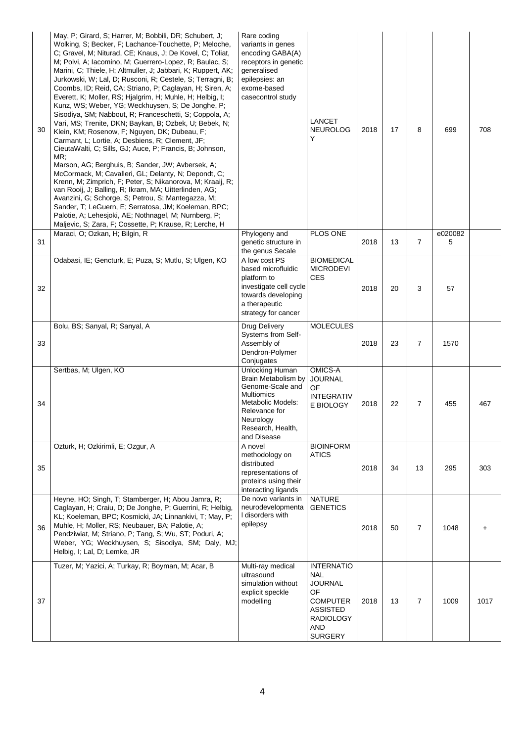| 30 | May, P; Girard, S; Harrer, M; Bobbili, DR; Schubert, J; Wolking, S; Becker, F; Lachance-Touchette, P; Meloche, C; Gravel, M; Niturad, CE; Knaus, J; De Kovel, C; Toliat, M; Polvi, A; Iacomino, M; Guerrero-Lopez, R; Baulac, S; Marini, C; Thiele, H; Altmuller, J; Jabbari, K; Ruppert, AK; Jurkowski, W; Lal, D; Rusconi, R; Cestele, S; Terragni, B; Coombs, ID; Reid, CA; Striano, P; Caglayan, H; Siren, A; Everett, K; Moller, RS; Hjalgrim, H; Muhle, H; Helbig, I; Kunz, WS; Weber, YG; Weckhuysen, S; De Jonghe, P; Sisodiya, SM; Nabbout, R; Franceschetti, S; Coppola, A; Vari, MS; Trenite, DKN; Baykan, B; Ozbek, U; Bebek, N; Klein, KM; Rosenow, F; Nguyen, DK; Dubeau, F; Carmant, L; Lortie, A; Desbiens, R; Clement, JF; CieutaWalti, C; Sills, GJ; Auce, P; Francis, B; Johnson, MR; Marson, AG; Berghuis, B; Sander, JW; Avbersek, A; McCormack, M; Cavalleri, GL; Delanty, N; Depondt, C; Krenn, M; Zimprich, F; Peter, S; Nikanorova, M; Kraaij, R; van Rooij, J; Balling, R; Ikram, MA; Uitterlinden, AG; Avanzini, G; Schorge, S; Petrou, S; Mantegazza, M; Sander, T; LeGuern, E; Serratosa, JM; Koeleman, BPC; Palotie, A; Lehesjoki, AE; Nothnagel, M; Nurnberg, P; Maljevic, S; Zara, F; Cossette, P; Krause, R; Lerche, H | Rare coding variants in genes encoding GABA(A) receptors in genetic generalised epilepsies: an exome-based casecontrol study | LANCET NEUROLOGY | 2018 | 17 | 8 | 699 | 708 |
|---|---|---|---|---|---|---|---|---|
| 31 | Maraci, O; Ozkan, H; Bilgin, R | Phylogeny and genetic structure in the genus Secale | PLOS ONE | 2018 | 13 | 7 | e0200825 | |
| 32 | Odabasi, IE; Gencturk, E; Puza, S; Mutlu, S; Ulgen, KO | A low cost PS based microfluidic platform to investigate cell cycle towards developing a therapeutic strategy for cancer | BIOMEDICAL MICRODEVICES | 2018 | 20 | 3 | 57 | |
| 33 | Bolu, BS; Sanyal, R; Sanyal, A | Drug Delivery Systems from Self-Assembly of Dendron-Polymer Conjugates | MOLECULES | 2018 | 23 | 7 | 1570 | |
| 34 | Sertbas, M; Ulgen, KO | Unlocking Human Brain Metabolism by Genome-Scale and Multiomics Metabolic Models: Relevance for Neurology Research, Health, and Disease | OMICS-A JOURNAL OF INTEGRATIVE BIOLOGY | 2018 | 22 | 7 | 455 | 467 |
| 35 | Ozturk, H; Ozkirimli, E; Ozgur, A | A novel methodology on distributed representations of proteins using their interacting ligands | BIOINFORMATICS | 2018 | 34 | 13 | 295 | 303 |
| 36 | Heyne, HO; Singh, T; Stamberger, H; Abou Jamra, R; Caglayan, H; Craiu, D; De Jonghe, P; Guerrini, R; Helbig, KL; Koeleman, BPC; Kosmicki, JA; Linnankivi, T; May, P; Muhle, H; Moller, RS; Neubauer, BA; Palotie, A; Pendziwiat, M; Striano, P; Tang, S; Wu, ST; Poduri, A; Weber, YG; Weckhuysen, S; Sisodiya, SM; Daly, MJ; Helbig, I; Lal, D; Lemke, JR | De novo variants in neurodevelopmental disorders with epilepsy | NATURE GENETICS | 2018 | 50 | 7 | 1048 | + |
| 37 | Tuzer, M; Yazici, A; Turkay, R; Boyman, M; Acar, B | Multi-ray medical ultrasound simulation without explicit speckle modelling | INTERNATIONAL JOURNAL OF COMPUTER ASSISTED RADIOLOGY AND SURGERY | 2018 | 13 | 7 | 1009 | 1017 |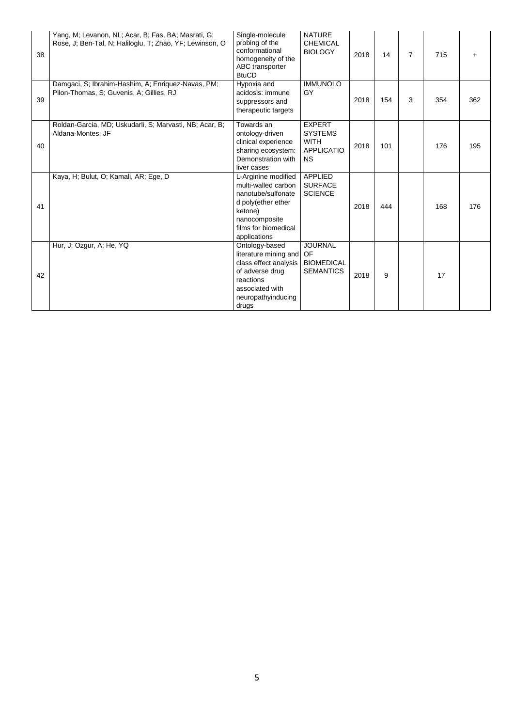| 38 | Yang, M; Levanon, NL; Acar, B; Fas, BA; Masrati, G; Rose, J; Ben-Tal, N; Haliloglu, T; Zhao, YF; Lewinson, O | Single-molecule probing of the conformational homogeneity of the ABC transporter BtuCD | NATURE CHEMICAL BIOLOGY | 2018 | 14 | 7 | 715 | + |
|---|---|---|---|---|---|---|---|---|
| 39 | Damgaci, S; Ibrahim-Hashim, A; Enriquez-Navas, PM; Pilon-Thomas, S; Guvenis, A; Gillies, RJ | Hypoxia and acidosis: immune suppressors and therapeutic targets | IMMUNOLOGY | 2018 | 154 | 3 | 354 | 362 |
| 40 | Roldan-Garcia, MD; Uskudarli, S; Marvasti, NB; Acar, B; Aldana-Montes, JF | Towards an ontology-driven clinical experience sharing ecosystem: Demonstration with liver cases | EXPERT SYSTEMS WITH APPLICATIONS | 2018 | 101 | | 176 | 195 |
| 41 | Kaya, H; Bulut, O; Kamali, AR; Ege, D | L-Arginine modified multi-walled carbon nanotube/sulfonated poly(ether ether ketone) nanocomposite films for biomedical applications | APPLIED SURFACE SCIENCE | 2018 | 444 | | 168 | 176 |
| 42 | Hur, J; Ozgur, A; He, YQ | Ontology-based literature mining and class effect analysis of adverse drug reactions associated with neuropathyinducing drugs | JOURNAL OF BIOMEDICAL SEMANTICS | 2018 | 9 | | 17 | |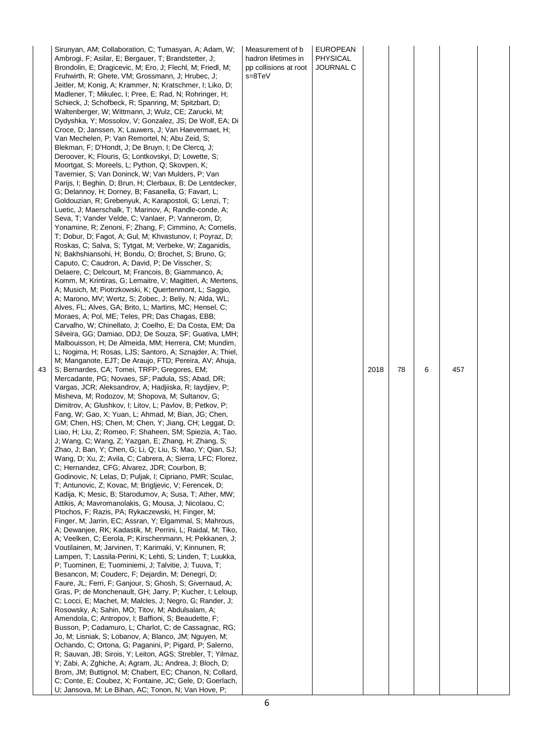| 43 | Sirunyan, AM; Collaboration, C; Tumasyan, A; Adam, W; Ambrogi, F; Asilar, E; Bergauer, T; Brandstetter, J; Brondolin, E; Dragicevic, M; Ero, J; Flechl, M; Friedl, M; Fruhwirth, R; Ghete, VM; Grossmann, J; Hrubec, J; Jeitler, M; Konig, A; Krammer, N; Kratschmer, I; Liko, D; Madlener, T; Mikulec, I; Pree, E; Rad, N; Rohringer, H; Schieck, J; Schofbeck, R; Spanring, M; Spitzbart, D; Waltenberger, W; Wittmann, J; Wulz, CE; Zarucki, M; Dydyshka, Y; Mossolov, V; Gonzalez, JS; De Wolf, EA; Di Croce, D; Janssen, X; Lauwers, J; Van Haevermaet, H; Van Mechelen, P; Van Remortel, N; Abu Zeid, S; Blekman, F; D'Hondt, J; De Bruyn, I; De Clercq, J; Deroover, K; Flouris, G; Lontkovskyi, D; Lowette, S; Moortgat, S; Moreels, L; Python, Q; Skovpen, K; Tavernier, S; Van Doninck, W; Van Mulders, P; Van Parijs, I; Beghin, D; Brun, H; Clerbaux, B; De Lentdecker, G; Delannoy, H; Dorney, B; Fasanella, G; Favart, L; Goldouzian, R; Grebenyuk, A; Karapostoli, G; Lenzi, T; Luetic, J; Maerschalk, T; Marinov, A; Randle-conde, A; Seva, T; Vander Velde, C; Vanlaer, P; Vannerom, D; Yonamine, R; Zenoni, F; Zhang, F; Cimmino, A; Cornelis, T; Dobur, D; Fagot, A; Gul, M; Khvastunov, I; Poyraz, D; Roskas, C; Salva, S; Tytgat, M; Verbeke, W; Zaganidis, N; Bakhshiansohi, H; Bondu, O; Brochet, S; Bruno, G; Caputo, C; Caudron, A; David, P; De Visscher, S; Delaere, C; Delcourt, M; Francois, B; Giammanco, A; Komm, M; Krintiras, G; Lemaitre, V; Magitteri, A; Mertens, A; Musich, M; Piotrzkowski, K; Quertenmont, L; Saggio, A; Marono, MV; Wertz, S; Zobec, J; Beliy, N; Alda, WL; Alves, FL; Alves, GA; Brito, L; Martins, MC; Hensel, C; Moraes, A; Pol, ME; Teles, PR; Das Chagas, EBB; Carvalho, W; Chinellato, J; Coelho, E; Da Costa, EM; Da Silveira, GG; Damiao, DDJ; De Souza, SF; Guativa, LMH; Malbouisson, H; De Almeida, MM; Herrera, CM; Mundim, L; Nogima, H; Rosas, LJS; Santoro, A; Sznajder, A; Thiel, M; Manganote, EJT; De Araujo, FTD; Pereira, AV; Ahuja, S; Bernardes, CA; Tomei, TRFP; Gregores, EM; Mercadante, PG; Novaes, SF; Padula, SS; Abad, DR; Vargas, JCR; Aleksandrov, A; Hadjiiska, R; Iaydjiev, P; Misheva, M; Rodozov, M; Shopova, M; Sultanov, G; Dimitrov, A; Glushkov, I; Litov, L; Pavlov, B; Petkov, P; Fang, W; Gao, X; Yuan, L; Ahmad, M; Bian, JG; Chen, GM; Chen, HS; Chen, M; Chen, Y; Jiang, CH; Leggat, D; Liao, H; Liu, Z; Romeo, F; Shaheen, SM; Spiezia, A; Tao, J; Wang, C; Wang, Z; Yazgan, E; Zhang, H; Zhang, S; Zhao, J; Ban, Y; Chen, G; Li, Q; Liu, S; Mao, Y; Qian, SJ; Wang, D; Xu, Z; Avila, C; Cabrera, A; Sierra, LFC; Florez, C; Hernandez, CFG; Alvarez, JDR; Courbon, B; Godinovic, N; Lelas, D; Puljak, I; Cipriano, PMR; Sculac, T; Antunovic, Z; Kovac, M; Brigljevic, V; Ferencek, D; Kadija, K; Mesic, B; Starodumov, A; Susa, T; Ather, MW; Attikis, A; Mavromanolakis, G; Mousa, J; Nicolaou, C; Ptochos, F; Razis, PA; Rykaczewski, H; Finger, M; Finger, M; Jarrin, EC; Assran, Y; Elgammal, S; Mahrous, A; Dewanjee, RK; Kadastik, M; Perrini, L; Raidal, M; Tiko, A; Veelken, C; Eerola, P; Kirschenmann, H; Pekkanen, J; Voutilainen, M; Jarvinen, T; Karimaki, V; Kinnunen, R; Lampen, T; Lassila-Perini, K; Lehti, S; Linden, T; Luukka, P; Tuominen, E; Tuominiemi, J; Talvitie, J; Tuuva, T; Besancon, M; Couderc, F; Dejardin, M; Denegri, D; Faure, JL; Ferri, F; Ganjour, S; Ghosh, S; Givernaud, A; Gras, P; de Monchenault, GH; Jarry, P; Kucher, I; Leloup, C; Locci, E; Machet, M; Malcles, J; Negro, G; Rander, J; Rosowsky, A; Sahin, MO; Titov, M; Abdulsalam, A; Amendola, C; Antropov, I; Baffioni, S; Beaudette, F; Busson, P; Cadamuro, L; Charlot, C; de Cassagnac, RG; Jo, M; Lisniak, S; Lobanov, A; Blanco, JM; Nguyen, M; Ochando, C; Ortona, G; Paganini, P; Pigard, P; Salerno, R; Sauvan, JB; Sirois, Y; Leiton, AGS; Strebler, T; Yilmaz, Y; Zabi, A; Zghiche, A; Agram, JL; Andrea, J; Bloch, D; Brom, JM; Buttignol, M; Chabert, EC; Chanon, N; Collard, C; Conte, E; Coubez, X; Fontaine, JC; Gele, D; Goerlach, U; Jansova, M; Le Bihan, AC; Tonon, N; Van Hove, P; | Measurement of b hadron lifetimes in pp collisions at root s=8TeV | EUROPEAN PHYSICAL JOURNAL C | 2018 | 78 | 6 | 457 | |
|---|---|---|---|---|---|---|---|---|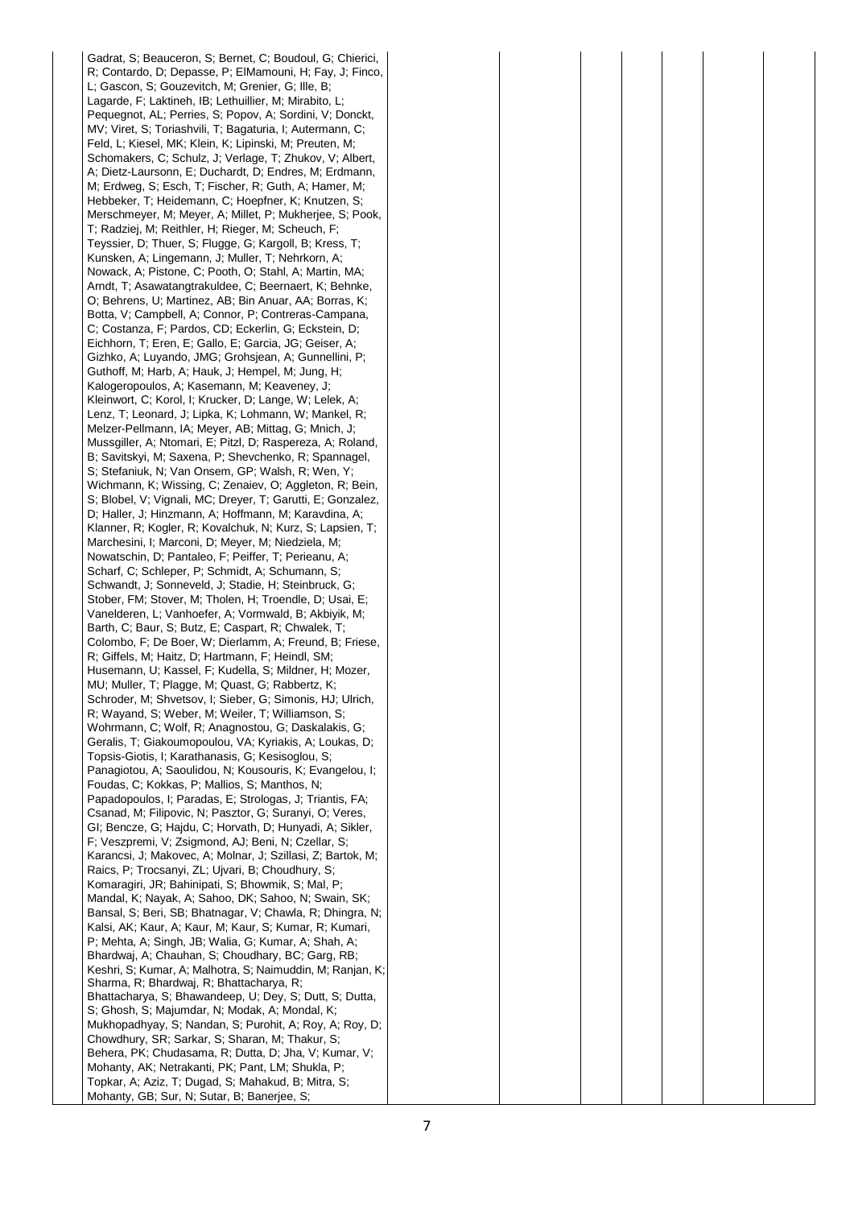| | Gadrat, S; Beauceron, S; Bernet, C; Boudoul, G; Chierici, R; Contardo, D; Depasse, P; ElMamouni, H; Fay, J; Finco, L; Gascon, S; Gouzevitch, M; Grenier, G; Ille, B; Lagarde, F; Laktineh, IB; Lethuillier, M; Mirabito, L; Pequegnot, AL; Perries, S; Popov, A; Sordini, V; Donckt, MV; Viret, S; Toriashvili, T; Bagaturia, I; Autermann, C; Feld, L; Kiesel, MK; Klein, K; Lipinski, M; Preuten, M; Schomakers, C; Schulz, J; Verlage, T; Zhukov, V; Albert, A; Dietz-Laursonn, E; Duchardt, D; Endres, M; Erdmann, M; Erdweg, S; Esch, T; Fischer, R; Guth, A; Hamer, M; Hebbeker, T; Heidemann, C; Hoepfner, K; Knutzen, S; Merschmeyer, M; Meyer, A; Millet, P; Mukherjee, S; Pook, T; Radziej, M; Reithler, H; Rieger, M; Scheuch, F; Teyssier, D; Thuer, S; Flugge, G; Kargoll, B; Kress, T; Kunsken, A; Lingemann, J; Muller, T; Nehrkorn, A; Nowack, A; Pistone, C; Pooth, O; Stahl, A; Martin, MA; Arndt, T; Asawatangtrakuldee, C; Beernaert, K; Behnke, O; Behrens, U; Martinez, AB; Bin Anuar, AA; Borras, K; Botta, V; Campbell, A; Connor, P; Contreras-Campana, C; Costanza, F; Pardos, CD; Eckerlin, G; Eckstein, D; Eichhorn, T; Eren, E; Gallo, E; Garcia, JG; Geiser, A; Gizhko, A; Luyando, JMG; Grohsjean, A; Gunnellini, P; Guthoff, M; Harb, A; Hauk, J; Hempel, M; Jung, H; Kalogeropoulos, A; Kasemann, M; Keaveney, J; Kleinwort, C; Korol, I; Krucker, D; Lange, W; Lelek, A; Lenz, T; Leonard, J; Lipka, K; Lohmann, W; Mankel, R; Melzer-Pellmann, IA; Meyer, AB; Mittag, G; Mnich, J; Mussgiller, A; Ntomari, E; Pitzl, D; Raspereza, A; Roland, B; Savitskyi, M; Saxena, P; Shevchenko, R; Spannagel, S; Stefaniuk, N; Van Onsem, GP; Walsh, R; Wen, Y; Wichmann, K; Wissing, C; Zenaiev, O; Aggleton, R; Bein, S; Blobel, V; Vignali, MC; Dreyer, T; Garutti, E; Gonzalez, D; Haller, J; Hinzmann, A; Hoffmann, M; Karavdina, A; Klanner, R; Kogler, R; Kovalchuk, N; Kurz, S; Lapsien, T; Marchesini, I; Marconi, D; Meyer, M; Niedziela, M; Nowatschin, D; Pantaleo, F; Peiffer, T; Perieanu, A; Scharf, C; Schleper, P; Schmidt, A; Schumann, S; Schwandt, J; Sonneveld, J; Stadie, H; Steinbruck, G; Stober, FM; Stover, M; Tholen, H; Troendle, D; Usai, E; Vanelderen, L; Vanhoefer, A; Vormwald, B; Akbiyik, M; Barth, C; Baur, S; Butz, E; Caspart, R; Chwalek, T; Colombo, F; De Boer, W; Dierlamm, A; Freund, B; Friese, R; Giffels, M; Haitz, D; Hartmann, F; Heindl, SM; Husemann, U; Kassel, F; Kudella, S; Mildner, H; Mozer, MU; Muller, T; Plagge, M; Quast, G; Rabbertz, K; Schroder, M; Shvetsov, I; Sieber, G; Simonis, HJ; Ulrich, R; Wayand, S; Weber, M; Weiler, T; Williamson, S; Wohrmann, C; Wolf, R; Anagnostou, G; Daskalakis, G; Geralis, T; Giakoumopoulou, VA; Kyriakis, A; Loukas, D; Topsis-Giotis, I; Karathanasis, G; Kesisoglou, S; Panagiotou, A; Saoulidou, N; Kousouris, K; Evangelou, I; Foudas, C; Kokkas, P; Mallios, S; Manthos, N; Papadopoulos, I; Paradas, E; Strologas, J; Triantis, FA; Csanad, M; Filipovic, N; Pasztor, G; Suranyi, O; Veres, GI; Bencze, G; Hajdu, C; Horvath, D; Hunyadi, A; Sikler, F; Veszpremi, V; Zsigmond, AJ; Beni, N; Czellar, S; Karancsi, J; Makovec, A; Molnar, J; Szillasi, Z; Bartok, M; Raics, P; Trocsanyi, ZL; Ujvari, B; Choudhury, S; Komaragiri, JR; Bahinipati, S; Bhowmik, S; Mal, P; Mandal, K; Nayak, A; Sahoo, DK; Sahoo, N; Swain, SK; Bansal, S; Beri, SB; Bhatnagar, V; Chawla, R; Dhingra, N; Kalsi, AK; Kaur, A; Kaur, M; Kaur, S; Kumar, R; Kumari, P; Mehta, A; Singh, JB; Walia, G; Kumar, A; Shah, A; Bhardwaj, A; Chauhan, S; Choudhary, BC; Garg, RB; Keshri, S; Kumar, A; Malhotra, S; Naimuddin, M; Ranjan, K; Sharma, R; Bhardwaj, R; Bhattacharya, R; Bhattacharya, S; Bhawandeep, U; Dey, S; Dutt, S; Dutta, S; Ghosh, S; Majumdar, N; Modak, A; Mondal, K; Mukhopadhyay, S; Nandan, S; Purohit, A; Roy, A; Roy, D; Chowdhury, SR; Sarkar, S; Sharan, M; Thakur, S; Behera, PK; Chudasama, R; Dutta, D; Jha, V; Kumar, V; Mohanty, AK; Netrakanti, PK; Pant, LM; Shukla, P; Topkar, A; Aziz, T; Dugad, S; Mahakud, B; Mitra, S; Mohanty, GB; Sur, N; Sutar, B; Banerjee, S; | | | | | | |
|---|---|---|---|---|---|---|---|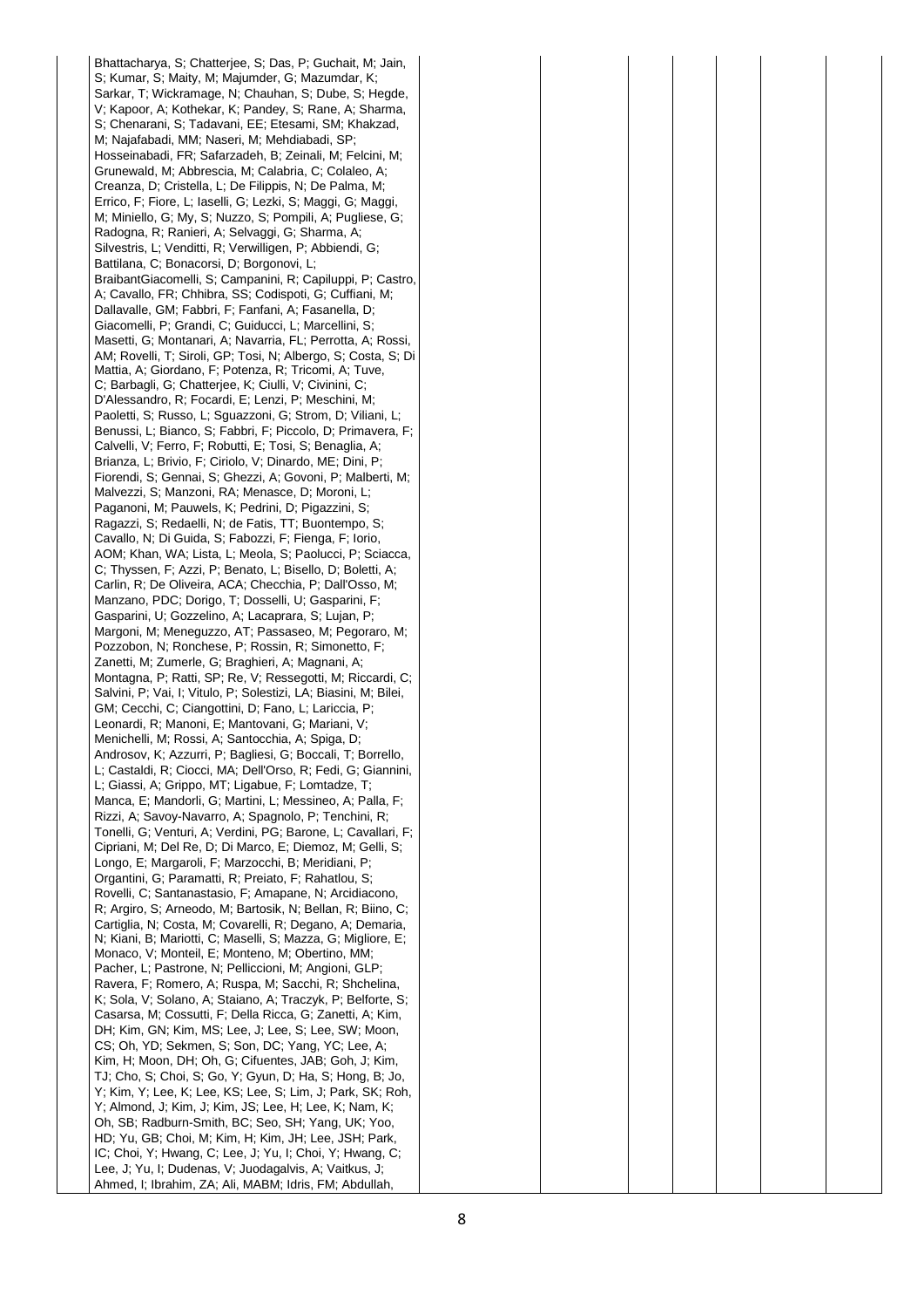| | | | | | | | |
|---|---|---|---|---|---|---|---|
| | Bhattacharya, S; Chatterjee, S; Das, P; Guchait, M; Jain, S; Kumar, S; Maity, M; Majumder, G; Mazumdar, K; Sarkar, T; Wickramage, N; Chauhan, S; Dube, S; Hegde, V; Kapoor, A; Kothekar, K; Pandey, S; Rane, A; Sharma, S; Chenarani, S; Tadavani, EE; Etesami, SM; Khakzad, M; Najafabadi, MM; Naseri, M; Mehdiabadi, SP; Hosseinabadi, FR; Safarzadeh, B; Zeinali, M; Felcini, M; Grunewald, M; Abbrescia, M; Calabria, C; Colaleo, A; Creanza, D; Cristella, L; De Filippis, N; De Palma, M; Errico, F; Fiore, L; Iaselli, G; Lezki, S; Maggi, G; Maggi, M; Miniello, G; My, S; Nuzzo, S; Pompili, A; Pugliese, G; Radogna, R; Ranieri, A; Selvaggi, G; Sharma, A; Silvestris, L; Venditti, R; Verwilligen, P; Abbiendi, G; Battilana, C; Bonacorsi, D; Borgonovi, L; BraibantGiacomelli, S; Campanini, R; Capiluppi, P; Castro, A; Cavallo, FR; Chhibra, SS; Codispoti, G; Cuffiani, M; Dallavalle, GM; Fabbri, F; Fanfani, A; Fasanella, D; Giacomelli, P; Grandi, C; Guiducci, L; Marcellini, S; Masetti, G; Montanari, A; Navarria, FL; Perrotta, A; Rossi, AM; Rovelli, T; Siroli, GP; Tosi, N; Albergo, S; Costa, S; Di Mattia, A; Giordano, F; Potenza, R; Tricomi, A; Tuve, C; Barbagli, G; Chatterjee, K; Ciulli, V; Civinini, C; D'Alessandro, R; Focardi, E; Lenzi, P; Meschini, M; Paoletti, S; Russo, L; Sguazzoni, G; Strom, D; Viliani, L; Benussi, L; Bianco, S; Fabbri, F; Piccolo, D; Primavera, F; Calvelli, V; Ferro, F; Robutti, E; Tosi, S; Benaglia, A; Brianza, L; Brivio, F; Ciriolo, V; Dinardo, ME; Dini, P; Fiorendi, S; Gennai, S; Ghezzi, A; Govoni, P; Malberti, M; Malvezzi, S; Manzoni, RA; Menasce, D; Moroni, L; Paganoni, M; Pauwels, K; Pedrini, D; Pigazzini, S; Ragazzi, S; Redaelli, N; de Fatis, TT; Buontempo, S; Cavallo, N; Di Guida, S; Fabozzi, F; Fienga, F; Iorio, AOM; Khan, WA; Lista, L; Meola, S; Paolucci, P; Sciacca, C; Thyssen, F; Azzi, P; Benato, L; Bisello, D; Boletti, A; Carlin, R; De Oliveira, ACA; Checchia, P; Dall'Osso, M; Manzano, PDC; Dorigo, T; Dosselli, U; Gasparini, F; Gasparini, U; Gozzelino, A; Lacaprara, S; Lujan, P; Margoni, M; Meneguzzo, AT; Passaseo, M; Pegoraro, M; Pozzobon, N; Ronchese, P; Rossin, R; Simonetto, F; Zanetti, M; Zumerle, G; Braghieri, A; Magnani, A; Montagna, P; Ratti, SP; Re, V; Ressegotti, M; Riccardi, C; Salvini, P; Vai, I; Vitulo, P; Solestizi, LA; Biasini, M; Bilei, GM; Cecchi, C; Ciangottini, D; Fano, L; Lariccia, P; Leonardi, R; Manoni, E; Mantovani, G; Mariani, V; Menichelli, M; Rossi, A; Santocchia, A; Spiga, D; Androsov, K; Azzurri, P; Bagliesi, G; Boccali, T; Borrello, L; Castaldi, R; Ciocci, MA; Dell'Orso, R; Fedi, G; Giannini, L; Giassi, A; Grippo, MT; Ligabue, F; Lomtadze, T; Manca, E; Mandorli, G; Martini, L; Messineo, A; Palla, F; Rizzi, A; Savoy-Navarro, A; Spagnolo, P; Tenchini, R; Tonelli, G; Venturi, A; Verdini, PG; Barone, L; Cavallari, F; Cipriani, M; Del Re, D; Di Marco, E; Diemoz, M; Gelli, S; Longo, E; Margaroli, F; Marzocchi, B; Meridiani, P; Organtini, G; Paramatti, R; Preiato, F; Rahatlou, S; Rovelli, C; Santanastasio, F; Amapane, N; Arcidiacono, R; Argiro, S; Arneodo, M; Bartosik, N; Bellan, R; Biino, C; Cartiglia, N; Costa, M; Covarelli, R; Degano, A; Demaria, N; Kiani, B; Mariotti, C; Maselli, S; Mazza, G; Migliore, E; Monaco, V; Monteil, E; Monteno, M; Obertino, MM; Pacher, L; Pastrone, N; Pelliccioni, M; Angioni, GLP; Ravera, F; Romero, A; Ruspa, M; Sacchi, R; Shchelina, K; Sola, V; Solano, A; Staiano, A; Traczyk, P; Belforte, S; Casarsa, M; Cossutti, F; Della Ricca, G; Zanetti, A; Kim, DH; Kim, GN; Kim, MS; Lee, J; Lee, S; Lee, SW; Moon, CS; Oh, YD; Sekmen, S; Son, DC; Yang, YC; Lee, A; Kim, H; Moon, DH; Oh, G; Cifuentes, JAB; Goh, J; Kim, TJ; Cho, S; Choi, S; Go, Y; Gyun, D; Ha, S; Hong, B; Jo, Y; Kim, Y; Lee, K; Lee, KS; Lee, S; Lim, J; Park, SK; Roh, Y; Almond, J; Kim, J; Kim, JS; Lee, H; Lee, K; Nam, K; Oh, SB; Radburn-Smith, BC; Seo, SH; Yang, UK; Yoo, HD; Yu, GB; Choi, M; Kim, H; Kim, JH; Lee, JSH; Park, IC; Choi, Y; Hwang, C; Lee, J; Yu, I; Choi, Y; Hwang, C; Lee, J; Yu, I; Dudenas, V; Juodagalvis, A; Vaitkus, J; Ahmed, I; Ibrahim, ZA; Ali, MABM; Idris, FM; Abdullah, | | | | | | |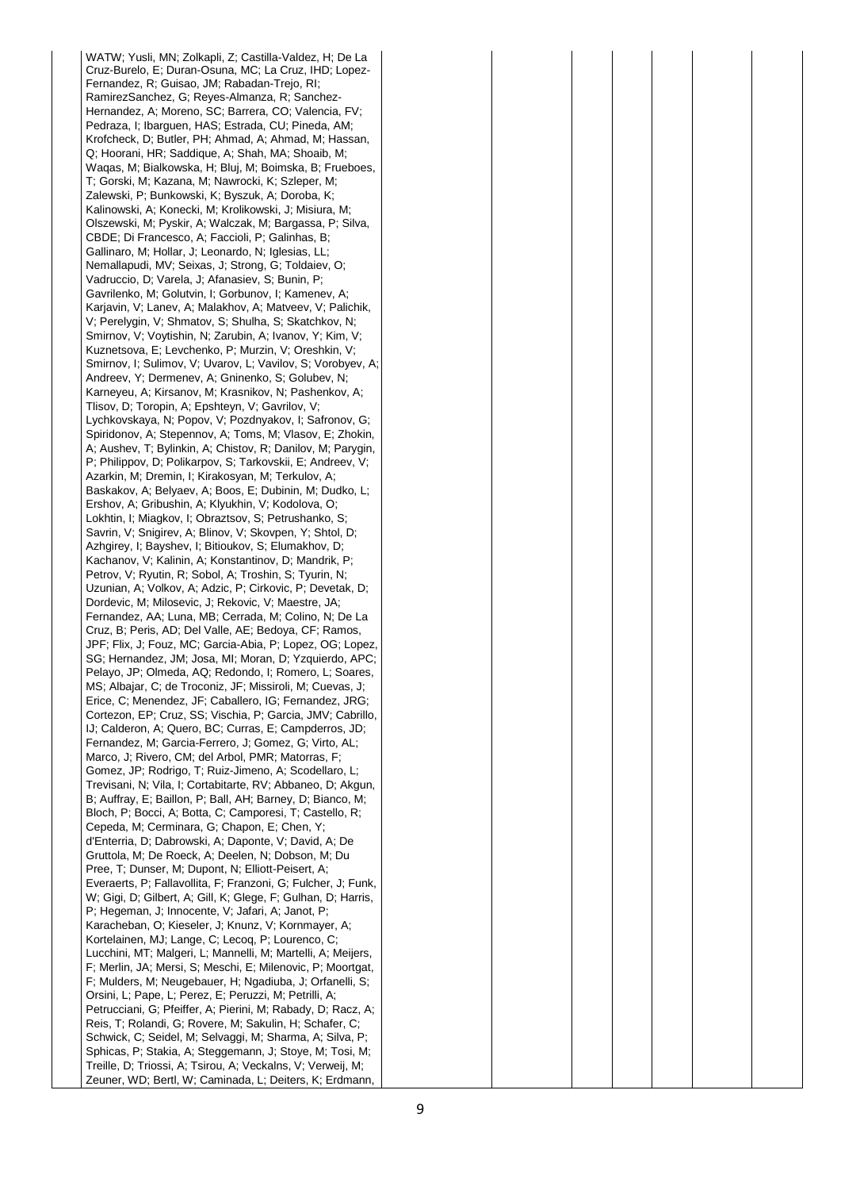| | | | | | | | |
|---|---|---|---|---|---|---|---|
| | WATW; Yusli, MN; Zolkapli, Z; Castilla-Valdez, H; De La Cruz-Burelo, E; Duran-Osuna, MC; La Cruz, IHD; Lopez-Fernandez, R; Guisao, JM; Rabadan-Trejo, RI; RamirezSanchez, G; Reyes-Almanza, R; Sanchez-Hernandez, A; Moreno, SC; Barrera, CO; Valencia, FV; Pedraza, I; Ibarguen, HAS; Estrada, CU; Pineda, AM; Krofcheck, D; Butler, PH; Ahmad, A; Ahmad, M; Hassan, Q; Hoorani, HR; Saddique, A; Shah, MA; Shoaib, M; Waqas, M; Bialkowska, H; Bluj, M; Boimska, B; Frueboes, T; Gorski, M; Kazana, M; Nawrocki, K; Szleper, M; Zalewski, P; Bunkowski, K; Byszuk, A; Doroba, K; Kalinowski, A; Konecki, M; Krolikowski, J; Misiura, M; Olszewski, M; Pyskir, A; Walczak, M; Bargassa, P; Silva, CBDE; Di Francesco, A; Faccioli, P; Galinhas, B; Gallinaro, M; Hollar, J; Leonardo, N; Iglesias, LL; Nemallapudi, MV; Seixas, J; Strong, G; Toldaiev, O; Vadruccio, D; Varela, J; Afanasiev, S; Bunin, P; Gavrilenko, M; Golutvin, I; Gorbunov, I; Kamenev, A; Karjavin, V; Lanev, A; Malakhov, A; Matveev, V; Palichik, V; Perelygin, V; Shmatov, S; Shulha, S; Skatchkov, N; Smirnov, V; Voytishin, N; Zarubin, A; Ivanov, Y; Kim, V; Kuznetsova, E; Levchenko, P; Murzin, V; Oreshkin, V; Smirnov, I; Sulimov, V; Uvarov, L; Vavilov, S; Vorobyev, A; Andreev, Y; Dermenev, A; Gninenko, S; Golubev, N; Karneyeu, A; Kirsanov, M; Krasnikov, N; Pashenkov, A; Tlisov, D; Toropin, A; Epshteyn, V; Gavrilov, V; Lychkovskaya, N; Popov, V; Pozdnyakov, I; Safronov, G; Spiridonov, A; Stepennov, A; Toms, M; Vlasov, E; Zhokin, A; Aushev, T; Bylinkin, A; Chistov, R; Danilov, M; Parygin, P; Philippov, D; Polikarpov, S; Tarkovskii, E; Andreev, V; Azarkin, M; Dremin, I; Kirakosyan, M; Terkulov, A; Baskakov, A; Belyaev, A; Boos, E; Dubinin, M; Dudko, L; Ershov, A; Gribushin, A; Klyukhin, V; Kodolova, O; Lokhtin, I; Miagkov, I; Obraztsov, S; Petrushanko, S; Savrin, V; Snigirev, A; Blinov, V; Skovpen, Y; Shtol, D; Azhgirey, I; Bayshev, I; Bitioukov, S; Elumakhov, D; Kachanov, V; Kalinin, A; Konstantinov, D; Mandrik, P; Petrov, V; Ryutin, R; Sobol, A; Troshin, S; Tyurin, N; Uzunian, A; Volkov, A; Adzic, P; Cirkovic, P; Devetak, D; Dordevic, M; Milosevic, J; Rekovic, V; Maestre, JA; Fernandez, AA; Luna, MB; Cerrada, M; Colino, N; De La Cruz, B; Peris, AD; Del Valle, AE; Bedoya, CF; Ramos, JPF; Flix, J; Fouz, MC; Garcia-Abia, P; Lopez, OG; Lopez, SG; Hernandez, JM; Josa, MI; Moran, D; Yzquierdo, APC; Pelayo, JP; Olmeda, AQ; Redondo, I; Romero, L; Soares, MS; Albajar, C; de Troconiz, JF; Missiroli, M; Cuevas, J; Erice, C; Menendez, JF; Caballero, IG; Fernandez, JRG; Cortezon, EP; Cruz, SS; Vischia, P; Garcia, JMV; Cabrillo, IJ; Calderon, A; Quero, BC; Curras, E; Campderros, JD; Fernandez, M; Garcia-Ferrero, J; Gomez, G; Virto, AL; Marco, J; Rivero, CM; del Arbol, PMR; Matorras, F; Gomez, JP; Rodrigo, T; Ruiz-Jimeno, A; Scodellaro, L; Trevisani, N; Vila, I; Cortabitarte, RV; Abbaneo, D; Akgun, B; Auffray, E; Baillon, P; Ball, AH; Barney, D; Bianco, M; Bloch, P; Bocci, A; Botta, C; Camporesi, T; Castello, R; Cepeda, M; Cerminara, G; Chapon, E; Chen, Y; d'Enterria, D; Dabrowski, A; Daponte, V; David, A; De Gruttola, M; De Roeck, A; Deelen, N; Dobson, M; Du Pree, T; Dunser, M; Dupont, N; Elliott-Peisert, A; Everaerts, P; Fallavollita, F; Franzoni, G; Fulcher, J; Funk, W; Gigi, D; Gilbert, A; Gill, K; Glege, F; Gulhan, D; Harris, P; Hegeman, J; Innocente, V; Jafari, A; Janot, P; Karacheban, O; Kieseler, J; Knunz, V; Kornmayer, A; Kortelainen, MJ; Lange, C; Lecoq, P; Lourenco, C; Lucchini, MT; Malgeri, L; Mannelli, M; Martelli, A; Meijers, F; Merlin, JA; Mersi, S; Meschi, E; Milenovic, P; Moortgat, F; Mulders, M; Neugebauer, H; Ngadiuba, J; Orfanelli, S; Orsini, L; Pape, L; Perez, E; Peruzzi, M; Petrilli, A; Petrucciani, G; Pfeiffer, A; Pierini, M; Rabady, D; Racz, A; Reis, T; Rolandi, G; Rovere, M; Sakulin, H; Schafer, C; Schwick, C; Seidel, M; Selvaggi, M; Sharma, A; Silva, P; Sphicas, P; Stakia, A; Steggemann, J; Stoye, M; Tosi, M; Treille, D; Triossi, A; Tsirou, A; Veckalns, V; Verweij, M; Zeuner, WD; Bertl, W; Caminada, L; Deiters, K; Erdmann, | | | | | | |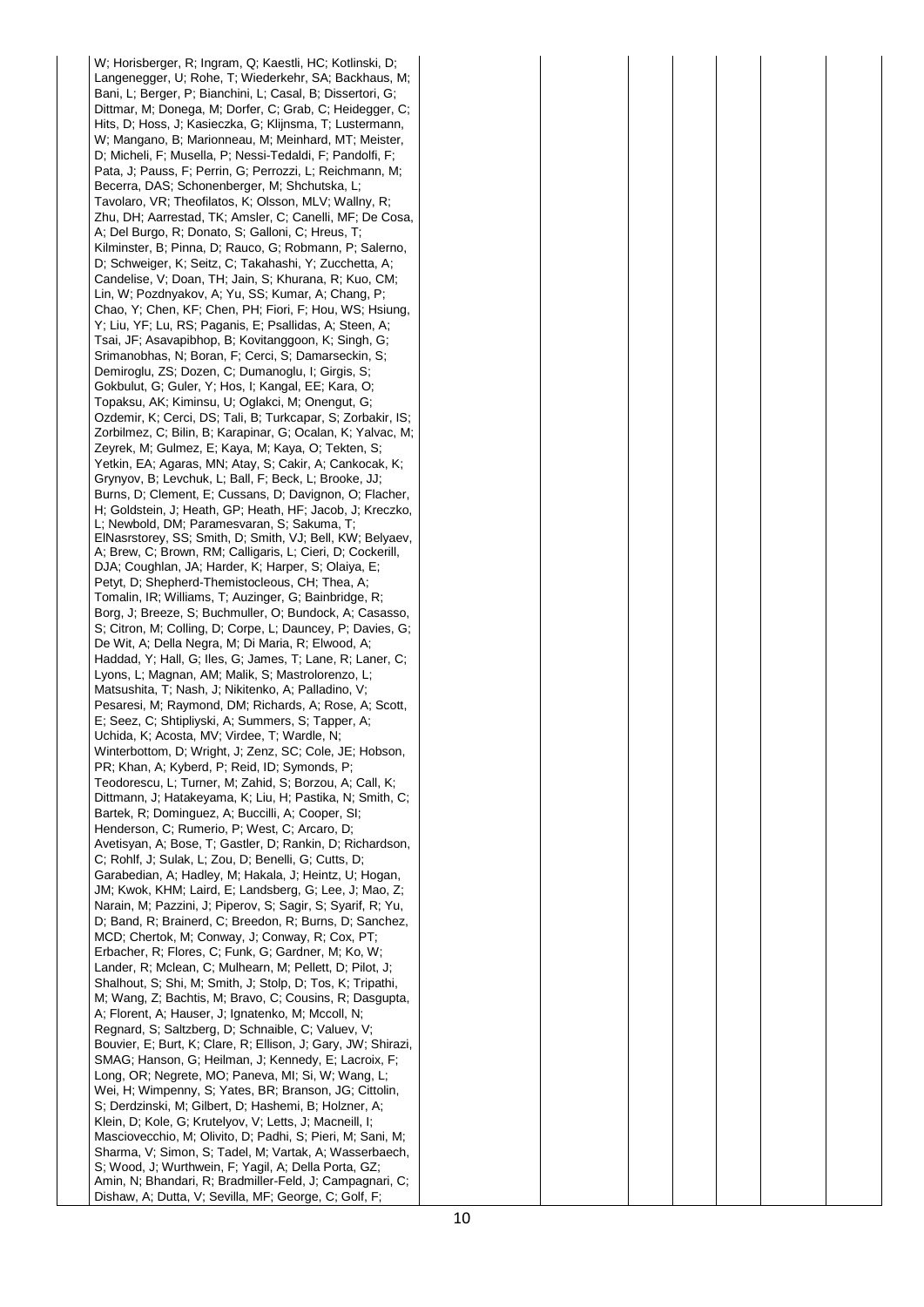| | | | | | | | | |
|---|---|---|---|---|---|---|---|---|
| | W; Horisberger, R; Ingram, Q; Kaestli, HC; Kotlinski, D; Langenegger, U; Rohe, T; Wiederkehr, SA; Backhaus, M; Bani, L; Berger, P; Bianchini, L; Casal, B; Dissertori, G; Dittmar, M; Donega, M; Dorfer, C; Grab, C; Heidegger, C; Hits, D; Hoss, J; Kasieczka, G; Klijnsma, T; Lustermann, W; Mangano, B; Marionneau, M; Meinhard, MT; Meister, D; Micheli, F; Musella, P; Nessi-Tedaldi, F; Pandolfi, F; Pata, J; Pauss, F; Perrin, G; Perrozzi, L; Reichmann, M; Becerra, DAS; Schonenberger, M; Shchutska, L; Tavolaro, VR; Theofilatos, K; Olsson, MLV; Wallny, R; Zhu, DH; Aarrestad, TK; Amsler, C; Canelli, MF; De Cosa, A; Del Burgo, R; Donato, S; Galloni, C; Hreus, T; Kilminster, B; Pinna, D; Rauco, G; Robmann, P; Salerno, D; Schweiger, K; Seitz, C; Takahashi, Y; Zucchetta, A; Candelise, V; Doan, TH; Jain, S; Khurana, R; Kuo, CM; Lin, W; Pozdnyakov, A; Yu, SS; Kumar, A; Chang, P; Chao, Y; Chen, KF; Chen, PH; Fiori, F; Hou, WS; Hsiung, Y; Liu, YF; Lu, RS; Paganis, E; Psallidas, A; Steen, A; Tsai, JF; Asavapibhop, B; Kovitanggoon, K; Singh, G; Srimanobhas, N; Boran, F; Cerci, S; Damarseckin, S; Demiroglu, ZS; Dozen, C; Dumanoglu, I; Girgis, S; Gokbulut, G; Guler, Y; Hos, I; Kangal, EE; Kara, O; Topaksu, AK; Kiminsu, U; Oglakci, M; Onengut, G; Ozdemir, K; Cerci, DS; Tali, B; Turkcapar, S; Zorbakir, IS; Zorbilmez, C; Bilin, B; Karapinar, G; Ocalan, K; Yalvac, M; Zeyrek, M; Gulmez, E; Kaya, M; Kaya, O; Tekten, S; Yetkin, EA; Agaras, MN; Atay, S; Cakir, A; Cankocak, K; Grynyov, B; Levchuk, L; Ball, F; Beck, L; Brooke, JJ; Burns, D; Clement, E; Cussans, D; Davignon, O; Flacher, H; Goldstein, J; Heath, GP; Heath, HF; Jacob, J; Kreczko, L; Newbold, DM; Paramesvaran, S; Sakuma, T; ElNasrstorey, SS; Smith, D; Smith, VJ; Bell, KW; Belyaev, A; Brew, C; Brown, RM; Calligaris, L; Cieri, D; Cockerill, DJA; Coughlan, JA; Harder, K; Harper, S; Olaiya, E; Petyt, D; Shepherd-Themistocleous, CH; Thea, A; Tomalin, IR; Williams, T; Auzinger, G; Bainbridge, R; Borg, J; Breeze, S; Buchmuller, O; Bundock, A; Casasso, S; Citron, M; Colling, D; Corpe, L; Dauncey, P; Davies, G; De Wit, A; Della Negra, M; Di Maria, R; Elwood, A; Haddad, Y; Hall, G; Iles, G; James, T; Lane, R; Laner, C; Lyons, L; Magnan, AM; Malik, S; Mastrolorenzo, L; Matsushita, T; Nash, J; Nikitenko, A; Palladino, V; Pesaresi, M; Raymond, DM; Richards, A; Rose, A; Scott, E; Seez, C; Shtipliyski, A; Summers, S; Tapper, A; Uchida, K; Acosta, MV; Virdee, T; Wardle, N; Winterbottom, D; Wright, J; Zenz, SC; Cole, JE; Hobson, PR; Khan, A; Kyberd, P; Reid, ID; Symonds, P; Teodorescu, L; Turner, M; Zahid, S; Borzou, A; Call, K; Dittmann, J; Hatakeyama, K; Liu, H; Pastika, N; Smith, C; Bartek, R; Dominguez, A; Buccilli, A; Cooper, SI; Henderson, C; Rumerio, P; West, C; Arcaro, D; Avetisyan, A; Bose, T; Gastler, D; Rankin, D; Richardson, C; Rohlf, J; Sulak, L; Zou, D; Benelli, G; Cutts, D; Garabedian, A; Hadley, M; Hakala, J; Heintz, U; Hogan, JM; Kwok, KHM; Laird, E; Landsberg, G; Lee, J; Mao, Z; Narain, M; Pazzini, J; Piperov, S; Sagir, S; Syarif, R; Yu, D; Band, R; Brainerd, C; Breedon, R; Burns, D; Sanchez, MCD; Chertok, M; Conway, J; Conway, R; Cox, PT; Erbacher, R; Flores, C; Funk, G; Gardner, M; Ko, W; Lander, R; Mclean, C; Mulhearn, M; Pellett, D; Pilot, J; Shalhout, S; Shi, M; Smith, J; Stolp, D; Tos, K; Tripathi, M; Wang, Z; Bachtis, M; Bravo, C; Cousins, R; Dasgupta, A; Florent, A; Hauser, J; Ignatenko, M; Mccoll, N; Regnard, S; Saltzberg, D; Schnaible, C; Valuev, V; Bouvier, E; Burt, K; Clare, R; Ellison, J; Gary, JW; Shirazi, SMAG; Hanson, G; Heilman, J; Kennedy, E; Lacroix, F; Long, OR; Negrete, MO; Paneva, MI; Si, W; Wang, L; Wei, H; Wimpenny, S; Yates, BR; Branson, JG; Cittolin, S; Derdzinski, M; Gilbert, D; Hashemi, B; Holzner, A; Klein, D; Kole, G; Krutelyov, V; Letts, J; Macneill, I; Masciovecchio, M; Olivito, D; Padhi, S; Pieri, M; Sani, M; Sharma, V; Simon, S; Tadel, M; Vartak, A; Wasserbaech, S; Wood, J; Wurthwein, F; Yagil, A; Della Porta, GZ; Amin, N; Bhandari, R; Bradmiller-Feld, J; Campagnari, C; Dishaw, A; Dutta, V; Sevilla, MF; George, C; Golf, F; | | | | | | | |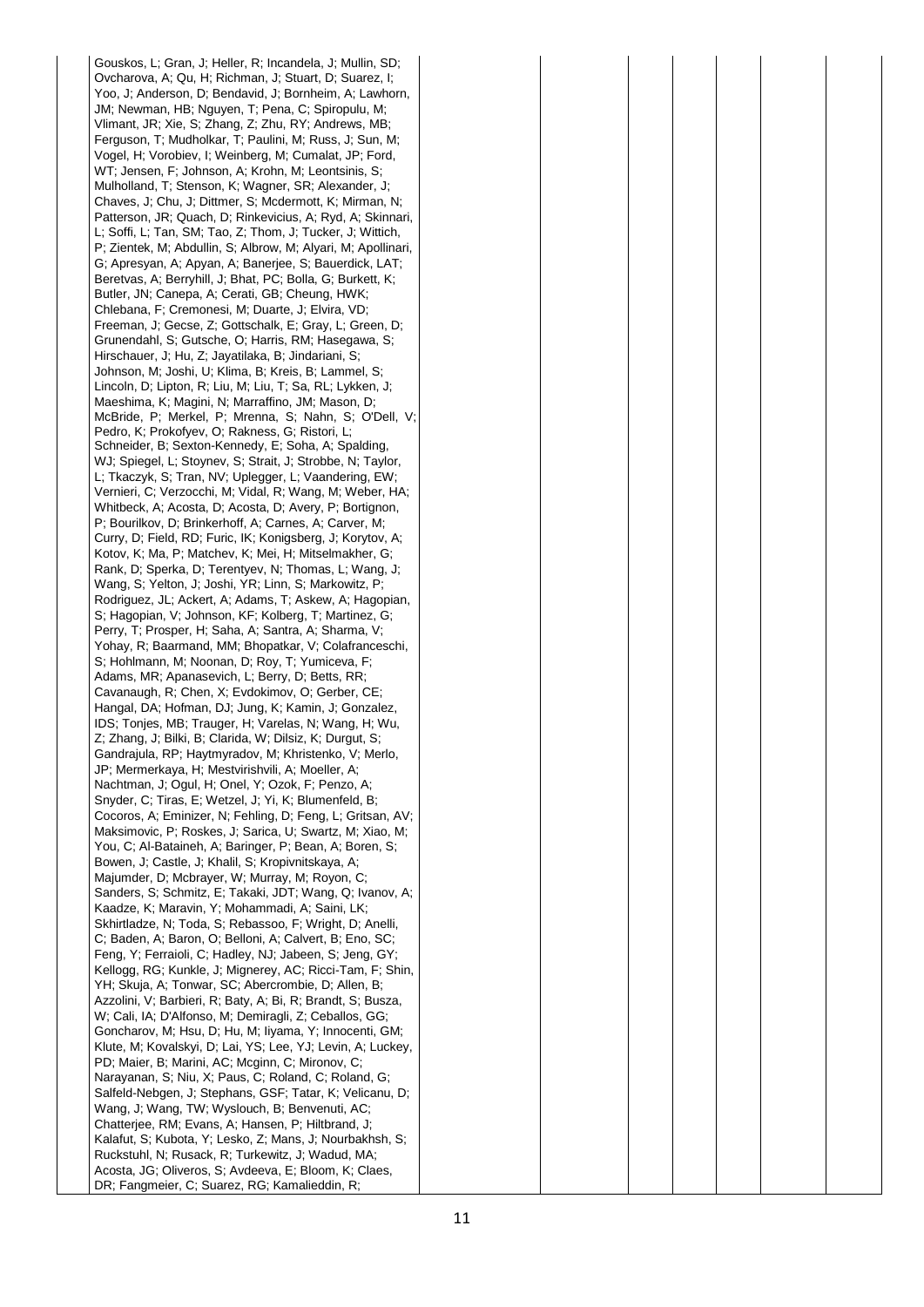| | | | | | | | | |
|---|---|---|---|---|---|---|---|---|
| | Gouskos, L; Gran, J; Heller, R; Incandela, J; Mullin, SD; Ovcharova, A; Qu, H; Richman, J; Stuart, D; Suarez, I; Yoo, J; Anderson, D; Bendavid, J; Bornheim, A; Lawhorn, JM; Newman, HB; Nguyen, T; Pena, C; Spiropulu, M; Vlimant, JR; Xie, S; Zhang, Z; Zhu, RY; Andrews, MB; Ferguson, T; Mudholkar, T; Paulini, M; Russ, J; Sun, M; Vogel, H; Vorobiev, I; Weinberg, M; Cumalat, JP; Ford, WT; Jensen, F; Johnson, A; Krohn, M; Leontsinis, S; Mulholland, T; Stenson, K; Wagner, SR; Alexander, J; Chaves, J; Chu, J; Dittmer, S; Mcdermott, K; Mirman, N; Patterson, JR; Quach, D; Rinkevicius, A; Ryd, A; Skinnari, L; Soffi, L; Tan, SM; Tao, Z; Thom, J; Tucker, J; Wittich, P; Zientek, M; Abdullin, S; Albrow, M; Alyari, M; Apollinari, G; Apresyan, A; Apyan, A; Banerjee, S; Bauerdick, LAT; Beretvas, A; Berryhill, J; Bhat, PC; Bolla, G; Burkett, K; Butler, JN; Canepa, A; Cerati, GB; Cheung, HWK; Chlebana, F; Cremonesi, M; Duarte, J; Elvira, VD; Freeman, J; Gecse, Z; Gottschalk, E; Gray, L; Green, D; Grunendahl, S; Gutsche, O; Harris, RM; Hasegawa, S; Hirschauer, J; Hu, Z; Jayatilaka, B; Jindariani, S; Johnson, M; Joshi, U; Klima, B; Kreis, B; Lammel, S; Lincoln, D; Lipton, R; Liu, M; Liu, T; Sa, RL; Lykken, J; Maeshima, K; Magini, N; Marraffino, JM; Mason, D; McBride, P; Merkel, P; Mrenna, S; Nahn, S; O'Dell, V; Pedro, K; Prokofyev, O; Rakness, G; Ristori, L; Schneider, B; Sexton-Kennedy, E; Soha, A; Spalding, WJ; Spiegel, L; Stoynev, S; Strait, J; Strobbe, N; Taylor, L; Tkaczyk, S; Tran, NV; Uplegger, L; Vaandering, EW; Vernieri, C; Verzocchi, M; Vidal, R; Wang, M; Weber, HA; Whitbeck, A; Acosta, D; Acosta, D; Avery, P; Bortignon, P; Bourilkov, D; Brinkerhoff, A; Carnes, A; Carver, M; Curry, D; Field, RD; Furic, IK; Konigsberg, J; Korytov, A; Kotov, K; Ma, P; Matchev, K; Mei, H; Mitselmakher, G; Rank, D; Sperka, D; Terentyev, N; Thomas, L; Wang, J; Wang, S; Yelton, J; Joshi, YR; Linn, S; Markowitz, P; Rodriguez, JL; Ackert, A; Adams, T; Askew, A; Hagopian, S; Hagopian, V; Johnson, KF; Kolberg, T; Martinez, G; Perry, T; Prosper, H; Saha, A; Santra, A; Sharma, V; Yohay, R; Baarmand, MM; Bhopatkar, V; Colafranceschi, S; Hohlmann, M; Noonan, D; Roy, T; Yumiceva, F; Adams, MR; Apanasevich, L; Berry, D; Betts, RR; Cavanaugh, R; Chen, X; Evdokimov, O; Gerber, CE; Hangal, DA; Hofman, DJ; Jung, K; Kamin, J; Gonzalez, IDS; Tonjes, MB; Trauger, H; Varelas, N; Wang, H; Wu, Z; Zhang, J; Bilki, B; Clarida, W; Dilsiz, K; Durgut, S; Gandrajula, RP; Haytmyradov, M; Khristenko, V; Merlo, JP; Mermerkaya, H; Mestvirishvili, A; Moeller, A; Nachtman, J; Ogul, H; Onel, Y; Ozok, F; Penzo, A; Snyder, C; Tiras, E; Wetzel, J; Yi, K; Blumenfeld, B; Cocoros, A; Eminizer, N; Fehling, D; Feng, L; Gritsan, AV; Maksimovic, P; Roskes, J; Sarica, U; Swartz, M; Xiao, M; You, C; Al-Bataineh, A; Baringer, P; Bean, A; Boren, S; Bowen, J; Castle, J; Khalil, S; Kropivnitskaya, A; Majumder, D; Mcbrayer, W; Murray, M; Royon, C; Sanders, S; Schmitz, E; Takaki, JDT; Wang, Q; Ivanov, A; Kaadze, K; Maravin, Y; Mohammadi, A; Saini, LK; Skhirtladze, N; Toda, S; Rebassoo, F; Wright, D; Anelli, C; Baden, A; Baron, O; Belloni, A; Calvert, B; Eno, SC; Feng, Y; Ferraioli, C; Hadley, NJ; Jabeen, S; Jeng, GY; Kellogg, RG; Kunkle, J; Mignerey, AC; Ricci-Tam, F; Shin, YH; Skuja, A; Tonwar, SC; Abercrombie, D; Allen, B; Azzolini, V; Barbieri, R; Baty, A; Bi, R; Brandt, S; Busza, W; Cali, IA; D'Alfonso, M; Demiragli, Z; Ceballos, GG; Goncharov, M; Hsu, D; Hu, M; Iiyama, Y; Innocenti, GM; Klute, M; Kovalskyi, D; Lai, YS; Lee, YJ; Levin, A; Luckey, PD; Maier, B; Marini, AC; Mcginn, C; Mironov, C; Narayanan, S; Niu, X; Paus, C; Roland, C; Roland, G; Salfeld-Nebgen, J; Stephans, GSF; Tatar, K; Velicanu, D; Wang, J; Wang, TW; Wyslouch, B; Benvenuti, AC; Chatterjee, RM; Evans, A; Hansen, P; Hiltbrand, J; Kalafut, S; Kubota, Y; Lesko, Z; Mans, J; Nourbakhsh, S; Ruckstuhl, N; Rusack, R; Turkewitz, J; Wadud, MA; Acosta, JG; Oliveros, S; Avdeeva, E; Bloom, K; Claes, DR; Fangmeier, C; Suarez, RG; Kamalieddin, R; | | | | | | | |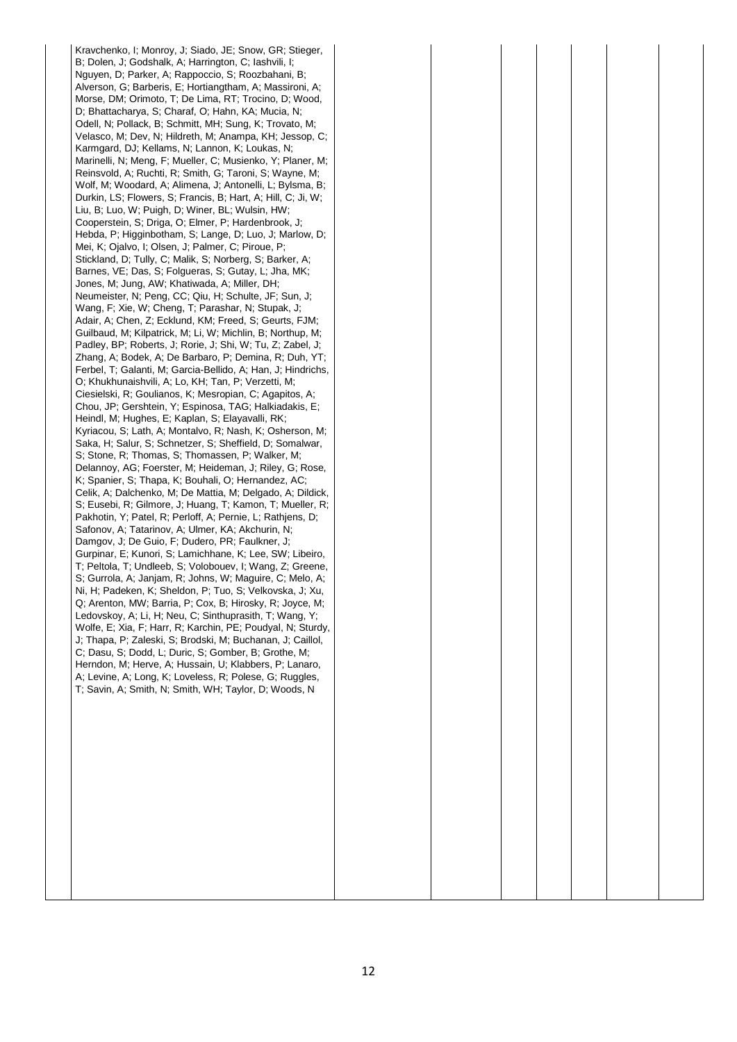|  | Kravchenko, I; Monroy, J; Siado, JE; Snow, GR; Stieger, B; Dolen, J; Godshalk, A; Harrington, C; Iashvili, I; Nguyen, D; Parker, A; Rappoccio, S; Roozbahani, B; Alverson, G; Barberis, E; Hortiangtham, A; Massironi, A; Morse, DM; Orimoto, T; De Lima, RT; Trocino, D; Wood, D; Bhattacharya, S; Charaf, O; Hahn, KA; Mucia, N; Odell, N; Pollack, B; Schmitt, MH; Sung, K; Trovato, M; Velasco, M; Dev, N; Hildreth, M; Anampa, KH; Jessop, C; Karmgard, DJ; Kellams, N; Lannon, K; Loukas, N; Marinelli, N; Meng, F; Mueller, C; Musienko, Y; Planer, M; Reinsvold, A; Ruchti, R; Smith, G; Taroni, S; Wayne, M; Wolf, M; Woodard, A; Alimena, J; Antonelli, L; Bylsma, B; Durkin, LS; Flowers, S; Francis, B; Hart, A; Hill, C; Ji, W; Liu, B; Luo, W; Puigh, D; Winer, BL; Wulsin, HW; Cooperstein, S; Driga, O; Elmer, P; Hardenbrook, J; Hebda, P; Higginbotham, S; Lange, D; Luo, J; Marlow, D; Mei, K; Ojalvo, I; Olsen, J; Palmer, C; Piroue, P; Stickland, D; Tully, C; Malik, S; Norberg, S; Barker, A; Barnes, VE; Das, S; Folgueras, S; Gutay, L; Jha, MK; Jones, M; Jung, AW; Khatiwada, A; Miller, DH; Neumeister, N; Peng, CC; Qiu, H; Schulte, JF; Sun, J; Wang, F; Xie, W; Cheng, T; Parashar, N; Stupak, J; Adair, A; Chen, Z; Ecklund, KM; Freed, S; Geurts, FJM; Guilbaud, M; Kilpatrick, M; Li, W; Michlin, B; Northup, M; Padley, BP; Roberts, J; Rorie, J; Shi, W; Tu, Z; Zabel, J; Zhang, A; Bodek, A; De Barbaro, P; Demina, R; Duh, YT; Ferbel, T; Galanti, M; Garcia-Bellido, A; Han, J; Hindrichs, O; Khukhunaishvili, A; Lo, KH; Tan, P; Verzetti, M; Ciesielski, R; Goulianos, K; Mesropian, C; Agapitos, A; Chou, JP; Gershtein, Y; Espinosa, TAG; Halkiadakis, E; Heindl, M; Hughes, E; Kaplan, S; Elayavalli, RK; Kyriacou, S; Lath, A; Montalvo, R; Nash, K; Osherson, M; Saka, H; Salur, S; Schnetzer, S; Sheffield, D; Somalwar, S; Stone, R; Thomas, S; Thomassen, P; Walker, M; Delannoy, AG; Foerster, M; Heideman, J; Riley, G; Rose, K; Spanier, S; Thapa, K; Bouhali, O; Hernandez, AC; Celik, A; Dalchenko, M; De Mattia, M; Delgado, A; Dildick, S; Eusebi, R; Gilmore, J; Huang, T; Kamon, T; Mueller, R; Pakhotin, Y; Patel, R; Perloff, A; Pernie, L; Rathjens, D; Safonov, A; Tatarinov, A; Ulmer, KA; Akchurin, N; Damgov, J; De Guio, F; Dudero, PR; Faulkner, J; Gurpinar, E; Kunori, S; Lamichhane, K; Lee, SW; Libeiro, T; Peltola, T; Undleeb, S; Volobouev, I; Wang, Z; Greene, S; Gurrola, A; Janjam, R; Johns, W; Maguire, C; Melo, A; Ni, H; Padeken, K; Sheldon, P; Tuo, S; Velkovska, J; Xu, Q; Arenton, MW; Barria, P; Cox, B; Hirosky, R; Joyce, M; Ledovskoy, A; Li, H; Neu, C; Sinthuprasith, T; Wang, Y; Wolfe, E; Xia, F; Harr, R; Karchin, PE; Poudyal, N; Sturdy, J; Thapa, P; Zaleski, S; Brodski, M; Buchanan, J; Caillol, C; Dasu, S; Dodd, L; Duric, S; Gomber, B; Grothe, M; Herndon, M; Herve, A; Hussain, U; Klabbers, P; Lanaro, A; Levine, A; Long, K; Loveless, R; Polese, G; Ruggles, T; Savin, A; Smith, N; Smith, WH; Taylor, D; Woods, N |  |  |  |  |  |  |  |
|---|---|---|---|---|---|---|---|---|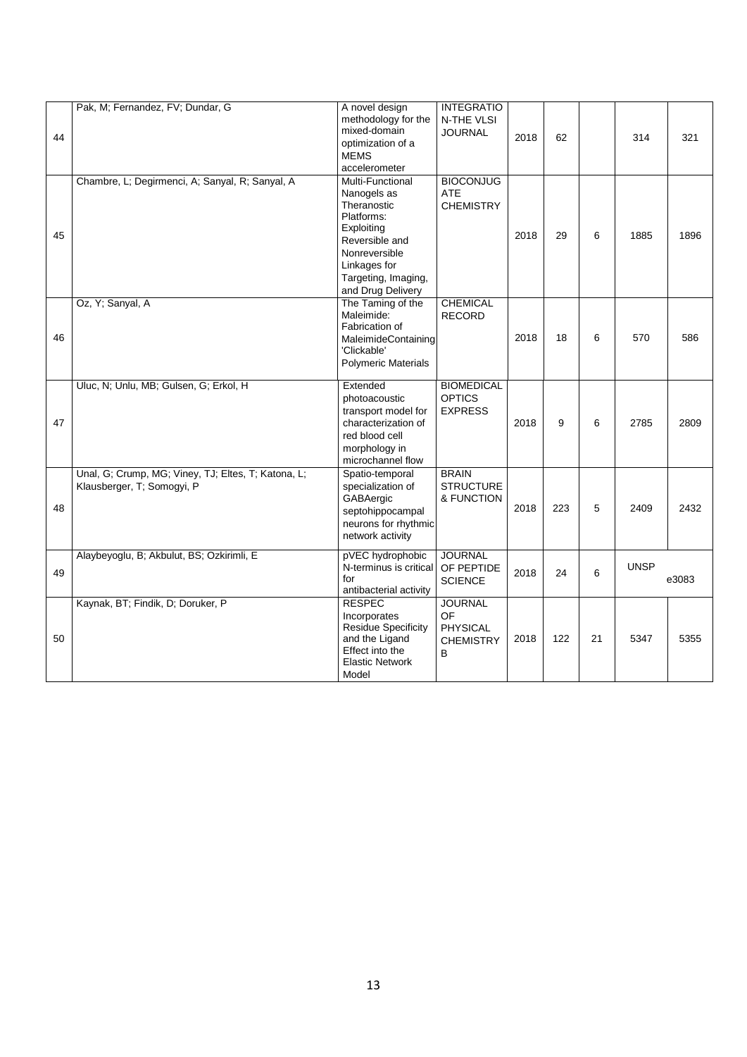| | | | | | | | | |
|---|---|---|---|---|---|---|---|---|
| 44 | Pak, M; Fernandez, FV; Dundar, G | A novel design methodology for the mixed-domain optimization of a MEMS accelerometer | INTEGRATION-THE VLSI JOURNAL | 2018 | 62 | | 314 | 321 |
| 45 | Chambre, L; Degirmenci, A; Sanyal, R; Sanyal, A | Multi-Functional Nanogels as Theranostic Platforms: Exploiting Reversible and Nonreversible Linkages for Targeting, Imaging, and Drug Delivery | BIOCONJUGATE CHEMISTRY | 2018 | 29 | 6 | 1885 | 1896 |
| 46 | Oz, Y; Sanyal, A | The Taming of the Maleimide: Fabrication of MaleimideContaining 'Clickable' Polymeric Materials | CHEMICAL RECORD | 2018 | 18 | 6 | 570 | 586 |
| 47 | Uluc, N; Unlu, MB; Gulsen, G; Erkol, H | Extended photoacoustic transport model for characterization of red blood cell morphology in microchannel flow | BIOMEDICAL OPTICS EXPRESS | 2018 | 9 | 6 | 2785 | 2809 |
| 48 | Unal, G; Crump, MG; Viney, TJ; Eltes, T; Katona, L; Klausberger, T; Somogyi, P | Spatio-temporal specialization of GABAergic septohippocampal neurons for rhythmic network activity | BRAIN STRUCTURE & FUNCTION | 2018 | 223 | 5 | 2409 | 2432 |
| 49 | Alaybeyoglu, B; Akbulut, BS; Ozkirimli, E | pVEC hydrophobic N-terminus is critical for antibacterial activity | JOURNAL OF PEPTIDE SCIENCE | 2018 | 24 | 6 | UNSP | e3083 |
| 50 | Kaynak, BT; Findik, D; Doruker, P | RESPEC Incorporates Residue Specificity and the Ligand Effect into the Elastic Network Model | JOURNAL OF PHYSICAL CHEMISTRY B | 2018 | 122 | 21 | 5347 | 5355 |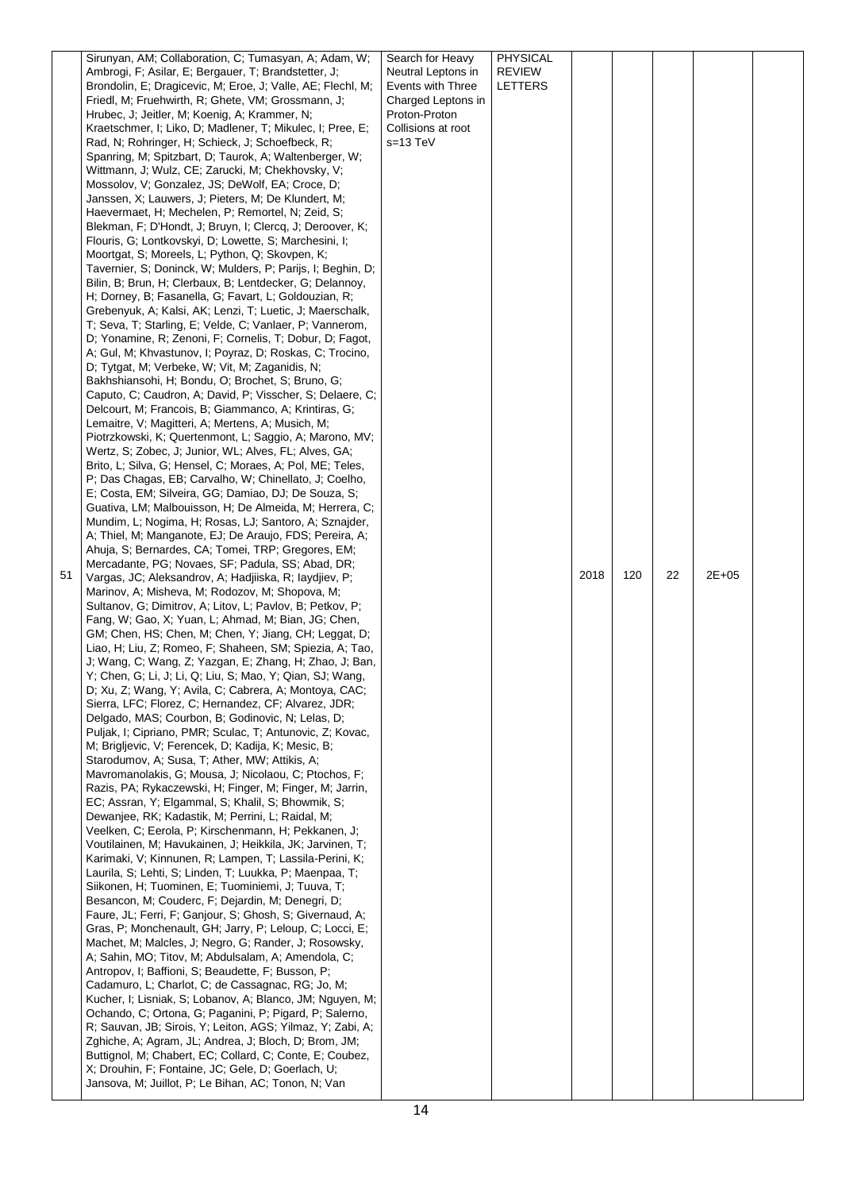| 51 | Sirunyan, AM; Collaboration, C; Tumasyan, A; Adam, W; Ambrogi, F; Asilar, E; Bergauer, T; Brandstetter, J; Brondolin, E; Dragicevic, M; Eroe, J; Valle, AE; Flechl, M; Friedl, M; Fruehwirth, R; Ghete, VM; Grossmann, J; Hrubec, J; Jeitler, M; Koenig, A; Krammer, N; Kraetschmer, I; Liko, D; Madlener, T; Mikulec, I; Pree, E; Rad, N; Rohringer, H; Schieck, J; Schoefbeck, R; Spanring, M; Spitzbart, D; Taurok, A; Waltenberger, W; Wittmann, J; Wulz, CE; Zarucki, M; Chekhovsky, V; Mossolov, V; Gonzalez, JS; DeWolf, EA; Croce, D; Janssen, X; Lauwers, J; Pieters, M; De Klundert, M; Haevermaet, H; Mechelen, P; Remortel, N; Zeid, S; Blekman, F; D'Hondt, J; Bruyn, I; Clercq, J; Deroover, K; Flouris, G; Lontkovskyi, D; Lowette, S; Marchesini, I; Moortgat, S; Moreels, L; Python, Q; Skovpen, K; Tavernier, S; Doninck, W; Mulders, P; Parijs, I; Beghin, D; Bilin, B; Brun, H; Clerbaux, B; Lentdecker, G; Delannoy, H; Dorney, B; Fasanella, G; Favart, L; Goldouzian, R; Grebenyuk, A; Kalsi, AK; Lenzi, T; Luetic, J; Maerschalk, T; Seva, T; Starling, E; Velde, C; Vanlaer, P; Vannerom, D; Yonamine, R; Zenoni, F; Cornelis, T; Dobur, D; Fagot, A; Gul, M; Khvastunov, I; Poyraz, D; Roskas, C; Trocino, D; Tytgat, M; Verbeke, W; Vit, M; Zaganidis, N; Bakhshiansohi, H; Bondu, O; Brochet, S; Bruno, G; Caputo, C; Caudron, A; David, P; Visscher, S; Delaere, C; Delcourt, M; Francois, B; Giammanco, A; Krintiras, G; Lemaitre, V; Magitteri, A; Mertens, A; Musich, M; Piotrzkowski, K; Quertenmont, L; Saggio, A; Marono, MV; Wertz, S; Zobec, J; Junior, WL; Alves, FL; Alves, GA; Brito, L; Silva, G; Hensel, C; Moraes, A; Pol, ME; Teles, P; Das Chagas, EB; Carvalho, W; Chinellato, J; Coelho, E; Costa, EM; Silveira, GG; Damiao, DJ; De Souza, S; Guativa, LM; Malbouisson, H; De Almeida, M; Herrera, C; Mundim, L; Nogima, H; Rosas, LJ; Santoro, A; Sznajder, A; Thiel, M; Manganote, EJ; De Araujo, FDS; Pereira, A; Ahuja, S; Bernardes, CA; Tomei, TRP; Gregores, EM; Mercadante, PG; Novaes, SF; Padula, SS; Abad, DR; Vargas, JC; Aleksandrov, A; Hadjiiska, R; Iaydjiev, P; Marinov, A; Misheva, M; Rodozov, M; Shopova, M; Sultanov, G; Dimitrov, A; Litov, L; Pavlov, B; Petkov, P; Fang, W; Gao, X; Yuan, L; Ahmad, M; Bian, JG; Chen, GM; Chen, HS; Chen, M; Chen, Y; Jiang, CH; Leggat, D; Liao, H; Liu, Z; Romeo, F; Shaheen, SM; Spiezia, A; Tao, J; Wang, C; Wang, Z; Yazgan, E; Zhang, H; Zhao, J; Ban, Y; Chen, G; Li, J; Li, Q; Liu, S; Mao, Y; Qian, SJ; Wang, D; Xu, Z; Wang, Y; Avila, C; Cabrera, A; Montoya, CAC; Sierra, LFC; Florez, C; Hernandez, CF; Alvarez, JDR; Delgado, MAS; Courbon, B; Godinovic, N; Lelas, D; Puljak, I; Cipriano, PMR; Sculac, T; Antunovic, Z; Kovac, M; Brigljevic, V; Ferencek, D; Kadija, K; Mesic, B; Starodumov, A; Susa, T; Ather, MW; Attikis, A; Mavromanolakis, G; Mousa, J; Nicolaou, C; Ptochos, F; Razis, PA; Rykaczewski, H; Finger, M; Finger, M; Jarrin, EC; Assran, Y; Elgammal, S; Khalil, S; Bhowmik, S; Dewanjee, RK; Kadastik, M; Perrini, L; Raidal, M; Veelken, C; Eerola, P; Kirschenmann, H; Pekkanen, J; Voutilainen, M; Havukainen, J; Heikkila, JK; Jarvinen, T; Karimaki, V; Kinnunen, R; Lampen, T; Lassila-Perini, K; Laurila, S; Lehti, S; Linden, T; Luukka, P; Maenpaa, T; Siikonen, H; Tuominen, E; Tuominiemi, J; Tuuva, T; Besancon, M; Couderc, F; Dejardin, M; Denegri, D; Faure, JL; Ferri, F; Ganjour, S; Ghosh, S; Givernaud, A; Gras, P; Monchenault, GH; Jarry, P; Leloup, C; Locci, E; Machet, M; Malcles, J; Negro, G; Rander, J; Rosowsky, A; Sahin, MO; Titov, M; Abdulsalam, A; Amendola, C; Antropov, I; Baffioni, S; Beaudette, F; Busson, P; Cadamuro, L; Charlot, C; de Cassagnac, RG; Jo, M; Kucher, I; Lisniak, S; Lobanov, A; Blanco, JM; Nguyen, M; Ochando, C; Ortona, G; Paganini, P; Pigard, P; Salerno, R; Sauvan, JB; Sirois, Y; Leiton, AGS; Yilmaz, Y; Zabi, A; Zghiche, A; Agram, JL; Andrea, J; Bloch, D; Brom, JM; Buttignol, M; Chabert, EC; Collard, C; Conte, E; Coubez, X; Drouhin, F; Fontaine, JC; Gele, D; Goerlach, U; Jansova, M; Juillot, P; Le Bihan, AC; Tonon, N; Van | Search for Heavy Neutral Leptons in Events with Three Charged Leptons in Proton-Proton Collisions at root s=13 TeV | PHYSICAL REVIEW LETTERS | 2018 | 120 | 22 | 2E+05 | |
|---|---|---|---|---|---|---|---|---|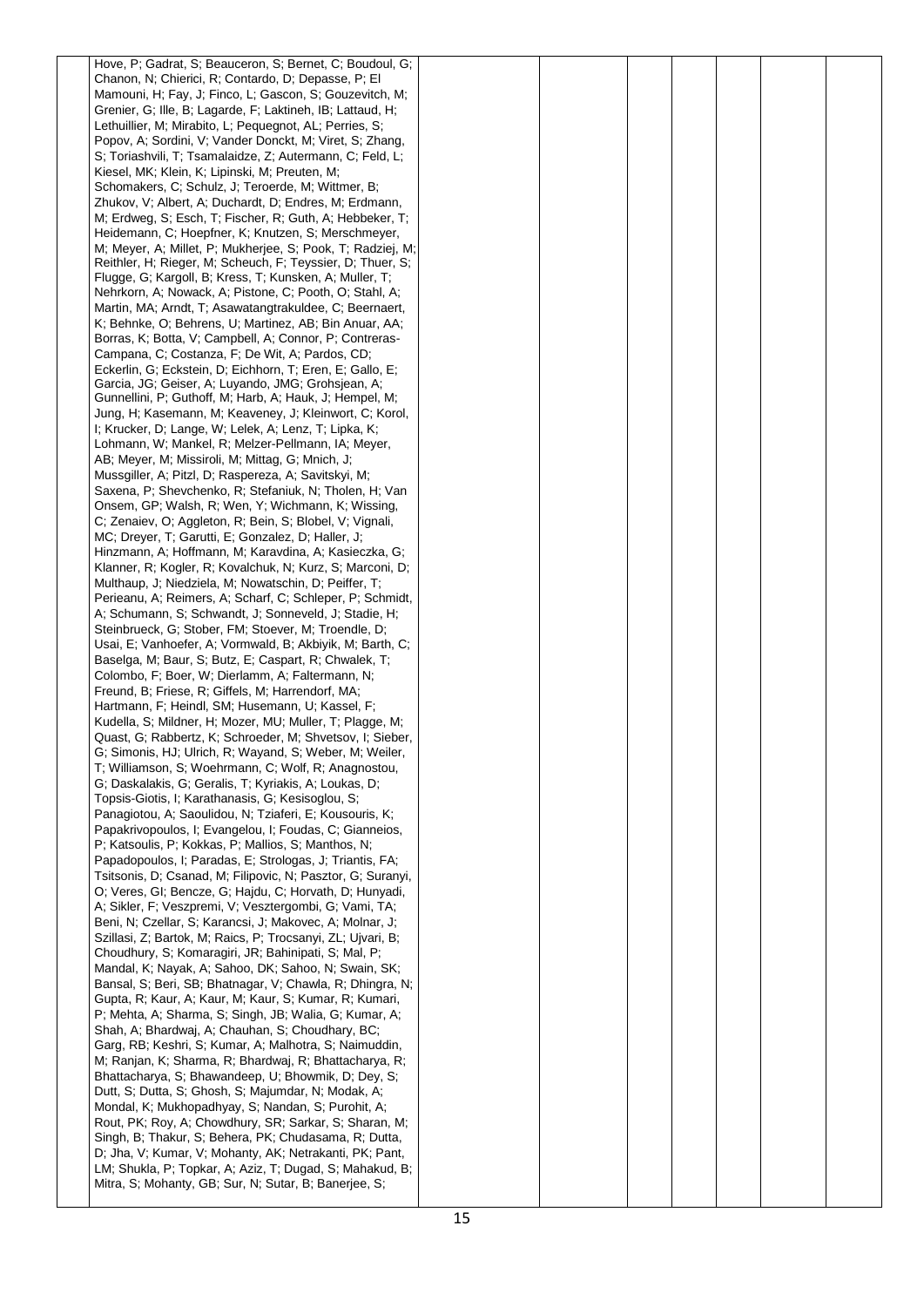| | | | | | | | |
|---|---|---|---|---|---|---|---|
| | Hove, P; Gadrat, S; Beauceron, S; Bernet, C; Boudoul, G; Chanon, N; Chierici, R; Contardo, D; Depasse, P; El Mamouni, H; Fay, J; Finco, L; Gascon, S; Gouzevitch, M; Grenier, G; Ille, B; Lagarde, F; Laktineh, IB; Lattaud, H; Lethuillier, M; Mirabito, L; Pequegnot, AL; Perries, S; Popov, A; Sordini, V; Vander Donckt, M; Viret, S; Zhang, S; Toriashvili, T; Tsamalaidze, Z; Autermann, C; Feld, L; Kiesel, MK; Klein, K; Lipinski, M; Preuten, M; Schomakers, C; Schulz, J; Teroerde, M; Wittmer, B; Zhukov, V; Albert, A; Duchardt, D; Endres, M; Erdmann, M; Erdweg, S; Esch, T; Fischer, R; Guth, A; Hebbeker, T; Heidemann, C; Hoepfner, K; Knutzen, S; Merschmeyer, M; Meyer, A; Millet, P; Mukherjee, S; Pook, T; Radziej, M; Reithler, H; Rieger, M; Scheuch, F; Teyssier, D; Thuer, S; Flugge, G; Kargoll, B; Kress, T; Kunsken, A; Muller, T; Nehrkorn, A; Nowack, A; Pistone, C; Pooth, O; Stahl, A; Martin, MA; Arndt, T; Asawatangtrakuldee, C; Beernaert, K; Behnke, O; Behrens, U; Martinez, AB; Bin Anuar, AA; Borras, K; Botta, V; Campbell, A; Connor, P; Contreras-Campana, C; Costanza, F; De Wit, A; Pardos, CD; Eckerlin, G; Eckstein, D; Eichhorn, T; Eren, E; Gallo, E; Garcia, JG; Geiser, A; Luyando, JMG; Grohsjean, A; Gunnellini, P; Guthoff, M; Harb, A; Hauk, J; Hempel, M; Jung, H; Kasemann, M; Keaveney, J; Kleinwort, C; Korol, I; Krucker, D; Lange, W; Lelek, A; Lenz, T; Lipka, K; Lohmann, W; Mankel, R; Melzer-Pellmann, IA; Meyer, AB; Meyer, M; Missiroli, M; Mittag, G; Mnich, J; Mussgiller, A; Pitzl, D; Raspereza, A; Savitskyi, M; Saxena, P; Shevchenko, R; Stefaniuk, N; Tholen, H; Van Onsem, GP; Walsh, R; Wen, Y; Wichmann, K; Wissing, C; Zenaiev, O; Aggleton, R; Bein, S; Blobel, V; Vignali, MC; Dreyer, T; Garutti, E; Gonzalez, D; Haller, J; Hinzmann, A; Hoffmann, M; Karavdina, A; Kasieczka, G; Klanner, R; Kogler, R; Kovalchuk, N; Kurz, S; Marconi, D; Multhaup, J; Niedziela, M; Nowatschin, D; Peiffer, T; Perieanu, A; Reimers, A; Scharf, C; Schleper, P; Schmidt, A; Schumann, S; Schwandt, J; Sonneveld, J; Stadie, H; Steinbrueck, G; Stober, FM; Stoever, M; Troendle, D; Usai, E; Vanhoefer, A; Vormwald, B; Akbiyik, M; Barth, C; Baselga, M; Baur, S; Butz, E; Caspart, R; Chwalek, T; Colombo, F; Boer, W; Dierlamm, A; Faltermann, N; Freund, B; Friese, R; Giffels, M; Harrendorf, MA; Hartmann, F; Heindl, SM; Husemann, U; Kassel, F; Kudella, S; Mildner, H; Mozer, MU; Muller, T; Plagge, M; Quast, G; Rabbertz, K; Schroeder, M; Shvetsov, I; Sieber, G; Simonis, HJ; Ulrich, R; Wayand, S; Weber, M; Weiler, T; Williamson, S; Woehrmann, C; Wolf, R; Anagnostou, G; Daskalakis, G; Geralis, T; Kyriakis, A; Loukas, D; Topsis-Giotis, I; Karathanasis, G; Kesisoglou, S; Panagiotou, A; Saoulidou, N; Tziaferi, E; Kousouris, K; Papakrivopoulos, I; Evangelou, I; Foudas, C; Gianneios, P; Katsoulis, P; Kokkas, P; Mallios, S; Manthos, N; Papadopoulos, I; Paradas, E; Strologas, J; Triantis, FA; Tsitsonis, D; Csanad, M; Filipovic, N; Pasztor, G; Suranyi, O; Veres, GI; Bencze, G; Hajdu, C; Horvath, D; Hunyadi, A; Sikler, F; Veszpremi, V; Vesztergombi, G; Vami, TA; Beni, N; Czellar, S; Karancsi, J; Makovec, A; Molnar, J; Szillasi, Z; Bartok, M; Raics, P; Trocsanyi, ZL; Ujvari, B; Choudhury, S; Komaragiri, JR; Bahinipati, S; Mal, P; Mandal, K; Nayak, A; Sahoo, DK; Sahoo, N; Swain, SK; Bansal, S; Beri, SB; Bhatnagar, V; Chawla, R; Dhingra, N; Gupta, R; Kaur, A; Kaur, M; Kaur, S; Kumar, R; Kumari, P; Mehta, A; Sharma, S; Singh, JB; Walia, G; Kumar, A; Shah, A; Bhardwaj, A; Chauhan, S; Choudhary, BC; Garg, RB; Keshri, S; Kumar, A; Malhotra, S; Naimuddin, M; Ranjan, K; Sharma, R; Bhardwaj, R; Bhattacharya, R; Bhattacharya, S; Bhawandeep, U; Bhowmik, D; Dey, S; Dutt, S; Dutta, S; Ghosh, S; Majumdar, N; Modak, A; Mondal, K; Mukhopadhyay, S; Nandan, S; Purohit, A; Rout, PK; Roy, A; Chowdhury, SR; Sarkar, S; Sharan, M; Singh, B; Thakur, S; Behera, PK; Chudasama, R; Dutta, D; Jha, V; Kumar, V; Mohanty, AK; Netrakanti, PK; Pant, LM; Shukla, P; Topkar, A; Aziz, T; Dugad, S; Mahakud, B; Mitra, S; Mohanty, GB; Sur, N; Sutar, B; Banerjee, S; | | | | | | |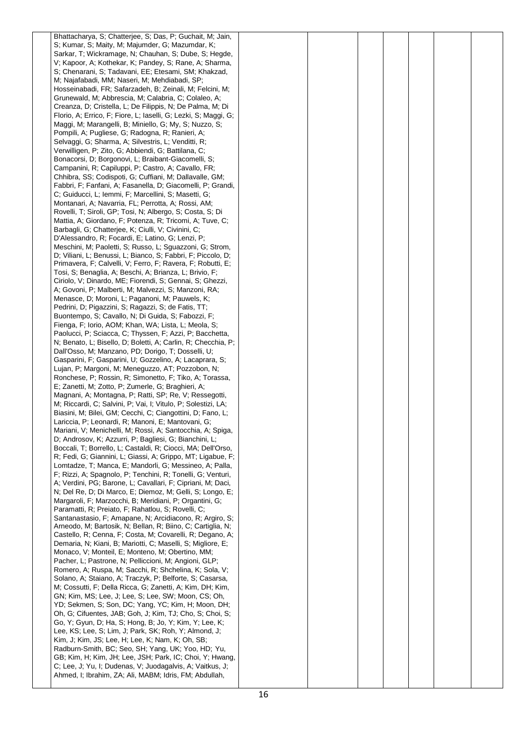| | | | | | | | | |
|---|---|---|---|---|---|---|---|---|
| | Bhattacharya, S; Chatterjee, S; Das, P; Guchait, M; Jain, S; Kumar, S; Maity, M; Majumder, G; Mazumdar, K; Sarkar, T; Wickramage, N; Chauhan, S; Dube, S; Hegde, V; Kapoor, A; Kothekar, K; Pandey, S; Rane, A; Sharma, S; Chenarani, S; Tadavani, EE; Etesami, SM; Khakzad, M; Najafabadi, MM; Naseri, M; Mehdiabadi, SP; Hosseinabadi, FR; Safarzadeh, B; Zeinali, M; Felcini, M; Grunewald, M; Abbrescia, M; Calabria, C; Colaleo, A; Creanza, D; Cristella, L; De Filippis, N; De Palma, M; Di Florio, A; Errico, F; Fiore, L; Iaselli, G; Lezki, S; Maggi, G; Maggi, M; Marangelli, B; Miniello, G; My, S; Nuzzo, S; Pompili, A; Pugliese, G; Radogna, R; Ranieri, A; Selvaggi, G; Sharma, A; Silvestris, L; Venditti, R; Verwilligen, P; Zito, G; Abbiendi, G; Battilana, C; Bonacorsi, D; Borgonovi, L; Braibant-Giacomelli, S; Campanini, R; Capiluppi, P; Castro, A; Cavallo, FR; Chhibra, SS; Codispoti, G; Cuffiani, M; Dallavalle, GM; Fabbri, F; Fanfani, A; Fasanella, D; Giacomelli, P; Grandi, C; Guiducci, L; Iemmi, F; Marcellini, S; Masetti, G; Montanari, A; Navarria, FL; Perrotta, A; Rossi, AM; Rovelli, T; Siroli, GP; Tosi, N; Albergo, S; Costa, S; Di Mattia, A; Giordano, F; Potenza, R; Tricomi, A; Tuve, C; Barbagli, G; Chatterjee, K; Ciulli, V; Civinini, C; D'Alessandro, R; Focardi, E; Latino, G; Lenzi, P; Meschini, M; Paoletti, S; Russo, L; Sguazzoni, G; Strom, D; Viliani, L; Benussi, L; Bianco, S; Fabbri, F; Piccolo, D; Primavera, F; Calvelli, V; Ferro, F; Ravera, F; Robutti, E; Tosi, S; Benaglia, A; Beschi, A; Brianza, L; Brivio, F; Ciriolo, V; Dinardo, ME; Fiorendi, S; Gennai, S; Ghezzi, A; Govoni, P; Malberti, M; Malvezzi, S; Manzoni, RA; Menasce, D; Moroni, L; Paganoni, M; Pauwels, K; Pedrini, D; Pigazzini, S; Ragazzi, S; de Fatis, TT; Buontempo, S; Cavallo, N; Di Guida, S; Fabozzi, F; Fienga, F; Iorio, AOM; Khan, WA; Lista, L; Meola, S; Paolucci, P; Sciacca, C; Thyssen, F; Azzi, P; Bacchetta, N; Benato, L; Bisello, D; Boletti, A; Carlin, R; Checchia, P; Dall'Osso, M; Manzano, PD; Dorigo, T; Dosselli, U; Gasparini, F; Gasparini, U; Gozzelino, A; Lacaprara, S; Lujan, P; Margoni, M; Meneguzzo, AT; Pozzobon, N; Ronchese, P; Rossin, R; Simonetto, F; Tiko, A; Torassa, E; Zanetti, M; Zotto, P; Zumerle, G; Braghieri, A; Magnani, A; Montagna, P; Ratti, SP; Re, V; Ressegotti, M; Riccardi, C; Salvini, P; Vai, I; Vitulo, P; Solestizi, LA; Biasini, M; Bilei, GM; Cecchi, C; Ciangottini, D; Fano, L; Lariccia, P; Leonardi, R; Manoni, E; Mantovani, G; Mariani, V; Menichelli, M; Rossi, A; Santocchia, A; Spiga, D; Androsov, K; Azzurri, P; Bagliesi, G; Bianchini, L; Boccali, T; Borrello, L; Castaldi, R; Ciocci, MA; Dell'Orso, R; Fedi, G; Giannini, L; Giassi, A; Grippo, MT; Ligabue, F; Lomtadze, T; Manca, E; Mandorli, G; Messineo, A; Palla, F; Rizzi, A; Spagnolo, P; Tenchini, R; Tonelli, G; Venturi, A; Verdini, PG; Barone, L; Cavallari, F; Cipriani, M; Daci, N; Del Re, D; Di Marco, E; Diemoz, M; Gelli, S; Longo, E; Margaroli, F; Marzocchi, B; Meridiani, P; Organtini, G; Paramatti, R; Preiato, F; Rahatlou, S; Rovelli, C; Santanastasio, F; Amapane, N; Arcidiacono, R; Argiro, S; Arneodo, M; Bartosik, N; Bellan, R; Biino, C; Cartiglia, N; Castello, R; Cenna, F; Costa, M; Covarelli, R; Degano, A; Demaria, N; Kiani, B; Mariotti, C; Maselli, S; Migliore, E; Monaco, V; Monteil, E; Monteno, M; Obertino, MM; Pacher, L; Pastrone, N; Pelliccioni, M; Angioni, GLP; Romero, A; Ruspa, M; Sacchi, R; Shchelina, K; Sola, V; Solano, A; Staiano, A; Traczyk, P; Belforte, S; Casarsa, M; Cossutti, F; Della Ricca, G; Zanetti, A; Kim, DH; Kim, GN; Kim, MS; Lee, J; Lee, S; Lee, SW; Moon, CS; Oh, YD; Sekmen, S; Son, DC; Yang, YC; Kim, H; Moon, DH; Oh, G; Cifuentes, JAB; Goh, J; Kim, TJ; Cho, S; Choi, S; Go, Y; Gyun, D; Ha, S; Hong, B; Jo, Y; Kim, Y; Lee, K; Lee, KS; Lee, S; Lim, J; Park, SK; Roh, Y; Almond, J; Kim, J; Kim, JS; Lee, H; Lee, K; Nam, K; Oh, SB; Radburn-Smith, BC; Seo, SH; Yang, UK; Yoo, HD; Yu, GB; Kim, H; Kim, JH; Lee, JSH; Park, IC; Choi, Y; Hwang, C; Lee, J; Yu, I; Dudenas, V; Juodagalvis, A; Vaitkus, J; Ahmed, I; Ibrahim, ZA; Ali, MABM; Idris, FM; Abdullah, | | | | | | | |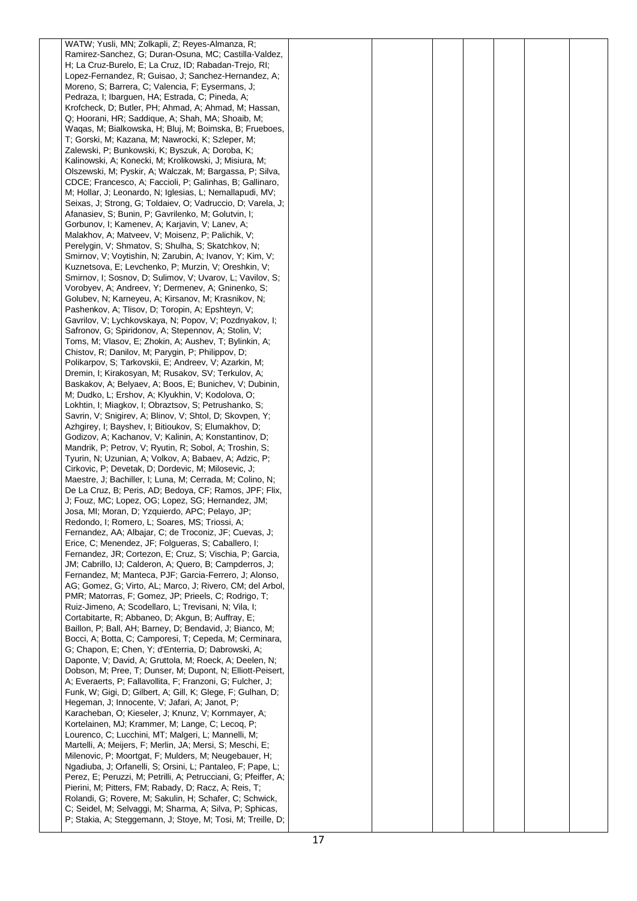| | | | | | | | |
|---|---|---|---|---|---|---|---|
| | WATW; Yusli, MN; Zolkapli, Z; Reyes-Almanza, R; Ramirez-Sanchez, G; Duran-Osuna, MC; Castilla-Valdez, H; La Cruz-Burelo, E; La Cruz, ID; Rabadan-Trejo, RI; Lopez-Fernandez, R; Guisao, J; Sanchez-Hernandez, A; Moreno, S; Barrera, C; Valencia, F; Eysermans, J; Pedraza, I; Ibarguen, HA; Estrada, C; Pineda, A; Krofcheck, D; Butler, PH; Ahmad, A; Ahmad, M; Hassan, Q; Hoorani, HR; Saddique, A; Shah, MA; Shoaib, M; Waqas, M; Bialkowska, H; Bluj, M; Boimska, B; Frueboes, T; Gorski, M; Kazana, M; Nawrocki, K; Szleper, M; Zalewski, P; Bunkowski, K; Byszuk, A; Doroba, K; Kalinowski, A; Konecki, M; Krolikowski, J; Misiura, M; Olszewski, M; Pyskir, A; Walczak, M; Bargassa, P; Silva, CDCE; Francesco, A; Faccioli, P; Galinhas, B; Gallinaro, M; Hollar, J; Leonardo, N; Iglesias, L; Nemallapudi, MV; Seixas, J; Strong, G; Toldaiev, O; Vadruccio, D; Varela, J; Afanasiev, S; Bunin, P; Gavrilenko, M; Golutvin, I; Gorbunov, I; Kamenev, A; Karjavin, V; Lanev, A; Malakhov, A; Matveev, V; Moisenz, P; Palichik, V; Perelygin, V; Shmatov, S; Shulha, S; Skatchkov, N; Smirnov, V; Voytishin, N; Zarubin, A; Ivanov, Y; Kim, V; Kuznetsova, E; Levchenko, P; Murzin, V; Oreshkin, V; Smirnov, I; Sosnov, D; Sulimov, V; Uvarov, L; Vavilov, S; Vorobyev, A; Andreev, Y; Dermenev, A; Gninenko, S; Golubev, N; Karneyeu, A; Kirsanov, M; Krasnikov, N; Pashenkov, A; Tlisov, D; Toropin, A; Epshteyn, V; Gavrilov, V; Lychkovskaya, N; Popov, V; Pozdnyakov, I; Safronov, G; Spiridonov, A; Stepennov, A; Stolin, V; Toms, M; Vlasov, E; Zhokin, A; Aushev, T; Bylinkin, A; Chistov, R; Danilov, M; Parygin, P; Philippov, D; Polikarpov, S; Tarkovskii, E; Andreev, V; Azarkin, M; Dremin, I; Kirakosyan, M; Rusakov, SV; Terkulov, A; Baskakov, A; Belyaev, A; Boos, E; Bunichev, V; Dubinin, M; Dudko, L; Ershov, A; Klyukhin, V; Kodolova, O; Lokhtin, I; Miagkov, I; Obraztsov, S; Petrushanko, S; Savrin, V; Snigirev, A; Blinov, V; Shtol, D; Skovpen, Y; Azhgirey, I; Bayshev, I; Bitioukov, S; Elumakhov, D; Godizov, A; Kachanov, V; Kalinin, A; Konstantinov, D; Mandrik, P; Petrov, V; Ryutin, R; Sobol, A; Troshin, S; Tyurin, N; Uzunian, A; Volkov, A; Babaev, A; Adzic, P; Cirkovic, P; Devetak, D; Dordevic, M; Milosevic, J; Maestre, J; Bachiller, I; Luna, M; Cerrada, M; Colino, N; De La Cruz, B; Peris, AD; Bedoya, CF; Ramos, JPF; Flix, J; Fouz, MC; Lopez, OG; Lopez, SG; Hernandez, JM; Josa, MI; Moran, D; Yzquierdo, APC; Pelayo, JP; Redondo, I; Romero, L; Soares, MS; Triossi, A; Fernandez, AA; Albajar, C; de Troconiz, JF; Cuevas, J; Erice, C; Menendez, JF; Folgueras, S; Caballero, I; Fernandez, JR; Cortezon, E; Cruz, S; Vischia, P; Garcia, JM; Cabrillo, IJ; Calderon, A; Quero, B; Campderros, J; Fernandez, M; Manteca, PJF; Garcia-Ferrero, J; Alonso, AG; Gomez, G; Virto, AL; Marco, J; Rivero, CM; del Arbol, PMR; Matorras, F; Gomez, JP; Prieels, C; Rodrigo, T; Ruiz-Jimeno, A; Scodellaro, L; Trevisani, N; Vila, I; Cortabitarte, R; Abbaneo, D; Akgun, B; Auffray, E; Baillon, P; Ball, AH; Barney, D; Bendavid, J; Bianco, M; Bocci, A; Botta, C; Camporesi, T; Cepeda, M; Cerminara, G; Chapon, E; Chen, Y; d'Enterria, D; Dabrowski, A; Daponte, V; David, A; Gruttola, M; Roeck, A; Deelen, N; Dobson, M; Pree, T; Dunser, M; Dupont, N; Elliott-Peisert, A; Everaerts, P; Fallavollita, F; Franzoni, G; Fulcher, J; Funk, W; Gigi, D; Gilbert, A; Gill, K; Glege, F; Gulhan, D; Hegeman, J; Innocente, V; Jafari, A; Janot, P; Karacheban, O; Kieseler, J; Knunz, V; Kornmayer, A; Kortelainen, MJ; Krammer, M; Lange, C; Lecoq, P; Lourenco, C; Lucchini, MT; Malgeri, L; Mannelli, M; Martelli, A; Meijers, F; Merlin, JA; Mersi, S; Meschi, E; Milenovic, P; Moortgat, F; Mulders, M; Neugebauer, H; Ngadiuba, J; Orfanelli, S; Orsini, L; Pantaleo, F; Pape, L; Perez, E; Peruzzi, M; Petrilli, A; Petrucciani, G; Pfeiffer, A; Pierini, M; Pitters, FM; Rabady, D; Racz, A; Reis, T; Rolandi, G; Rovere, M; Sakulin, H; Schafer, C; Schwick, C; Seidel, M; Selvaggi, M; Sharma, A; Silva, P; Sphicas, P; Stakia, A; Steggemann, J; Stoye, M; Tosi, M; Treille, D; | | | | | | |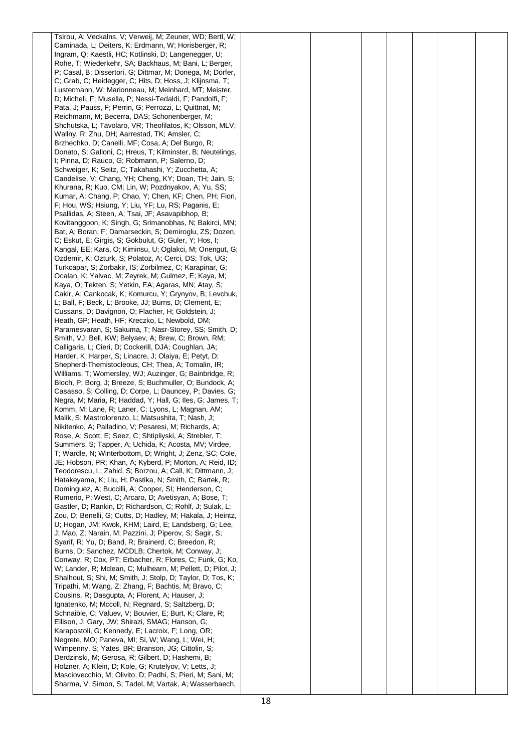| | | | | | | | | |
|---|---|---|---|---|---|---|---|---|
| | Tsirou, A; Veckalns, V; Verweij, M; Zeuner, WD; Bertl, W; Caminada, L; Deiters, K; Erdmann, W; Horisberger, R; Ingram, Q; Kaestli, HC; Kotlinski, D; Langenegger, U; Rohe, T; Wiederkehr, SA; Backhaus, M; Bani, L; Berger, P; Casal, B; Dissertori, G; Dittmar, M; Donega, M; Dorfer, C; Grab, C; Heidegger, C; Hits, D; Hoss, J; Klijnsma, T; Lustermann, W; Marionneau, M; Meinhard, MT; Meister, D; Micheli, F; Musella, P; Nessi-Tedaldi, F; Pandolfi, F; Pata, J; Pauss, F; Perrin, G; Perrozzi, L; Quittnat, M; Reichmann, M; Becerra, DAS; Schonenberger, M; Shchutska, L; Tavolaro, VR; Theofilatos, K; Olsson, MLV; Wallny, R; Zhu, DH; Aarrestad, TK; Amsler, C; Brzhechko, D; Canelli, MF; Cosa, A; Del Burgo, R; Donato, S; Galloni, C; Hreus, T; Kilminster, B; Neutelings, I; Pinna, D; Rauco, G; Robmann, P; Salerno, D; Schweiger, K; Seitz, C; Takahashi, Y; Zucchetta, A; Candelise, V; Chang, YH; Cheng, KY; Doan, TH; Jain, S; Khurana, R; Kuo, CM; Lin, W; Pozdnyakov, A; Yu, SS; Kumar, A; Chang, P; Chao, Y; Chen, KF; Chen, PH; Fiori, F; Hou, WS; Hsiung, Y; Liu, YF; Lu, RS; Paganis, E; Psallidas, A; Steen, A; Tsai, JF; Asavapibhop, B; Kovitanggoon, K; Singh, G; Srimanobhas, N; Bakirci, MN; Bat, A; Boran, F; Damarseckin, S; Demiroglu, ZS; Dozen, C; Eskut, E; Girgis, S; Gokbulut, G; Guler, Y; Hos, I; Kangal, EE; Kara, O; Kiminsu, U; Oglakci, M; Onengut, G; Ozdemir, K; Ozturk, S; Polatoz, A; Cerci, DS; Tok, UG; Turkcapar, S; Zorbakir, IS; Zorbilmez, C; Karapinar, G; Ocalan, K; Yalvac, M; Zeyrek, M; Gulmez, E; Kaya, M; Kaya, O; Tekten, S; Yetkin, EA; Agaras, MN; Atay, S; Cakir, A; Cankocak, K; Komurcu, Y; Grynyov, B; Levchuk, L; Ball, F; Beck, L; Brooke, JJ; Burns, D; Clement, E; Cussans, D; Davignon, O; Flacher, H; Goldstein, J; Heath, GP; Heath, HF; Kreczko, L; Newbold, DM; Paramesvaran, S; Sakuma, T; Nasr-Storey, SS; Smith, D; Smith, VJ; Bell, KW; Belyaev, A; Brew, C; Brown, RM; Calligaris, L; Cieri, D; Cockerill, DJA; Coughlan, JA; Harder, K; Harper, S; Linacre, J; Olaiya, E; Petyt, D; Shepherd-Themistocleous, CH; Thea, A; Tomalin, IR; Williams, T; Womersley, WJ; Auzinger, G; Bainbridge, R; Bloch, P; Borg, J; Breeze, S; Buchmuller, O; Bundock, A; Casasso, S; Colling, D; Corpe, L; Dauncey, P; Davies, G; Negra, M; Maria, R; Haddad, Y; Hall, G; Iles, G; James, T; Komm, M; Lane, R; Laner, C; Lyons, L; Magnan, AM; Malik, S; Mastrolorenzo, L; Matsushita, T; Nash, J; Nikitenko, A; Palladino, V; Pesaresi, M; Richards, A; Rose, A; Scott, E; Seez, C; Shtipliyski, A; Strebler, T; Summers, S; Tapper, A; Uchida, K; Acosta, MV; Virdee, T; Wardle, N; Winterbottom, D; Wright, J; Zenz, SC; Cole, JE; Hobson, PR; Khan, A; Kyberd, P; Morton, A; Reid, ID; Teodorescu, L; Zahid, S; Borzou, A; Call, K; Dittmann, J; Hatakeyama, K; Liu, H; Pastika, N; Smith, C; Bartek, R; Dominguez, A; Buccilli, A; Cooper, SI; Henderson, C; Rumerio, P; West, C; Arcaro, D; Avetisyan, A; Bose, T; Gastler, D; Rankin, D; Richardson, C; Rohlf, J; Sulak, L; Zou, D; Benelli, G; Cutts, D; Hadley, M; Hakala, J; Heintz, U; Hogan, JM; Kwok, KHM; Laird, E; Landsberg, G; Lee, J; Mao, Z; Narain, M; Pazzini, J; Piperov, S; Sagir, S; Syarif, R; Yu, D; Band, R; Brainerd, C; Breedon, R; Burns, D; Sanchez, MCDLB; Chertok, M; Conway, J; Conway, R; Cox, PT; Erbacher, R; Flores, C; Funk, G; Ko, W; Lander, R; Mclean, C; Mulhearn, M; Pellett, D; Pilot, J; Shalhout, S; Shi, M; Smith, J; Stolp, D; Taylor, D; Tos, K; Tripathi, M; Wang, Z; Zhang, F; Bachtis, M; Bravo, C; Cousins, R; Dasgupta, A; Florent, A; Hauser, J; Ignatenko, M; Mccoll, N; Regnard, S; Saltzberg, D; Schnaible, C; Valuev, V; Bouvier, E; Burt, K; Clare, R; Ellison, J; Gary, JW; Shirazi, SMAG; Hanson, G; Karapostoli, G; Kennedy, E; Lacroix, F; Long, OR; Negrete, MO; Paneva, MI; Si, W; Wang, L; Wei, H; Wimpenny, S; Yates, BR; Branson, JG; Cittolin, S; Derdzinski, M; Gerosa, R; Gilbert, D; Hashemi, B; Holzner, A; Klein, D; Kole, G; Krutelyov, V; Letts, J; Masciovecchio, M; Olivito, D; Padhi, S; Pieri, M; Sani, M; Sharma, V; Simon, S; Tadel, M; Vartak, A; Wasserbaech, | | | | | | | |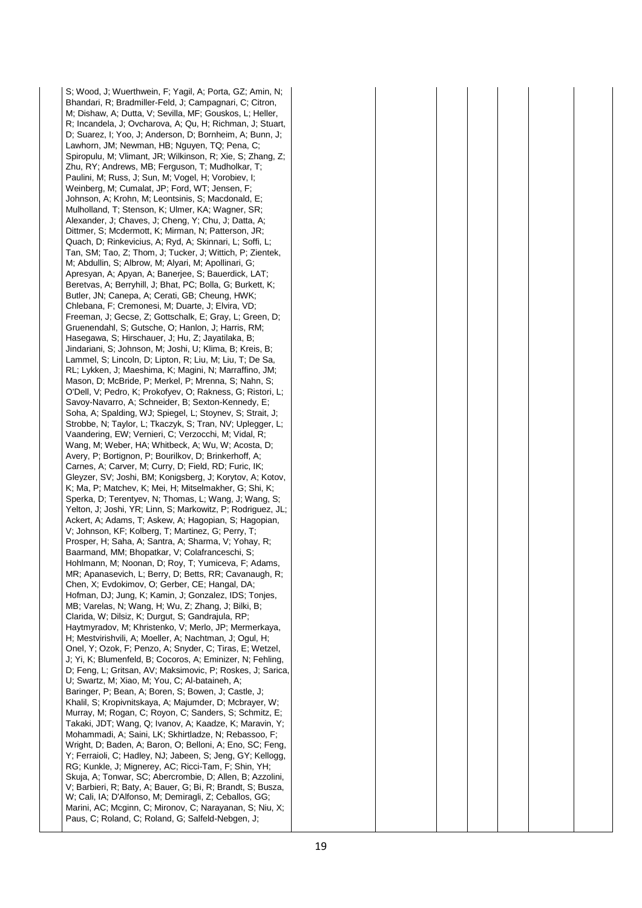| | | | | | | | |
|---|---|---|---|---|---|---|---|
| S; Wood, J; Wuerthwein, F; Yagil, A; Porta, GZ; Amin, N; Bhandari, R; Bradmiller-Feld, J; Campagnari, C; Citron, M; Dishaw, A; Dutta, V; Sevilla, MF; Gouskos, L; Heller, R; Incandela, J; Ovcharova, A; Qu, H; Richman, J; Stuart, D; Suarez, I; Yoo, J; Anderson, D; Bornheim, A; Bunn, J; Lawhorn, JM; Newman, HB; Nguyen, TQ; Pena, C; Spiropulu, M; Vlimant, JR; Wilkinson, R; Xie, S; Zhang, Z; Zhu, RY; Andrews, MB; Ferguson, T; Mudholkar, T; Paulini, M; Russ, J; Sun, M; Vogel, H; Vorobiev, I; Weinberg, M; Cumalat, JP; Ford, WT; Jensen, F; Johnson, A; Krohn, M; Leontsinis, S; Macdonald, E; Mulholland, T; Stenson, K; Ulmer, KA; Wagner, SR; Alexander, J; Chaves, J; Cheng, Y; Chu, J; Datta, A; Dittmer, S; Mcdermott, K; Mirman, N; Patterson, JR; Quach, D; Rinkevicius, A; Ryd, A; Skinnari, L; Soffi, L; Tan, SM; Tao, Z; Thom, J; Tucker, J; Wittich, P; Zientek, M; Abdullin, S; Albrow, M; Alyari, M; Apollinari, G; Apresyan, A; Apyan, A; Banerjee, S; Bauerdick, LAT; Beretvas, A; Berryhill, J; Bhat, PC; Bolla, G; Burkett, K; Butler, JN; Canepa, A; Cerati, GB; Cheung, HWK; Chlebana, F; Cremonesi, M; Duarte, J; Elvira, VD; Freeman, J; Gecse, Z; Gottschalk, E; Gray, L; Green, D; Gruenendahl, S; Gutsche, O; Hanlon, J; Harris, RM; Hasegawa, S; Hirschauer, J; Hu, Z; Jayatilaka, B; Jindariani, S; Johnson, M; Joshi, U; Klima, B; Kreis, B; Lammel, S; Lincoln, D; Lipton, R; Liu, M; Liu, T; De Sa, RL; Lykken, J; Maeshima, K; Magini, N; Marraffino, JM; Mason, D; McBride, P; Merkel, P; Mrenna, S; Nahn, S; O'Dell, V; Pedro, K; Prokofyev, O; Rakness, G; Ristori, L; Savoy-Navarro, A; Schneider, B; Sexton-Kennedy, E; Soha, A; Spalding, WJ; Spiegel, L; Stoynev, S; Strait, J; Strobbe, N; Taylor, L; Tkaczyk, S; Tran, NV; Uplegger, L; Vaandering, EW; Vernieri, C; Verzocchi, M; Vidal, R; Wang, M; Weber, HA; Whitbeck, A; Wu, W; Acosta, D; Avery, P; Bortignon, P; Bourilkov, D; Brinkerhoff, A; Carnes, A; Carver, M; Curry, D; Field, RD; Furic, IK; Gleyzer, SV; Joshi, BM; Konigsberg, J; Korytov, A; Kotov, K; Ma, P; Matchev, K; Mei, H; Mitselmakher, G; Shi, K; Sperka, D; Terentyev, N; Thomas, L; Wang, J; Wang, S; Yelton, J; Joshi, YR; Linn, S; Markowitz, P; Rodriguez, JL; Ackert, A; Adams, T; Askew, A; Hagopian, S; Hagopian, V; Johnson, KF; Kolberg, T; Martinez, G; Perry, T; Prosper, H; Saha, A; Santra, A; Sharma, V; Yohay, R; Baarmand, MM; Bhopatkar, V; Colafranceschi, S; Hohlmann, M; Noonan, D; Roy, T; Yumiceva, F; Adams, MR; Apanasevich, L; Berry, D; Betts, RR; Cavanaugh, R; Chen, X; Evdokimov, O; Gerber, CE; Hangal, DA; Hofman, DJ; Jung, K; Kamin, J; Gonzalez, IDS; Tonjes, MB; Varelas, N; Wang, H; Wu, Z; Zhang, J; Bilki, B; Clarida, W; Dilsiz, K; Durgut, S; Gandrajula, RP; Haytmyradov, M; Khristenko, V; Merlo, JP; Mermerkaya, H; Mestvirishvili, A; Moeller, A; Nachtman, J; Ogul, H; Onel, Y; Ozok, F; Penzo, A; Snyder, C; Tiras, E; Wetzel, J; Yi, K; Blumenfeld, B; Cocoros, A; Eminizer, N; Fehling, D; Feng, L; Gritsan, AV; Maksimovic, P; Roskes, J; Sarica, U; Swartz, M; Xiao, M; You, C; Al-bataineh, A; Baringer, P; Bean, A; Boren, S; Bowen, J; Castle, J; Khalil, S; Kropivnitskaya, A; Majumder, D; Mcbrayer, W; Murray, M; Rogan, C; Royon, C; Sanders, S; Schmitz, E; Takaki, JDT; Wang, Q; Ivanov, A; Kaadze, K; Maravin, Y; Mohammadi, A; Saini, LK; Skhirtladze, N; Rebassoo, F; Wright, D; Baden, A; Baron, O; Belloni, A; Eno, SC; Feng, Y; Ferraioli, C; Hadley, NJ; Jabeen, S; Jeng, GY; Kellogg, RG; Kunkle, J; Mignerey, AC; Ricci-Tam, F; Shin, YH; Skuja, A; Tonwar, SC; Abercrombie, D; Allen, B; Azzolini, V; Barbieri, R; Baty, A; Bauer, G; Bi, R; Brandt, S; Busza, W; Cali, IA; D'Alfonso, M; Demiragli, Z; Ceballos, GG; Marini, AC; Mcginn, C; Mironov, C; Narayanan, S; Niu, X; Paus, C; Roland, C; Roland, G; Salfeld-Nebgen, J; | | | | | | | |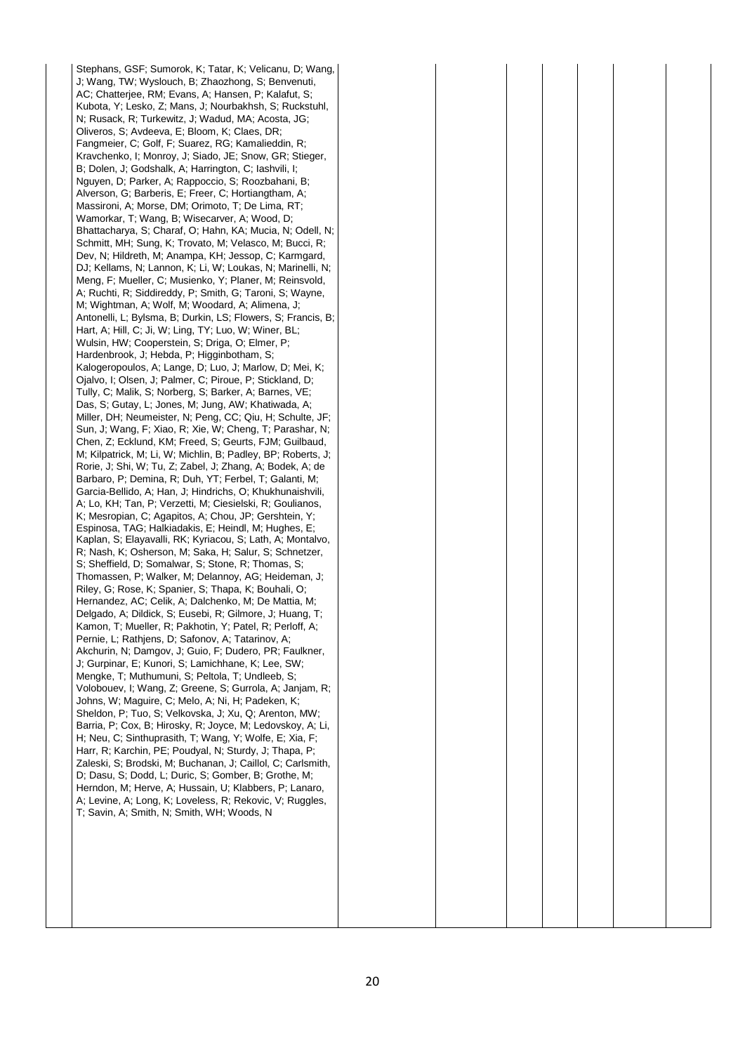| | | | | | | | |
|---|---|---|---|---|---|---|---|
| | Stephans, GSF; Sumorok, K; Tatar, K; Velicanu, D; Wang, J; Wang, TW; Wyslouch, B; Zhaozhong, S; Benvenuti, AC; Chatterjee, RM; Evans, A; Hansen, P; Kalafut, S; Kubota, Y; Lesko, Z; Mans, J; Nourbakhsh, S; Ruckstuhl, N; Rusack, R; Turkewitz, J; Wadud, MA; Acosta, JG; Oliveros, S; Avdeeva, E; Bloom, K; Claes, DR; Fangmeier, C; Golf, F; Suarez, RG; Kamalieddin, R; Kravchenko, I; Monroy, J; Siado, JE; Snow, GR; Stieger, B; Dolen, J; Godshalk, A; Harrington, C; Iashvili, I; Nguyen, D; Parker, A; Rappoccio, S; Roozbahani, B; Alverson, G; Barberis, E; Freer, C; Hortiangtham, A; Massironi, A; Morse, DM; Orimoto, T; De Lima, RT; Wamorkar, T; Wang, B; Wisecarver, A; Wood, D; Bhattacharya, S; Charaf, O; Hahn, KA; Mucia, N; Odell, N; Schmitt, MH; Sung, K; Trovato, M; Velasco, M; Bucci, R; Dev, N; Hildreth, M; Anampa, KH; Jessop, C; Karmgard, DJ; Kellams, N; Lannon, K; Li, W; Loukas, N; Marinelli, N; Meng, F; Mueller, C; Musienko, Y; Planer, M; Reinsvold, A; Ruchti, R; Siddireddy, P; Smith, G; Taroni, S; Wayne, M; Wightman, A; Wolf, M; Woodard, A; Alimena, J; Antonelli, L; Bylsma, B; Durkin, LS; Flowers, S; Francis, B; Hart, A; Hill, C; Ji, W; Ling, TY; Luo, W; Winer, BL; Wulsin, HW; Cooperstein, S; Driga, O; Elmer, P; Hardenbrook, J; Hebda, P; Higginbotham, S; Kalogeropoulos, A; Lange, D; Luo, J; Marlow, D; Mei, K; Ojalvo, I; Olsen, J; Palmer, C; Piroue, P; Stickland, D; Tully, C; Malik, S; Norberg, S; Barker, A; Barnes, VE; Das, S; Gutay, L; Jones, M; Jung, AW; Khatiwada, A; Miller, DH; Neumeister, N; Peng, CC; Qiu, H; Schulte, JF; Sun, J; Wang, F; Xiao, R; Xie, W; Cheng, T; Parashar, N; Chen, Z; Ecklund, KM; Freed, S; Geurts, FJM; Guilbaud, M; Kilpatrick, M; Li, W; Michlin, B; Padley, BP; Roberts, J; Rorie, J; Shi, W; Tu, Z; Zabel, J; Zhang, A; Bodek, A; de Barbaro, P; Demina, R; Duh, YT; Ferbel, T; Galanti, M; Garcia-Bellido, A; Han, J; Hindrichs, O; Khukhunaishvili, A; Lo, KH; Tan, P; Verzetti, M; Ciesielski, R; Goulianos, K; Mesropian, C; Agapitos, A; Chou, JP; Gershtein, Y; Espinosa, TAG; Halkiadakis, E; Heindl, M; Hughes, E; Kaplan, S; Elayavalli, RK; Kyriacou, S; Lath, A; Montalvo, R; Nash, K; Osherson, M; Saka, H; Salur, S; Schnetzer, S; Sheffield, D; Somalwar, S; Stone, R; Thomas, S; Thomassen, P; Walker, M; Delannoy, AG; Heideman, J; Riley, G; Rose, K; Spanier, S; Thapa, K; Bouhali, O; Hernandez, AC; Celik, A; Dalchenko, M; De Mattia, M; Delgado, A; Dildick, S; Eusebi, R; Gilmore, J; Huang, T; Kamon, T; Mueller, R; Pakhotin, Y; Patel, R; Perloff, A; Pernie, L; Rathjens, D; Safonov, A; Tatarinov, A; Akchurin, N; Damgov, J; Guio, F; Dudero, PR; Faulkner, J; Gurpinar, E; Kunori, S; Lamichhane, K; Lee, SW; Mengke, T; Muthumuni, S; Peltola, T; Undleeb, S; Volobouev, I; Wang, Z; Greene, S; Gurrola, A; Janjam, R; Johns, W; Maguire, C; Melo, A; Ni, H; Padeken, K; Sheldon, P; Tuo, S; Velkovska, J; Xu, Q; Arenton, MW; Barria, P; Cox, B; Hirosky, R; Joyce, M; Ledovskoy, A; Li, H; Neu, C; Sinthuprasith, T; Wang, Y; Wolfe, E; Xia, F; Harr, R; Karchin, PE; Poudyal, N; Sturdy, J; Thapa, P; Zaleski, S; Brodski, M; Buchanan, J; Caillol, C; Carlsmith, D; Dasu, S; Dodd, L; Duric, S; Gomber, B; Grothe, M; Herndon, M; Herve, A; Hussain, U; Klabbers, P; Lanaro, A; Levine, A; Long, K; Loveless, R; Rekovic, V; Ruggles, T; Savin, A; Smith, N; Smith, WH; Woods, N | | | | | | |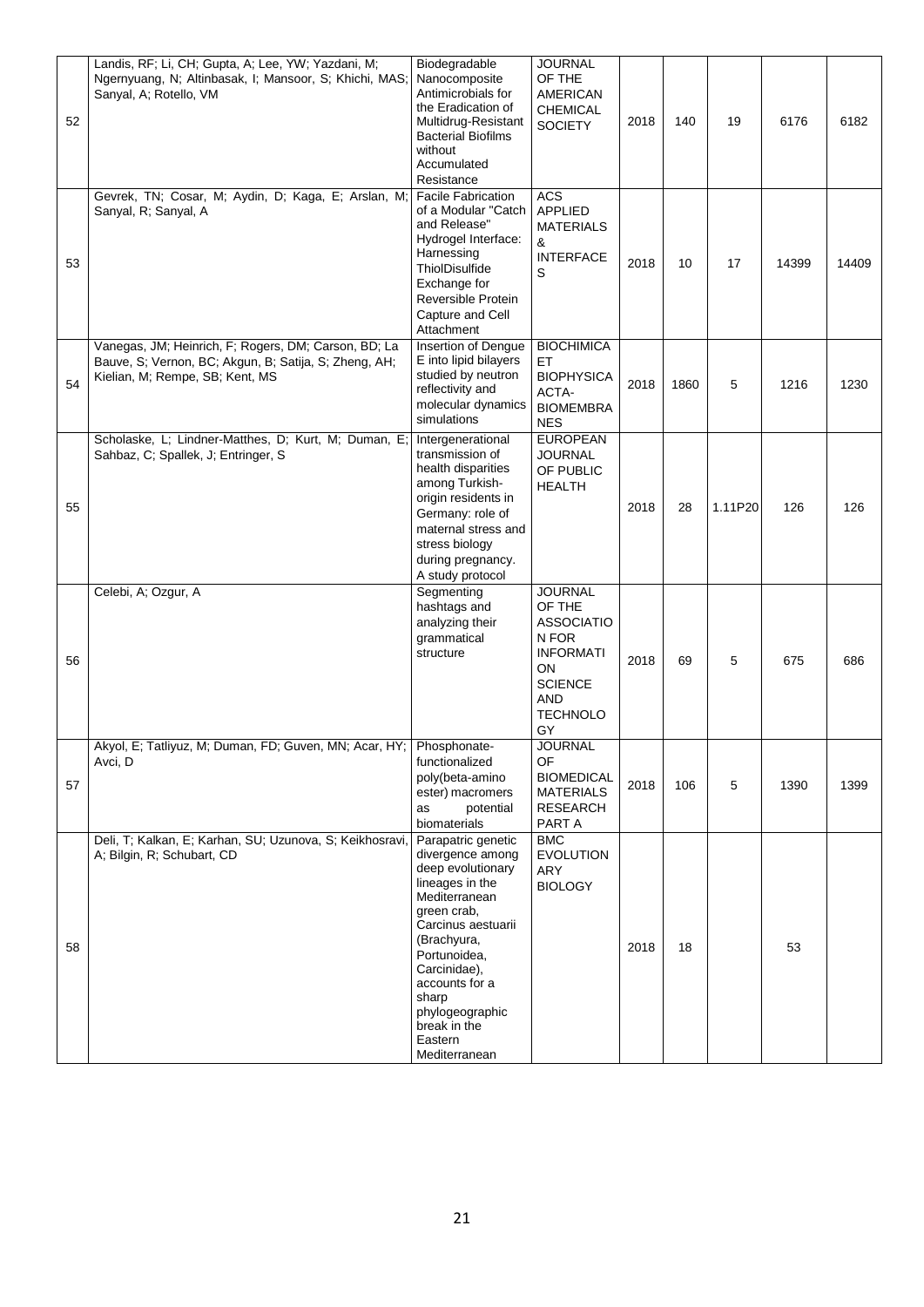| 52 | Landis, RF; Li, CH; Gupta, A; Lee, YW; Yazdani, M; Ngernyuang, N; Altinbasak, I; Mansoor, S; Khichi, MAS; Sanyal, A; Rotello, VM | Biodegradable Nanocomposite Antimicrobials for the Eradication of Multidrug-Resistant Bacterial Biofilms without Accumulated Resistance | JOURNAL OF THE AMERICAN CHEMICAL SOCIETY | 2018 | 140 | 19 | 6176 | 6182 |
|---|---|---|---|---|---|---|---|---|
| 53 | Gevrek, TN; Cosar, M; Aydin, D; Kaga, E; Arslan, M; Sanyal, R; Sanyal, A | Facile Fabrication of a Modular "Catch and Release" Hydrogel Interface: Harnessing ThiolDisulfide Exchange for Reversible Protein Capture and Cell Attachment | ACS APPLIED MATERIALS & INTERFACES | 2018 | 10 | 17 | 14399 | 14409 |
| 54 | Vanegas, JM; Heinrich, F; Rogers, DM; Carson, BD; La Bauve, S; Vernon, BC; Akgun, B; Satija, S; Zheng, AH; Kielian, M; Rempe, SB; Kent, MS | Insertion of Dengue E into lipid bilayers studied by neutron reflectivity and molecular dynamics simulations | BIOCHIMICA ET BIOPHYSICA ACTA-BIOMEMBRANES | 2018 | 1860 | 5 | 1216 | 1230 |
| 55 | Scholaske, L; Lindner-Matthes, D; Kurt, M; Duman, E; Sahbaz, C; Spallek, J; Entringer, S | Intergenerational transmission of health disparities among Turkish-origin residents in Germany: role of maternal stress and stress biology during pregnancy. A study protocol | EUROPEAN JOURNAL OF PUBLIC HEALTH | 2018 | 28 | 1.11P20 | 126 | 126 |
| 56 | Celebi, A; Ozgur, A | Segmenting hashtags and analyzing their grammatical structure | JOURNAL OF THE ASSOCIATION FOR INFORMATION SCIENCE AND TECHNOLOGY | 2018 | 69 | 5 | 675 | 686 |
| 57 | Akyol, E; Tatliyuz, M; Duman, FD; Guven, MN; Acar, HY; Avci, D | Phosphonate-functionalized poly(beta-amino ester) macromers as potential biomaterials | JOURNAL OF BIOMEDICAL MATERIALS RESEARCH PART A | 2018 | 106 | 5 | 1390 | 1399 |
| 58 | Deli, T; Kalkan, E; Karhan, SU; Uzunova, S; Keikhosravi, A; Bilgin, R; Schubart, CD | Parapatric genetic divergence among deep evolutionary lineages in the Mediterranean green crab, Carcinus aestuarii (Brachyura, Portunoidea, Carcinidae), accounts for a sharp phylogeographic break in the Eastern Mediterranean | BMC EVOLUTIONARY BIOLOGY | 2018 | 18 | | 53 | |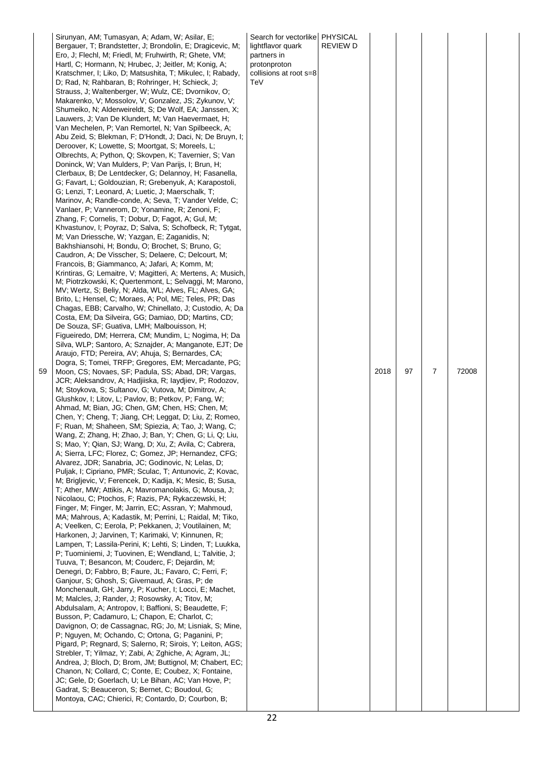| 59 | Sirunyan, AM; Tumasyan, A; Adam, W; Asilar, E; Bergauer, T; Brandstetter, J; Brondolin, E; Dragicevic, M; Ero, J; Flechl, M; Friedl, M; Fruhwirth, R; Ghete, VM; Hartl, C; Hormann, N; Hrubec, J; Jeitler, M; Konig, A; Kratschmer, I; Liko, D; Matsushita, T; Mikulec, I; Rabady, D; Rad, N; Rahbaran, B; Rohringer, H; Schieck, J; Strauss, J; Waltenberger, W; Wulz, CE; Dvornikov, O; Makarenko, V; Mossolov, V; Gonzalez, JS; Zykunov, V; Shumeiko, N; Alderweireldt, S; De Wolf, EA; Janssen, X; Lauwers, J; Van De Klundert, M; Van Haevermaet, H; Van Mechelen, P; Van Remortel, N; Van Spilbeeck, A; Abu Zeid, S; Blekman, F; D'Hondt, J; Daci, N; De Bruyn, I; Deroover, K; Lowette, S; Moortgat, S; Moreels, L; Olbrechts, A; Python, Q; Skovpen, K; Tavernier, S; Van Doninck, W; Van Mulders, P; Van Parijs, I; Brun, H; Clerbaux, B; De Lentdecker, G; Delannoy, H; Fasanella, G; Favart, L; Goldouzian, R; Grebenyuk, A; Karapostoli, G; Lenzi, T; Leonard, A; Luetic, J; Maerschalk, T; Marinov, A; Randle-conde, A; Seva, T; Vander Velde, C; Vanlaer, P; Vannerom, D; Yonamine, R; Zenoni, F; Zhang, F; Cornelis, T; Dobur, D; Fagot, A; Gul, M; Khvastunov, I; Poyraz, D; Salva, S; Schofbeck, R; Tytgat, M; Van Driessche, W; Yazgan, E; Zaganidis, N; Bakhshiansohi, H; Bondu, O; Brochet, S; Bruno, G; Caudron, A; De Visscher, S; Delaere, C; Delcourt, M; Francois, B; Giammanco, A; Jafari, A; Komm, M; Krintiras, G; Lemaitre, V; Magitteri, A; Mertens, A; Musich, M; Piotrzkowski, K; Quertenmont, L; Selvaggi, M; Marono, MV; Wertz, S; Beliy, N; Alda, WL; Alves, FL; Alves, GA; Brito, L; Hensel, C; Moraes, A; Pol, ME; Teles, PR; Das Chagas, EBB; Carvalho, W; Chinellato, J; Custodio, A; Da Costa, EM; Da Silveira, GG; Damiao, DD; Martins, CD; De Souza, SF; Guativa, LMH; Malbouisson, H; Figueiredo, DM; Herrera, CM; Mundim, L; Nogima, H; Da Silva, WLP; Santoro, A; Sznajder, A; Manganote, EJT; De Araujo, FTD; Pereira, AV; Ahuja, S; Bernardes, CA; Dogra, S; Tomei, TRFP; Gregores, EM; Mercadante, PG; Moon, CS; Novaes, SF; Padula, SS; Abad, DR; Vargas, JCR; Aleksandrov, A; Hadjiiska, R; Iaydjiev, P; Rodozov, M; Stoykova, S; Sultanov, G; Vutova, M; Dimitrov, A; Glushkov, I; Litov, L; Pavlov, B; Petkov, P; Fang, W; Ahmad, M; Bian, JG; Chen, GM; Chen, HS; Chen, M; Chen, Y; Cheng, T; Jiang, CH; Leggat, D; Liu, Z; Romeo, F; Ruan, M; Shaheen, SM; Spiezia, A; Tao, J; Wang, C; Wang, Z; Zhang, H; Zhao, J; Ban, Y; Chen, G; Li, Q; Liu, S; Mao, Y; Qian, SJ; Wang, D; Xu, Z; Avila, C; Cabrera, A; Sierra, LFC; Florez, C; Gomez, JP; Hernandez, CFG; Alvarez, JDR; Sanabria, JC; Godinovic, N; Lelas, D; Puljak, I; Cipriano, PMR; Sculac, T; Antunovic, Z; Kovac, M; Brigljevic, V; Ferencek, D; Kadija, K; Mesic, B; Susa, T; Ather, MW; Attikis, A; Mavromanolakis, G; Mousa, J; Nicolaou, C; Ptochos, F; Razis, PA; Rykaczewski, H; Finger, M; Finger, M; Jarrin, EC; Assran, Y; Mahmoud, MA; Mahrous, A; Kadastik, M; Perrini, L; Raidal, M; Tiko, A; Veelken, C; Eerola, P; Pekkanen, J; Voutilainen, M; Harkonen, J; Jarvinen, T; Karimaki, V; Kinnunen, R; Lampen, T; Lassila-Perini, K; Lehti, S; Linden, T; Luukka, P; Tuominiemi, J; Tuovinen, E; Wendland, L; Talvitie, J; Tuuva, T; Besancon, M; Couderc, F; Dejardin, M; Denegri, D; Fabbro, B; Faure, JL; Favaro, C; Ferri, F; Ganjour, S; Ghosh, S; Givernaud, A; Gras, P; de Monchenault, GH; Jarry, P; Kucher, I; Locci, E; Machet, M; Malcles, J; Rander, J; Rosowsky, A; Titov, M; Abdulsalam, A; Antropov, I; Baffioni, S; Beaudette, F; Busson, P; Cadamuro, L; Chapon, E; Charlot, C; Davignon, O; de Cassagnac, RG; Jo, M; Lisniak, S; Mine, P; Nguyen, M; Ochando, C; Ortona, G; Paganini, P; Pigard, P; Regnard, S; Salerno, R; Sirois, Y; Leiton, AGS; Strebler, T; Yilmaz, Y; Zabi, A; Zghiche, A; Agram, JL; Andrea, J; Bloch, D; Brom, JM; Buttignol, M; Chabert, EC; Chanon, N; Collard, C; Conte, E; Coubez, X; Fontaine, JC; Gele, D; Goerlach, U; Le Bihan, AC; Van Hove, P; Gadrat, S; Beauceron, S; Bernet, C; Boudoul, G; Montoya, CAC; Chierici, R; Contardo, D; Courbon, B; | Search for vectorlike lightflavor quark partners in protonproton collisions at root s=8 TeV | PHYSICAL REVIEW D | 2018 | 97 | 7 | 72008 | |
|---|---|---|---|---|---|---|---|---|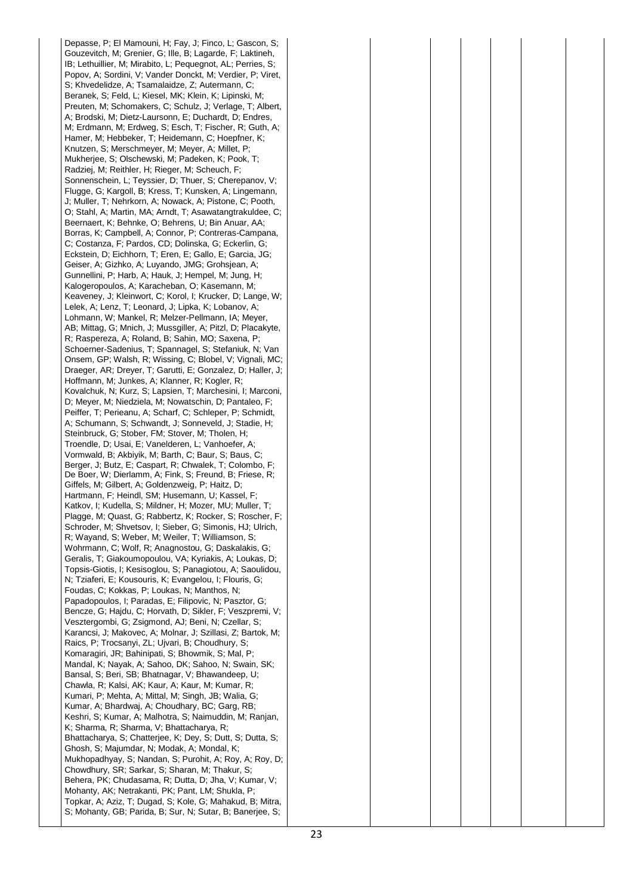| | | | | | | | | |
|---|---|---|---|---|---|---|---|---|
| | Depasse, P; El Mamouni, H; Fay, J; Finco, L; Gascon, S; Gouzevitch, M; Grenier, G; Ille, B; Lagarde, F; Laktineh, IB; Lethuillier, M; Mirabito, L; Pequegnot, AL; Perries, S; Popov, A; Sordini, V; Vander Donckt, M; Verdier, P; Viret, S; Khvedelidze, A; Tsamalaidze, Z; Autermann, C; Beranek, S; Feld, L; Kiesel, MK; Klein, K; Lipinski, M; Preuten, M; Schomakers, C; Schulz, J; Verlage, T; Albert, A; Brodski, M; Dietz-Laursonn, E; Duchardt, D; Endres, M; Erdmann, M; Erdweg, S; Esch, T; Fischer, R; Guth, A; Hamer, M; Hebbeker, T; Heidemann, C; Hoepfner, K; Knutzen, S; Merschmeyer, M; Meyer, A; Millet, P; Mukherjee, S; Olschewski, M; Padeken, K; Pook, T; Radziej, M; Reithler, H; Rieger, M; Scheuch, F; Sonnenschein, L; Teyssier, D; Thuer, S; Cherepanov, V; Flugge, G; Kargoll, B; Kress, T; Kunsken, A; Lingemann, J; Muller, T; Nehrkorn, A; Nowack, A; Pistone, C; Pooth, O; Stahl, A; Martin, MA; Arndt, T; Asawatangtrakuldee, C; Beernaert, K; Behnke, O; Behrens, U; Bin Anuar, AA; Borras, K; Campbell, A; Connor, P; Contreras-Campana, C; Costanza, F; Pardos, CD; Dolinska, G; Eckerlin, G; Eckstein, D; Eichhorn, T; Eren, E; Gallo, E; Garcia, JG; Geiser, A; Gizhko, A; Luyando, JMG; Grohsjean, A; Gunnellini, P; Harb, A; Hauk, J; Hempel, M; Jung, H; Kalogeropoulos, A; Karacheban, O; Kasemann, M; Keaveney, J; Kleinwort, C; Korol, I; Krucker, D; Lange, W; Lelek, A; Lenz, T; Leonard, J; Lipka, K; Lobanov, A; Lohmann, W; Mankel, R; Melzer-Pellmann, IA; Meyer, AB; Mittag, G; Mnich, J; Mussgiller, A; Pitzl, D; Placakyte, R; Raspereza, A; Roland, B; Sahin, MO; Saxena, P; Schoerner-Sadenius, T; Spannagel, S; Stefaniuk, N; Van Onsem, GP; Walsh, R; Wissing, C; Blobel, V; Vignali, MC; Draeger, AR; Dreyer, T; Garutti, E; Gonzalez, D; Haller, J; Hoffmann, M; Junkes, A; Klanner, R; Kogler, R; Kovalchuk, N; Kurz, S; Lapsien, T; Marchesini, I; Marconi, D; Meyer, M; Niedziela, M; Nowatschin, D; Pantaleo, F; Peiffer, T; Perieanu, A; Scharf, C; Schleper, P; Schmidt, A; Schumann, S; Schwandt, J; Sonneveld, J; Stadie, H; Steinbruck, G; Stober, FM; Stover, M; Tholen, H; Troendle, D; Usai, E; Vanelderen, L; Vanhoefer, A; Vormwald, B; Akbiyik, M; Barth, C; Baur, S; Baus, C; Berger, J; Butz, E; Caspart, R; Chwalek, T; Colombo, F; De Boer, W; Dierlamm, A; Fink, S; Freund, B; Friese, R; Giffels, M; Gilbert, A; Goldenzweig, P; Haitz, D; Hartmann, F; Heindl, SM; Husemann, U; Kassel, F; Katkov, I; Kudella, S; Mildner, H; Mozer, MU; Muller, T; Plagge, M; Quast, G; Rabbertz, K; Rocker, S; Roscher, F; Schroder, M; Shvetsov, I; Sieber, G; Simonis, HJ; Ulrich, R; Wayand, S; Weber, M; Weiler, T; Williamson, S; Wohrmann, C; Wolf, R; Anagnostou, G; Daskalakis, G; Geralis, T; Giakoumopoulou, VA; Kyriakis, A; Loukas, D; Topsis-Giotis, I; Kesisoglou, S; Panagiotou, A; Saoulidou, N; Tziaferi, E; Kousouris, K; Evangelou, I; Flouris, G; Foudas, C; Kokkas, P; Loukas, N; Manthos, N; Papadopoulos, I; Paradas, E; Filipovic, N; Pasztor, G; Bencze, G; Hajdu, C; Horvath, D; Sikler, F; Veszpremi, V; Vesztergombi, G; Zsigmond, AJ; Beni, N; Czellar, S; Karancsi, J; Makovec, A; Molnar, J; Szillasi, Z; Bartok, M; Raics, P; Trocsanyi, ZL; Ujvari, B; Choudhury, S; Komaragiri, JR; Bahinipati, S; Bhowmik, S; Mal, P; Mandal, K; Nayak, A; Sahoo, DK; Sahoo, N; Swain, SK; Bansal, S; Beri, SB; Bhatnagar, V; Bhawandeep, U; Chawla, R; Kalsi, AK; Kaur, A; Kaur, M; Kumar, R; Kumari, P; Mehta, A; Mittal, M; Singh, JB; Walia, G; Kumar, A; Bhardwaj, A; Choudhary, BC; Garg, RB; Keshri, S; Kumar, A; Malhotra, S; Naimuddin, M; Ranjan, K; Sharma, R; Sharma, V; Bhattacharya, R; Bhattacharya, S; Chatterjee, K; Dey, S; Dutt, S; Dutta, S; Ghosh, S; Majumdar, N; Modak, A; Mondal, K; Mukhopadhyay, S; Nandan, S; Purohit, A; Roy, A; Roy, D; Chowdhury, SR; Sarkar, S; Sharan, M; Thakur, S; Behera, PK; Chudasama, R; Dutta, D; Jha, V; Kumar, V; Mohanty, AK; Netrakanti, PK; Pant, LM; Shukla, P; Topkar, A; Aziz, T; Dugad, S; Kole, G; Mahakud, B; Mitra, S; Mohanty, GB; Parida, B; Sur, N; Sutar, B; Banerjee, S; | | | | | | | |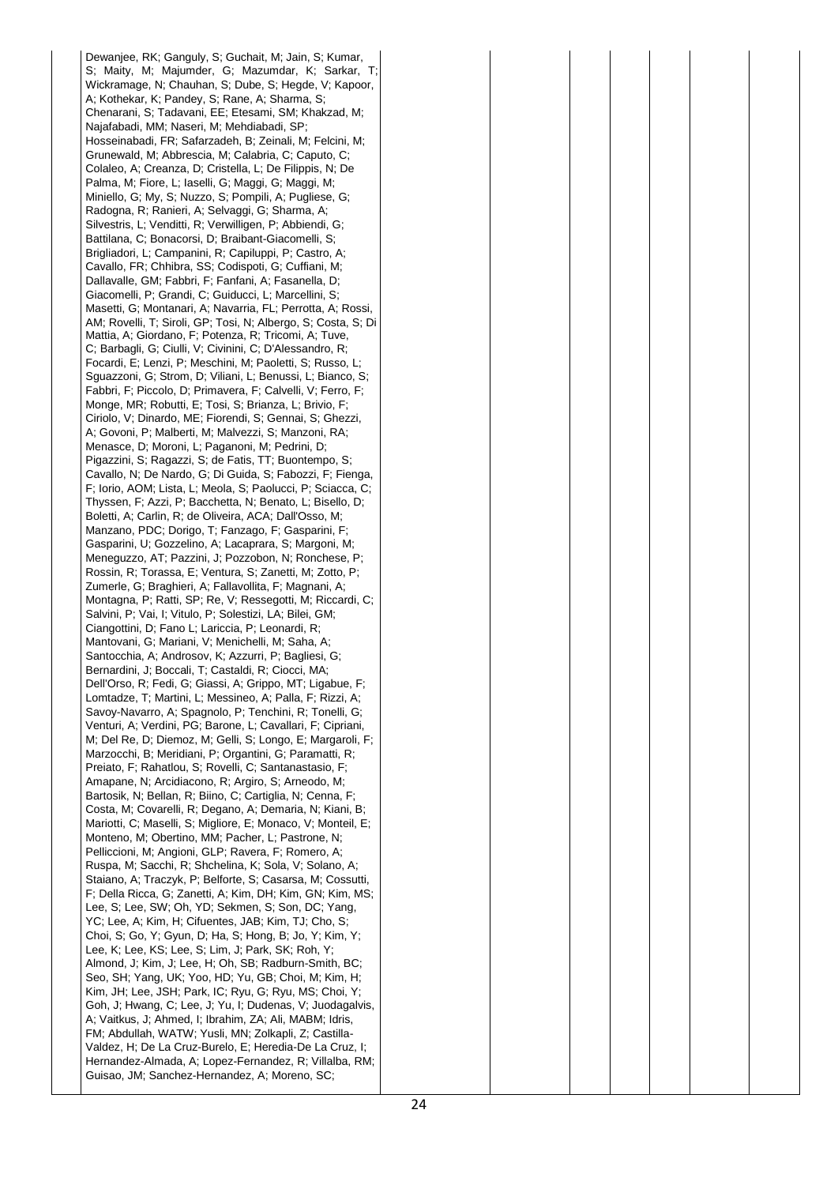| | | | | | | | |
|---|---|---|---|---|---|---|---|
| Dewanjee, RK; Ganguly, S; Guchait, M; Jain, S; Kumar, S; Maity, M; Majumder, G; Mazumdar, K; Sarkar, T; Wickramage, N; Chauhan, S; Dube, S; Hegde, V; Kapoor, A; Kothekar, K; Pandey, S; Rane, A; Sharma, S; Chenarani, S; Tadavani, EE; Etesami, SM; Khakzad, M; Najafabadi, MM; Naseri, M; Mehdiabadi, SP; Hosseinabadi, FR; Safarzadeh, B; Zeinali, M; Felcini, M; Grunewald, M; Abbrescia, M; Calabria, C; Caputo, C; Colaleo, A; Creanza, D; Cristella, L; De Filippis, N; De Palma, M; Fiore, L; Iaselli, G; Maggi, G; Maggi, M; Miniello, G; My, S; Nuzzo, S; Pompili, A; Pugliese, G; Radogna, R; Ranieri, A; Selvaggi, G; Sharma, A; Silvestris, L; Venditti, R; Verwilligen, P; Abbiendi, G; Battilana, C; Bonacorsi, D; Braibant-Giacomelli, S; Brigliadori, L; Campanini, R; Capiluppi, P; Castro, A; Cavallo, FR; Chhibra, SS; Codispoti, G; Cuffiani, M; Dallavalle, GM; Fabbri, F; Fanfani, A; Fasanella, D; Giacomelli, P; Grandi, C; Guiducci, L; Marcellini, S; Masetti, G; Montanari, A; Navarria, FL; Perrotta, A; Rossi, AM; Rovelli, T; Siroli, GP; Tosi, N; Albergo, S; Costa, S; Di Mattia, A; Giordano, F; Potenza, R; Tricomi, A; Tuve, C; Barbagli, G; Ciulli, V; Civinini, C; D'Alessandro, R; Focardi, E; Lenzi, P; Meschini, M; Paoletti, S; Russo, L; Sguazzoni, G; Strom, D; Viliani, L; Benussi, L; Bianco, S; Fabbri, F; Piccolo, D; Primavera, F; Calvelli, V; Ferro, F; Monge, MR; Robutti, E; Tosi, S; Brianza, L; Brivio, F; Ciriolo, V; Dinardo, ME; Fiorendi, S; Gennai, S; Ghezzi, A; Govoni, P; Malberti, M; Malvezzi, S; Manzoni, RA; Menasce, D; Moroni, L; Paganoni, M; Pedrini, D; Pigazzini, S; Ragazzi, S; de Fatis, TT; Buontempo, S; Cavallo, N; De Nardo, G; Di Guida, S; Fabozzi, F; Fienga, F; Iorio, AOM; Lista, L; Meola, S; Paolucci, P; Sciacca, C; Thyssen, F; Azzi, P; Bacchetta, N; Benato, L; Bisello, D; Boletti, A; Carlin, R; de Oliveira, ACA; Dall'Osso, M; Manzano, PDC; Dorigo, T; Fanzago, F; Gasparini, F; Gasparini, U; Gozzelino, A; Lacaprara, S; Margoni, M; Meneguzzo, AT; Pazzini, J; Pozzobon, N; Ronchese, P; Rossin, R; Torassa, E; Ventura, S; Zanetti, M; Zotto, P; Zumerle, G; Braghieri, A; Fallavollita, F; Magnani, A; Montagna, P; Ratti, SP; Re, V; Ressegotti, M; Riccardi, C; Salvini, P; Vai, I; Vitulo, P; Solestizi, LA; Bilei, GM; Ciangottini, D; Fano L; Lariccia, P; Leonardi, R; Mantovani, G; Mariani, V; Menichelli, M; Saha, A; Santocchia, A; Androsov, K; Azzurri, P; Bagliesi, G; Bernardini, J; Boccali, T; Castaldi, R; Ciocci, MA; Dell'Orso, R; Fedi, G; Giassi, A; Grippo, MT; Ligabue, F; Lomtadze, T; Martini, L; Messineo, A; Palla, F; Rizzi, A; Savoy-Navarro, A; Spagnolo, P; Tenchini, R; Tonelli, G; Venturi, A; Verdini, PG; Barone, L; Cavallari, F; Cipriani, M; Del Re, D; Diemoz, M; Gelli, S; Longo, E; Margaroli, F; Marzocchi, B; Meridiani, P; Organtini, G; Paramatti, R; Preiato, F; Rahatlou, S; Rovelli, C; Santanastasio, F; Amapane, N; Arcidiacono, R; Argiro, S; Arneodo, M; Bartosik, N; Bellan, R; Biino, C; Cartiglia, N; Cenna, F; Costa, M; Covarelli, R; Degano, A; Demaria, N; Kiani, B; Mariotti, C; Maselli, S; Migliore, E; Monaco, V; Monteil, E; Monteno, M; Obertino, MM; Pacher, L; Pastrone, N; Pelliccioni, M; Angioni, GLP; Ravera, F; Romero, A; Ruspa, M; Sacchi, R; Shchelina, K; Sola, V; Solano, A; Staiano, A; Traczyk, P; Belforte, S; Casarsa, M; Cossutti, F; Della Ricca, G; Zanetti, A; Kim, DH; Kim, GN; Kim, MS; Lee, S; Lee, SW; Oh, YD; Sekmen, S; Son, DC; Yang, YC; Lee, A; Kim, H; Cifuentes, JAB; Kim, TJ; Cho, S; Choi, S; Go, Y; Gyun, D; Ha, S; Hong, B; Jo, Y; Kim, Y; Lee, K; Lee, KS; Lee, S; Lim, J; Park, SK; Roh, Y; Almond, J; Kim, J; Lee, H; Oh, SB; Radburn-Smith, BC; Seo, SH; Yang, UK; Yoo, HD; Yu, GB; Choi, M; Kim, H; Kim, JH; Lee, JSH; Park, IC; Ryu, G; Ryu, MS; Choi, Y; Goh, J; Hwang, C; Lee, J; Yu, I; Dudenas, V; Juodagalvis, A; Vaitkus, J; Ahmed, I; Ibrahim, ZA; Ali, MABM; Idris, FM; Abdullah, WATW; Yusli, MN; Zolkapli, Z; Castilla-Valdez, H; De La Cruz-Burelo, E; Heredia-De La Cruz, I; Hernandez-Almada, A; Lopez-Fernandez, R; Villalba, RM; Guisao, JM; Sanchez-Hernandez, A; Moreno, SC; | | | | | | | |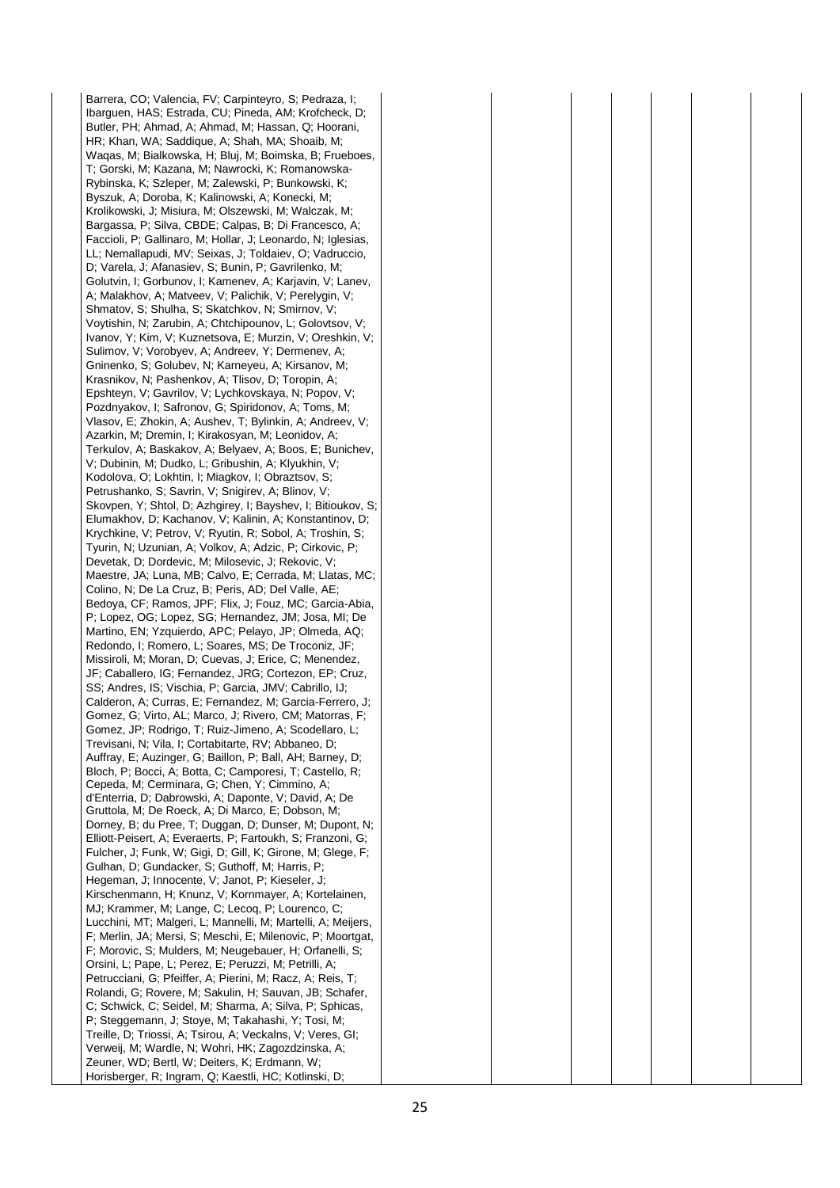| | | | | | | | | |
|---|---|---|---|---|---|---|---|---|
| | Barrera, CO; Valencia, FV; Carpinteyro, S; Pedraza, I; Ibarguen, HAS; Estrada, CU; Pineda, AM; Krofcheck, D; Butler, PH; Ahmad, A; Ahmad, M; Hassan, Q; Hoorani, HR; Khan, WA; Saddique, A; Shah, MA; Shoaib, M; Waqas, M; Bialkowska, H; Bluj, M; Boimska, B; Frueboes, T; Gorski, M; Kazana, M; Nawrocki, K; Romanowska-Rybinska, K; Szleper, M; Zalewski, P; Bunkowski, K; Byszuk, A; Doroba, K; Kalinowski, A; Konecki, M; Krolikowski, J; Misiura, M; Olszewski, M; Walczak, M; Bargassa, P; Silva, CBDE; Calpas, B; Di Francesco, A; Faccioli, P; Gallinaro, M; Hollar, J; Leonardo, N; Iglesias, LL; Nemallapudi, MV; Seixas, J; Toldaiev, O; Vadruccio, D; Varela, J; Afanasiev, S; Bunin, P; Gavrilenko, M; Golutvin, I; Gorbunov, I; Kamenev, A; Karjavin, V; Lanev, A; Malakhov, A; Matveev, V; Palichik, V; Perelygin, V; Shmatov, S; Shulha, S; Skatchkov, N; Smirnov, V; Voytishin, N; Zarubin, A; Chtchipounov, L; Golovtsov, V; Ivanov, Y; Kim, V; Kuznetsova, E; Murzin, V; Oreshkin, V; Sulimov, V; Vorobyev, A; Andreev, Y; Dermenev, A; Gninenko, S; Golubev, N; Karneyeu, A; Kirsanov, M; Krasnikov, N; Pashenkov, A; Tlisov, D; Toropin, A; Epshteyn, V; Gavrilov, V; Lychkovskaya, N; Popov, V; Pozdnyakov, I; Safronov, G; Spiridonov, A; Toms, M; Vlasov, E; Zhokin, A; Aushev, T; Bylinkin, A; Andreev, V; Azarkin, M; Dremin, I; Kirakosyan, M; Leonidov, A; Terkulov, A; Baskakov, A; Belyaev, A; Boos, E; Bunichev, V; Dubinin, M; Dudko, L; Gribushin, A; Klyukhin, V; Kodolova, O; Lokhtin, I; Miagkov, I; Obraztsov, S; Petrushanko, S; Savrin, V; Snigirev, A; Blinov, V; Skovpen, Y; Shtol, D; Azhgirey, I; Bayshev, I; Bitioukov, S; Elumakhov, D; Kachanov, V; Kalinin, A; Konstantinov, D; Krychkine, V; Petrov, V; Ryutin, R; Sobol, A; Troshin, S; Tyurin, N; Uzunian, A; Volkov, A; Adzic, P; Cirkovic, P; Devetak, D; Dordevic, M; Milosevic, J; Rekovic, V; Maestre, JA; Luna, MB; Calvo, E; Cerrada, M; Llatas, MC; Colino, N; De La Cruz, B; Peris, AD; Del Valle, AE; Bedoya, CF; Ramos, JPF; Flix, J; Fouz, MC; Garcia-Abia, P; Lopez, OG; Lopez, SG; Hernandez, JM; Josa, MI; De Martino, EN; Yzquierdo, APC; Pelayo, JP; Olmeda, AQ; Redondo, I; Romero, L; Soares, MS; De Troconiz, JF; Missiroli, M; Moran, D; Cuevas, J; Erice, C; Menendez, JF; Caballero, IG; Fernandez, JRG; Cortezon, EP; Cruz, SS; Andres, IS; Vischia, P; Garcia, JMV; Cabrillo, IJ; Calderon, A; Curras, E; Fernandez, M; Garcia-Ferrero, J; Gomez, G; Virto, AL; Marco, J; Rivero, CM; Matorras, F; Gomez, JP; Rodrigo, T; Ruiz-Jimeno, A; Scodellaro, L; Trevisani, N; Vila, I; Cortabitarte, RV; Abbaneo, D; Auffray, E; Auzinger, G; Baillon, P; Ball, AH; Barney, D; Bloch, P; Bocci, A; Botta, C; Camporesi, T; Castello, R; Cepeda, M; Cerminara, G; Chen, Y; Cimmino, A; d'Enterria, D; Dabrowski, A; Daponte, V; David, A; De Gruttola, M; De Roeck, A; Di Marco, E; Dobson, M; Dorney, B; du Pree, T; Duggan, D; Dunser, M; Dupont, N; Elliott-Peisert, A; Everaerts, P; Fartoukh, S; Franzoni, G; Fulcher, J; Funk, W; Gigi, D; Gill, K; Girone, M; Glege, F; Gulhan, D; Gundacker, S; Guthoff, M; Harris, P; Hegeman, J; Innocente, V; Janot, P; Kieseler, J; Kirschenmann, H; Knunz, V; Kornmayer, A; Kortelainen, MJ; Krammer, M; Lange, C; Lecoq, P; Lourenco, C; Lucchini, MT; Malgeri, L; Mannelli, M; Martelli, A; Meijers, F; Merlin, JA; Mersi, S; Meschi, E; Milenovic, P; Moortgat, F; Morovic, S; Mulders, M; Neugebauer, H; Orfanelli, S; Orsini, L; Pape, L; Perez, E; Peruzzi, M; Petrilli, A; Petrucciani, G; Pfeiffer, A; Pierini, M; Racz, A; Reis, T; Rolandi, G; Rovere, M; Sakulin, H; Sauvan, JB; Schafer, C; Schwick, C; Seidel, M; Sharma, A; Silva, P; Sphicas, P; Steggemann, J; Stoye, M; Takahashi, Y; Tosi, M; Treille, D; Triossi, A; Tsirou, A; Veckalns, V; Veres, GI; Verweij, M; Wardle, N; Wohri, HK; Zagozdzinska, A; Zeuner, WD; Bertl, W; Deiters, K; Erdmann, W; Horisberger, R; Ingram, Q; Kaestli, HC; Kotlinski, D; | | | | | | | |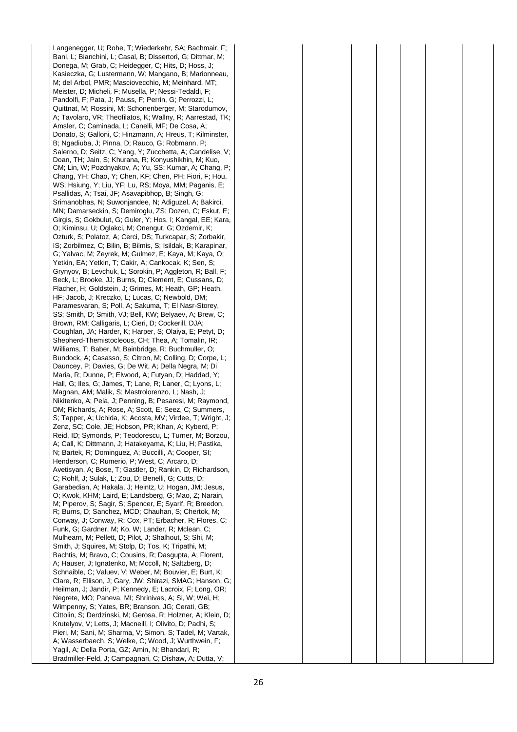| | | | | | | | | |
|---|---|---|---|---|---|---|---|---|
| | Langenegger, U; Rohe, T; Wiederkehr, SA; Bachmair, F; Bani, L; Bianchini, L; Casal, B; Dissertori, G; Dittmar, M; Donega, M; Grab, C; Heidegger, C; Hits, D; Hoss, J; Kasieczka, G; Lustermann, W; Mangano, B; Marionneau, M; del Arbol, PMR; Masciovecchio, M; Meinhard, MT; Meister, D; Micheli, F; Musella, P; Nessi-Tedaldi, F; Pandolfi, F; Pata, J; Pauss, F; Perrin, G; Perrozzi, L; Quittnat, M; Rossini, M; Schonenberger, M; Starodumov, A; Tavolaro, VR; Theofilatos, K; Wallny, R; Aarrestad, TK; Amsler, C; Caminada, L; Canelli, MF; De Cosa, A; Donato, S; Galloni, C; Hinzmann, A; Hreus, T; Kilminster, B; Ngadiuba, J; Pinna, D; Rauco, G; Robmann, P; Salerno, D; Seitz, C; Yang, Y; Zucchetta, A; Candelise, V; Doan, TH; Jain, S; Khurana, R; Konyushikhin, M; Kuo, CM; Lin, W; Pozdnyakov, A; Yu, SS; Kumar, A; Chang, P; Chang, YH; Chao, Y; Chen, KF; Chen, PH; Fiori, F; Hou, WS; Hsiung, Y; Liu, YF; Lu, RS; Moya, MM; Paganis, E; Psallidas, A; Tsai, JF; Asavapibhop, B; Singh, G; Srimanobhas, N; Suwonjandee, N; Adiguzel, A; Bakirci, MN; Damarseckin, S; Demiroglu, ZS; Dozen, C; Eskut, E; Girgis, S; Gokbulut, G; Guler, Y; Hos, I; Kangal, EE; Kara, O; Kiminsu, U; Oglakci, M; Onengut, G; Ozdemir, K; Ozturk, S; Polatoz, A; Cerci, DS; Turkcapar, S; Zorbakir, IS; Zorbilmez, C; Bilin, B; Bilmis, S; Isildak, B; Karapinar, G; Yalvac, M; Zeyrek, M; Gulmez, E; Kaya, M; Kaya, O; Yetkin, EA; Yetkin, T; Cakir, A; Cankocak, K; Sen, S; Grynyov, B; Levchuk, L; Sorokin, P; Aggleton, R; Ball, F; Beck, L; Brooke, JJ; Burns, D; Clement, E; Cussans, D; Flacher, H; Goldstein, J; Grimes, M; Heath, GP; Heath, HF; Jacob, J; Kreczko, L; Lucas, C; Newbold, DM; Paramesvaran, S; Poll, A; Sakuma, T; El Nasr-Storey, SS; Smith, D; Smith, VJ; Bell, KW; Belyaev, A; Brew, C; Brown, RM; Calligaris, L; Cieri, D; Cockerill, DJA; Coughlan, JA; Harder, K; Harper, S; Olaiya, E; Petyt, D; Shepherd-Themistocleous, CH; Thea, A; Tomalin, IR; Williams, T; Baber, M; Bainbridge, R; Buchmuller, O; Bundock, A; Casasso, S; Citron, M; Colling, D; Corpe, L; Dauncey, P; Davies, G; De Wit, A; Della Negra, M; Di Maria, R; Dunne, P; Elwood, A; Futyan, D; Haddad, Y; Hall, G; Iles, G; James, T; Lane, R; Laner, C; Lyons, L; Magnan, AM; Malik, S; Mastrolorenzo, L; Nash, J; Nikitenko, A; Pela, J; Penning, B; Pesaresi, M; Raymond, DM; Richards, A; Rose, A; Scott, E; Seez, C; Summers, S; Tapper, A; Uchida, K; Acosta, MV; Virdee, T; Wright, J; Zenz, SC; Cole, JE; Hobson, PR; Khan, A; Kyberd, P; Reid, ID; Symonds, P; Teodorescu, L; Turner, M; Borzou, A; Call, K; Dittmann, J; Hatakeyama, K; Liu, H; Pastika, N; Bartek, R; Dominguez, A; Buccilli, A; Cooper, SI; Henderson, C; Rumerio, P; West, C; Arcaro, D; Avetisyan, A; Bose, T; Gastler, D; Rankin, D; Richardson, C; Rohlf, J; Sulak, L; Zou, D; Benelli, G; Cutts, D; Garabedian, A; Hakala, J; Heintz, U; Hogan, JM; Jesus, O; Kwok, KHM; Laird, E; Landsberg, G; Mao, Z; Narain, M; Piperov, S; Sagir, S; Spencer, E; Syarif, R; Breedon, R; Burns, D; Sanchez, MCD; Chauhan, S; Chertok, M; Conway, J; Conway, R; Cox, PT; Erbacher, R; Flores, C; Funk, G; Gardner, M; Ko, W; Lander, R; Mclean, C; Mulhearn, M; Pellett, D; Pilot, J; Shalhout, S; Shi, M; Smith, J; Squires, M; Stolp, D; Tos, K; Tripathi, M; Bachtis, M; Bravo, C; Cousins, R; Dasgupta, A; Florent, A; Hauser, J; Ignatenko, M; Mccoll, N; Saltzberg, D; Schnaible, C; Valuev, V; Weber, M; Bouvier, E; Burt, K; Clare, R; Ellison, J; Gary, JW; Shirazi, SMAG; Hanson, G; Heilman, J; Jandir, P; Kennedy, E; Lacroix, F; Long, OR; Negrete, MO; Paneva, MI; Shrinivas, A; Si, W; Wei, H; Wimpenny, S; Yates, BR; Branson, JG; Cerati, GB; Cittolin, S; Derdzinski, M; Gerosa, R; Holzner, A; Klein, D; Krutelyov, V; Letts, J; Macneill, I; Olivito, D; Padhi, S; Pieri, M; Sani, M; Sharma, V; Simon, S; Tadel, M; Vartak, A; Wasserbaech, S; Welke, C; Wood, J; Wurthwein, F; Yagil, A; Della Porta, GZ; Amin, N; Bhandari, R; Bradmiller-Feld, J; Campagnari, C; Dishaw, A; Dutta, V; | | | | | | | |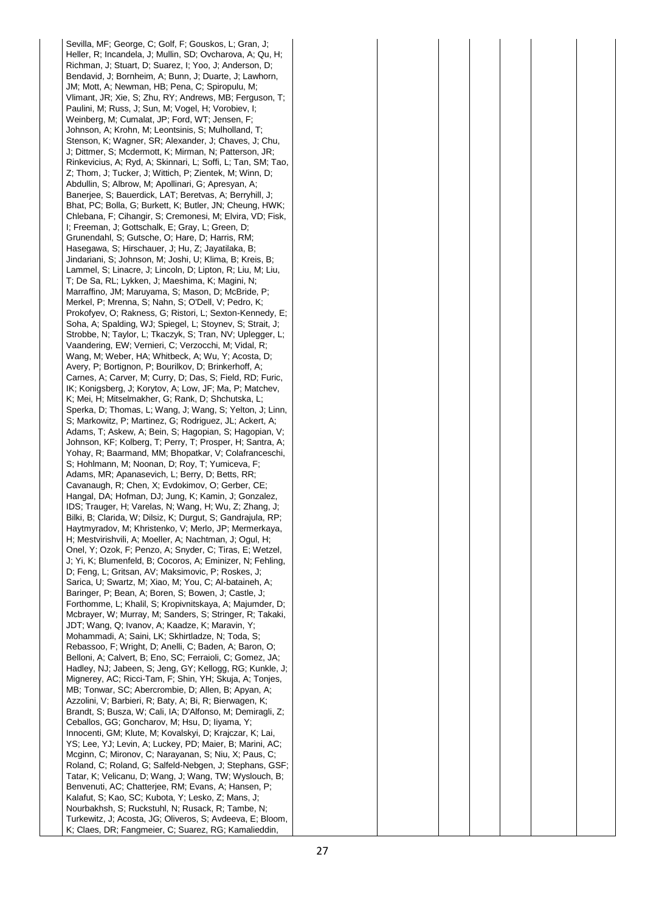Sevilla, MF; George, C; Golf, F; Gouskos, L; Gran, J; Heller, R; Incandela, J; Mullin, SD; Ovcharova, A; Qu, H; Richman, J; Stuart, D; Suarez, I; Yoo, J; Anderson, D; Bendavid, J; Bornheim, A; Bunn, J; Duarte, J; Lawhorn, JM; Mott, A; Newman, HB; Pena, C; Spiropulu, M; Vlimant, JR; Xie, S; Zhu, RY; Andrews, MB; Ferguson, T; Paulini, M; Russ, J; Sun, M; Vogel, H; Vorobiev, I; Weinberg, M; Cumalat, JP; Ford, WT; Jensen, F; Johnson, A; Krohn, M; Leontsinis, S; Mulholland, T; Stenson, K; Wagner, SR; Alexander, J; Chaves, J; Chu, J; Dittmer, S; Mcdermott, K; Mirman, N; Patterson, JR; Rinkevicius, A; Ryd, A; Skinnari, L; Soffi, L; Tan, SM; Tao, Z; Thom, J; Tucker, J; Wittich, P; Zientek, M; Winn, D; Abdullin, S; Albrow, M; Apollinari, G; Apresyan, A; Banerjee, S; Bauerdick, LAT; Beretvas, A; Berryhill, J; Bhat, PC; Bolla, G; Burkett, K; Butler, JN; Cheung, HWK; Chlebana, F; Cihangir, S; Cremonesi, M; Elvira, VD; Fisk, I; Freeman, J; Gottschalk, E; Gray, L; Green, D; Grunendahl, S; Gutsche, O; Hare, D; Harris, RM; Hasegawa, S; Hirschauer, J; Hu, Z; Jayatilaka, B; Jindariani, S; Johnson, M; Joshi, U; Klima, B; Kreis, B; Lammel, S; Linacre, J; Lincoln, D; Lipton, R; Liu, M; Liu, T; De Sa, RL; Lykken, J; Maeshima, K; Magini, N; Marraffino, JM; Maruyama, S; Mason, D; McBride, P; Merkel, P; Mrenna, S; Nahn, S; O'Dell, V; Pedro, K; Prokofyev, O; Rakness, G; Ristori, L; Sexton-Kennedy, E; Soha, A; Spalding, WJ; Spiegel, L; Stoynev, S; Strait, J; Strobbe, N; Taylor, L; Tkaczyk, S; Tran, NV; Uplegger, L; Vaandering, EW; Vernieri, C; Verzocchi, M; Vidal, R; Wang, M; Weber, HA; Whitbeck, A; Wu, Y; Acosta, D; Avery, P; Bortignon, P; Bourilkov, D; Brinkerhoff, A; Carnes, A; Carver, M; Curry, D; Das, S; Field, RD; Furic, IK; Konigsberg, J; Korytov, A; Low, JF; Ma, P; Matchev, K; Mei, H; Mitselmakher, G; Rank, D; Shchutska, L; Sperka, D; Thomas, L; Wang, J; Wang, S; Yelton, J; Linn, S; Markowitz, P; Martinez, G; Rodriguez, JL; Ackert, A; Adams, T; Askew, A; Bein, S; Hagopian, S; Hagopian, V; Johnson, KF; Kolberg, T; Perry, T; Prosper, H; Santra, A; Yohay, R; Baarmand, MM; Bhopatkar, V; Colafranceschi, S; Hohlmann, M; Noonan, D; Roy, T; Yumiceva, F; Adams, MR; Apanasevich, L; Berry, D; Betts, RR; Cavanaugh, R; Chen, X; Evdokimov, O; Gerber, CE; Hangal, DA; Hofman, DJ; Jung, K; Kamin, J; Gonzalez, IDS; Trauger, H; Varelas, N; Wang, H; Wu, Z; Zhang, J; Bilki, B; Clarida, W; Dilsiz, K; Durgut, S; Gandrajula, RP; Haytmyradov, M; Khristenko, V; Merlo, JP; Mermerkaya, H; Mestvirishvili, A; Moeller, A; Nachtman, J; Ogul, H; Onel, Y; Ozok, F; Penzo, A; Snyder, C; Tiras, E; Wetzel, J; Yi, K; Blumenfeld, B; Cocoros, A; Eminizer, N; Fehling, D; Feng, L; Gritsan, AV; Maksimovic, P; Roskes, J; Sarica, U; Swartz, M; Xiao, M; You, C; Al-bataineh, A; Baringer, P; Bean, A; Boren, S; Bowen, J; Castle, J; Forthomme, L; Khalil, S; Kropivnitskaya, A; Majumder, D; Mcbrayer, W; Murray, M; Sanders, S; Stringer, R; Takaki, JDT; Wang, Q; Ivanov, A; Kaadze, K; Maravin, Y; Mohammadi, A; Saini, LK; Skhirtladze, N; Toda, S; Rebassoo, F; Wright, D; Anelli, C; Baden, A; Baron, O; Belloni, A; Calvert, B; Eno, SC; Ferraioli, C; Gomez, JA; Hadley, NJ; Jabeen, S; Jeng, GY; Kellogg, RG; Kunkle, J; Mignerey, AC; Ricci-Tam, F; Shin, YH; Skuja, A; Tonjes, MB; Tonwar, SC; Abercrombie, D; Allen, B; Apyan, A; Azzolini, V; Barbieri, R; Baty, A; Bi, R; Bierwagen, K; Brandt, S; Busza, W; Cali, IA; D'Alfonso, M; Demiragli, Z; Ceballos, GG; Goncharov, M; Hsu, D; Iiyama, Y; Innocenti, GM; Klute, M; Kovalskyi, D; Krajczar, K; Lai, YS; Lee, YJ; Levin, A; Luckey, PD; Maier, B; Marini, AC; Mcginn, C; Mironov, C; Narayanan, S; Niu, X; Paus, C; Roland, C; Roland, G; Salfeld-Nebgen, J; Stephans, GSF; Tatar, K; Velicanu, D; Wang, J; Wang, TW; Wyslouch, B; Benvenuti, AC; Chatterjee, RM; Evans, A; Hansen, P; Kalafut, S; Kao, SC; Kubota, Y; Lesko, Z; Mans, J; Nourbakhsh, S; Ruckstuhl, N; Rusack, R; Tambe, N; Turkewitz, J; Acosta, JG; Oliveros, S; Avdeeva, E; Bloom, K; Claes, DR; Fangmeier, C; Suarez, RG; Kamalieddin,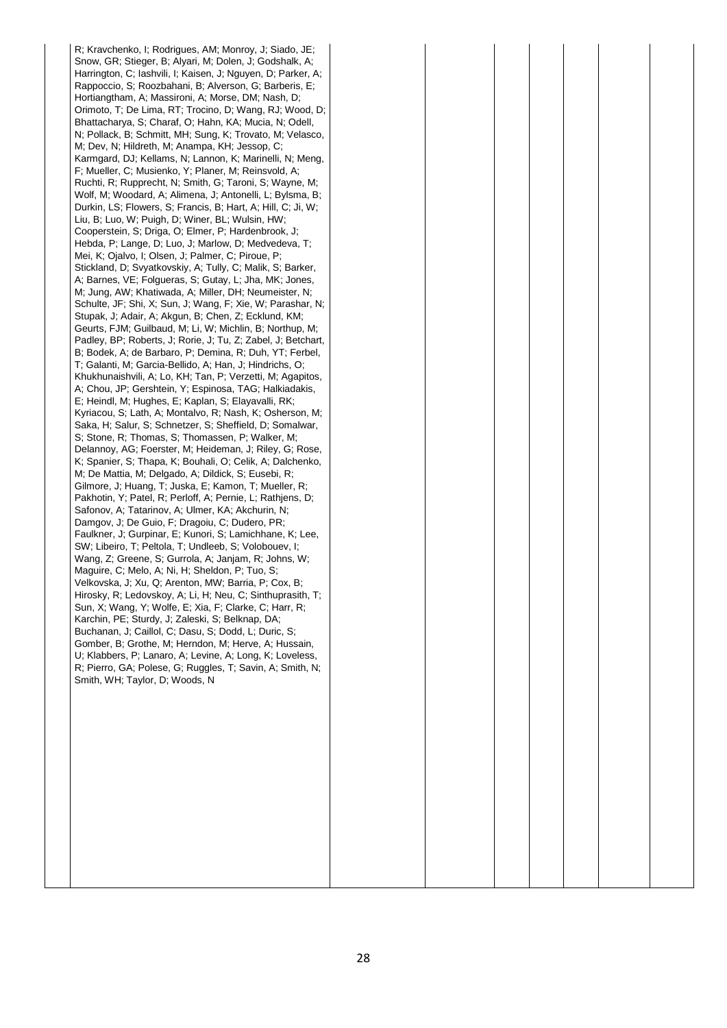| | | | | | | | | |
|---|---|---|---|---|---|---|---|---|
| | R; Kravchenko, I; Rodrigues, AM; Monroy, J; Siado, JE; Snow, GR; Stieger, B; Alyari, M; Dolen, J; Godshalk, A; Harrington, C; Iashvili, I; Kaisen, J; Nguyen, D; Parker, A; Rappoccio, S; Roozbahani, B; Alverson, G; Barberis, E; Hortiangtham, A; Massironi, A; Morse, DM; Nash, D; Orimoto, T; De Lima, RT; Trocino, D; Wang, RJ; Wood, D; Bhattacharya, S; Charaf, O; Hahn, KA; Mucia, N; Odell, N; Pollack, B; Schmitt, MH; Sung, K; Trovato, M; Velasco, M; Dev, N; Hildreth, M; Anampa, KH; Jessop, C; Karmgard, DJ; Kellams, N; Lannon, K; Marinelli, N; Meng, F; Mueller, C; Musienko, Y; Planer, M; Reinsvold, A; Ruchti, R; Rupprecht, N; Smith, G; Taroni, S; Wayne, M; Wolf, M; Woodard, A; Alimena, J; Antonelli, L; Bylsma, B; Durkin, LS; Flowers, S; Francis, B; Hart, A; Hill, C; Ji, W; Liu, B; Luo, W; Puigh, D; Winer, BL; Wulsin, HW; Cooperstein, S; Driga, O; Elmer, P; Hardenbrook, J; Hebda, P; Lange, D; Luo, J; Marlow, D; Medvedeva, T; Mei, K; Ojalvo, I; Olsen, J; Palmer, C; Piroue, P; Stickland, D; Svyatkovskiy, A; Tully, C; Malik, S; Barker, A; Barnes, VE; Folgueras, S; Gutay, L; Jha, MK; Jones, M; Jung, AW; Khatiwada, A; Miller, DH; Neumeister, N; Schulte, JF; Shi, X; Sun, J; Wang, F; Xie, W; Parashar, N; Stupak, J; Adair, A; Akgun, B; Chen, Z; Ecklund, KM; Geurts, FJM; Guilbaud, M; Li, W; Michlin, B; Northup, M; Padley, BP; Roberts, J; Rorie, J; Tu, Z; Zabel, J; Betchart, B; Bodek, A; de Barbaro, P; Demina, R; Duh, YT; Ferbel, T; Galanti, M; Garcia-Bellido, A; Han, J; Hindrichs, O; Khukhunaishvili, A; Lo, KH; Tan, P; Verzetti, M; Agapitos, A; Chou, JP; Gershtein, Y; Espinosa, TAG; Halkiadakis, E; Heindl, M; Hughes, E; Kaplan, S; Elayavalli, RK; Kyriacou, S; Lath, A; Montalvo, R; Nash, K; Osherson, M; Saka, H; Salur, S; Schnetzer, S; Sheffield, D; Somalwar, S; Stone, R; Thomas, S; Thomassen, P; Walker, M; Delannoy, AG; Foerster, M; Heideman, J; Riley, G; Rose, K; Spanier, S; Thapa, K; Bouhali, O; Celik, A; Dalchenko, M; De Mattia, M; Delgado, A; Dildick, S; Eusebi, R; Gilmore, J; Huang, T; Juska, E; Kamon, T; Mueller, R; Pakhotin, Y; Patel, R; Perloff, A; Pernie, L; Rathjens, D; Safonov, A; Tatarinov, A; Ulmer, KA; Akchurin, N; Damgov, J; De Guio, F; Dragoiu, C; Dudero, PR; Faulkner, J; Gurpinar, E; Kunori, S; Lamichhane, K; Lee, SW; Libeiro, T; Peltola, T; Undleeb, S; Volobouev, I; Wang, Z; Greene, S; Gurrola, A; Janjam, R; Johns, W; Maguire, C; Melo, A; Ni, H; Sheldon, P; Tuo, S; Velkovska, J; Xu, Q; Arenton, MW; Barria, P; Cox, B; Hirosky, R; Ledovskoy, A; Li, H; Neu, C; Sinthuprasith, T; Sun, X; Wang, Y; Wolfe, E; Xia, F; Clarke, C; Harr, R; Karchin, PE; Sturdy, J; Zaleski, S; Belknap, DA; Buchanan, J; Caillol, C; Dasu, S; Dodd, L; Duric, S; Gomber, B; Grothe, M; Herndon, M; Herve, A; Hussain, U; Klabbers, P; Lanaro, A; Levine, A; Long, K; Loveless, R; Pierro, GA; Polese, G; Ruggles, T; Savin, A; Smith, N; Smith, WH; Taylor, D; Woods, N | | | | | | | |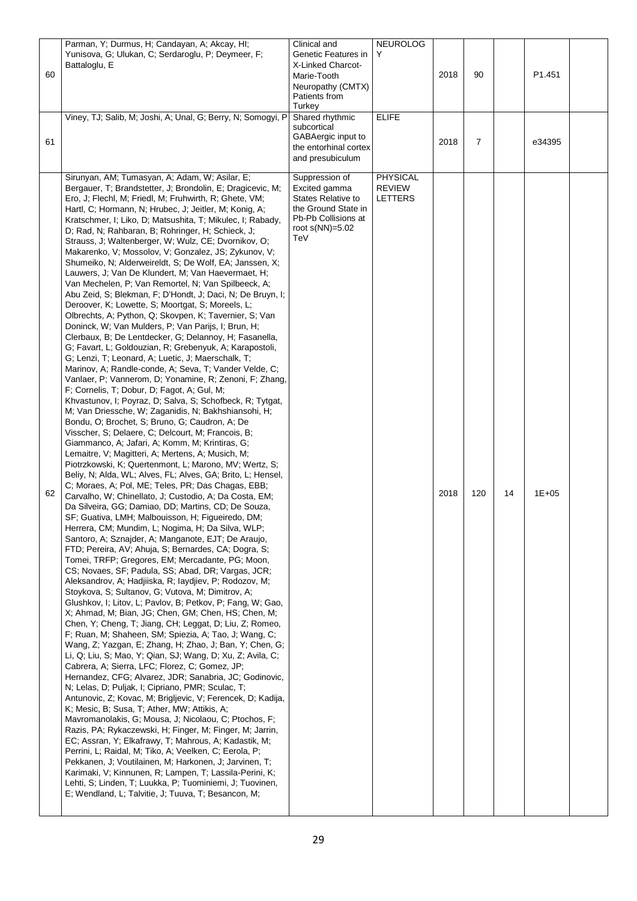| 60 | Parman, Y; Durmus, H; Candayan, A; Akcay, HI; Yunisova, G; Ulukan, C; Serdaroglu, P; Deymeer, F; Battaloglu, E | Clinical and Genetic Features in X-Linked Charcot-Marie-Tooth Neuropathy (CMTX) Patients from Turkey | NEUROLOGY | 2018 | 90 | | P1.451 | |
|---|---|---|---|---|---|---|---|---|
| 61 | Viney, TJ; Salib, M; Joshi, A; Unal, G; Berry, N; Somogyi, P | Shared rhythmic subcortical GABAergic input to the entorhinal cortex and presubiculum | ELIFE | 2018 | 7 | | e34395 | |
| 62 | Sirunyan, AM; Tumasyan, A; Adam, W; Asilar, E; Bergauer, T; Brandstetter, J; Brondolin, E; Dragicevic, M; Ero, J; Flechl, M; Friedl, M; Fruhwirth, R; Ghete, VM; Hartl, C; Hormann, N; Hrubec, J; Jeitler, M; Konig, A; Kratschmer, I; Liko, D; Matsushita, T; Mikulec, I; Rabady, D; Rad, N; Rahbaran, B; Rohringer, H; Schieck, J; Strauss, J; Waltenberger, W; Wulz, CE; Dvornikov, O; Makarenko, V; Mossolov, V; Gonzalez, JS; Zykunov, V; Shumeiko, N; Alderweireldt, S; De Wolf, EA; Janssen, X; Lauwers, J; Van De Klundert, M; Van Haevermaet, H; Van Mechelen, P; Van Remortel, N; Van Spilbeeck, A; Abu Zeid, S; Blekman, F; D'Hondt, J; Daci, N; De Bruyn, I; Deroover, K; Lowette, S; Moortgat, S; Moreels, L; Olbrechts, A; Python, Q; Skovpen, K; Tavernier, S; Van Doninck, W; Van Mulders, P; Van Parijs, I; Brun, H; Clerbaux, B; De Lentdecker, G; Delannoy, H; Fasanella, G; Favart, L; Goldouzian, R; Grebenyuk, A; Karapostoli, G; Lenzi, T; Leonard, A; Luetic, J; Maerschalk, T; Marinov, A; Randle-conde, A; Seva, T; Vander Velde, C; Vanlaer, P; Vannerom, D; Yonamine, R; Zenoni, F; Zhang, F; Cornelis, T; Dobur, D; Fagot, A; Gul, M; Khvastunov, I; Poyraz, D; Salva, S; Schofbeck, R; Tytgat, M; Van Driessche, W; Zaganidis, N; Bakhshiansohi, H; Bondu, O; Brochet, S; Bruno, G; Caudron, A; De Visscher, S; Delaere, C; Delcourt, M; Francois, B; Giammanco, A; Jafari, A; Komm, M; Krintiras, G; Lemaitre, V; Magitteri, A; Mertens, A; Musich, M; Piotrzkowski, K; Quertenmont, L; Marono, MV; Wertz, S; Beliy, N; Alda, WL; Alves, FL; Alves, GA; Brito, L; Hensel, C; Moraes, A; Pol, ME; Teles, PR; Das Chagas, EBB; Carvalho, W; Chinellato, J; Custodio, A; Da Costa, EM; Da Silveira, GG; Damiao, DD; Martins, CD; De Souza, SF; Guativa, LMH; Malbouisson, H; Figueiredo, DM; Herrera, CM; Mundim, L; Nogima, H; Da Silva, WLP; Santoro, A; Sznajder, A; Manganote, EJT; De Araujo, FTD; Pereira, AV; Ahuja, S; Bernardes, CA; Dogra, S; Tomei, TRFP; Gregores, EM; Mercadante, PG; Moon, CS; Novaes, SF; Padula, SS; Abad, DR; Vargas, JCR; Aleksandrov, A; Hadjiiska, R; Iaydjiev, P; Rodozov, M; Stoykova, S; Sultanov, G; Vutova, M; Dimitrov, A; Glushkov, I; Litov, L; Pavlov, B; Petkov, P; Fang, W; Gao, X; Ahmad, M; Bian, JG; Chen, GM; Chen, HS; Chen, M; Chen, Y; Cheng, T; Jiang, CH; Leggat, D; Liu, Z; Romeo, F; Ruan, M; Shaheen, SM; Spiezia, A; Tao, J; Wang, C; Wang, Z; Yazgan, E; Zhang, H; Zhao, J; Ban, Y; Chen, G; Li, Q; Liu, S; Mao, Y; Qian, SJ; Wang, D; Xu, Z; Avila, C; Cabrera, A; Sierra, LFC; Florez, C; Gomez, JP; Hernandez, CFG; Alvarez, JDR; Sanabria, JC; Godinovic, N; Lelas, D; Puljak, I; Cipriano, PMR; Sculac, T; Antunovic, Z; Kovac, M; Brigljevic, V; Ferencek, D; Kadija, K; Mesic, B; Susa, T; Ather, MW; Attikis, A; Mavromanolakis, G; Mousa, J; Nicolaou, C; Ptochos, F; Razis, PA; Rykaczewski, H; Finger, M; Finger, M; Jarrin, EC; Assran, Y; Elkafrawy, T; Mahrous, A; Kadastik, M; Perrini, L; Raidal, M; Tiko, A; Veelken, C; Eerola, P; Pekkanen, J; Voutilainen, M; Harkonen, J; Jarvinen, T; Karimaki, V; Kinnunen, R; Lampen, T; Lassila-Perini, K; Lehti, S; Linden, T; Luukka, P; Tuominiemi, J; Tuovinen, E; Wendland, L; Talvitie, J; Tuuva, T; Besancon, M; | Suppression of Excited gamma States Relative to the Ground State in Pb-Pb Collisions at root s(NN)=5.02 TeV | PHYSICAL REVIEW LETTERS | 2018 | 120 | 14 | 1E+05 | |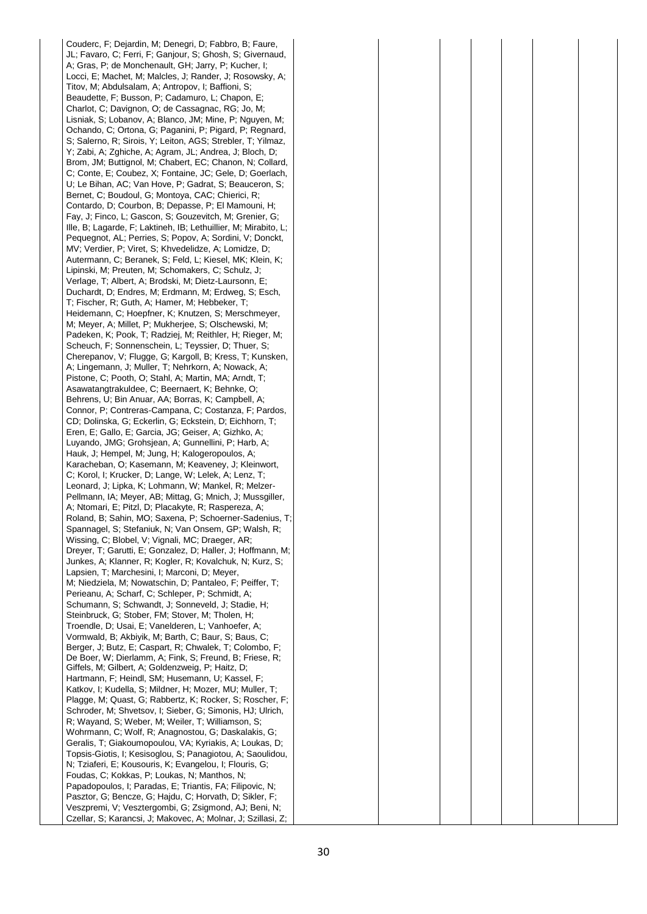| | | | | | | | | |
|---|---|---|---|---|---|---|---|---|
| | Couderc, F; Dejardin, M; Denegri, D; Fabbro, B; Faure, JL; Favaro, C; Ferri, F; Ganjour, S; Ghosh, S; Givernaud, A; Gras, P; de Monchenault, GH; Jarry, P; Kucher, I; Locci, E; Machet, M; Malcles, J; Rander, J; Rosowsky, A; Titov, M; Abdulsalam, A; Antropov, I; Baffioni, S; Beaudette, F; Busson, P; Cadamuro, L; Chapon, E; Charlot, C; Davignon, O; de Cassagnac, RG; Jo, M; Lisniak, S; Lobanov, A; Blanco, JM; Mine, P; Nguyen, M; Ochando, C; Ortona, G; Paganini, P; Pigard, P; Regnard, S; Salerno, R; Sirois, Y; Leiton, AGS; Strebler, T; Yilmaz, Y; Zabi, A; Zghiche, A; Agram, JL; Andrea, J; Bloch, D; Brom, JM; Buttignol, M; Chabert, EC; Chanon, N; Collard, C; Conte, E; Coubez, X; Fontaine, JC; Gele, D; Goerlach, U; Le Bihan, AC; Van Hove, P; Gadrat, S; Beauceron, S; Bernet, C; Boudoul, G; Montoya, CAC; Chierici, R; Contardo, D; Courbon, B; Depasse, P; El Mamouni, H; Fay, J; Finco, L; Gascon, S; Gouzevitch, M; Grenier, G; Ille, B; Lagarde, F; Laktineh, IB; Lethuillier, M; Mirabito, L; Pequegnot, AL; Perries, S; Popov, A; Sordini, V; Donckt, MV; Verdier, P; Viret, S; Khvedelidze, A; Lomidze, D; Autermann, C; Beranek, S; Feld, L; Kiesel, MK; Klein, K; Lipinski, M; Preuten, M; Schomakers, C; Schulz, J; Verlage, T; Albert, A; Brodski, M; Dietz-Laursonn, E; Duchardt, D; Endres, M; Erdmann, M; Erdweg, S; Esch, T; Fischer, R; Guth, A; Hamer, M; Hebbeker, T; Heidemann, C; Hoepfner, K; Knutzen, S; Merschmeyer, M; Meyer, A; Millet, P; Mukherjee, S; Olschewski, M; Padeken, K; Pook, T; Radziej, M; Reithler, H; Rieger, M; Scheuch, F; Sonnenschein, L; Teyssier, D; Thuer, S; Cherepanov, V; Flugge, G; Kargoll, B; Kress, T; Kunsken, A; Lingemann, J; Muller, T; Nehrkorn, A; Nowack, A; Pistone, C; Pooth, O; Stahl, A; Martin, MA; Arndt, T; Asawatangtrakuldee, C; Beernaert, K; Behnke, O; Behrens, U; Bin Anuar, AA; Borras, K; Campbell, A; Connor, P; Contreras-Campana, C; Costanza, F; Pardos, CD; Dolinska, G; Eckerlin, G; Eckstein, D; Eichhorn, T; Eren, E; Gallo, E; Garcia, JG; Geiser, A; Gizhko, A; Luyando, JMG; Grohsjean, A; Gunnellini, P; Harb, A; Hauk, J; Hempel, M; Jung, H; Kalogeropoulos, A; Karacheban, O; Kasemann, M; Keaveney, J; Kleinwort, C; Korol, I; Krucker, D; Lange, W; Lelek, A; Lenz, T; Leonard, J; Lipka, K; Lohmann, W; Mankel, R; Melzer-Pellmann, IA; Meyer, AB; Mittag, G; Mnich, J; Mussgiller, A; Ntomari, E; Pitzl, D; Placakyte, R; Raspereza, A; Roland, B; Sahin, MO; Saxena, P; Schoerner-Sadenius, T; Spannagel, S; Stefaniuk, N; Van Onsem, GP; Walsh, R; Wissing, C; Blobel, V; Vignali, MC; Draeger, AR; Dreyer, T; Garutti, E; Gonzalez, D; Haller, J; Hoffmann, M; Junkes, A; Klanner, R; Kogler, R; Kovalchuk, N; Kurz, S; Lapsien, T; Marchesini, I; Marconi, D; Meyer, M; Niedziela, M; Nowatschin, D; Pantaleo, F; Peiffer, T; Perieanu, A; Scharf, C; Schleper, P; Schmidt, A; Schumann, S; Schwandt, J; Sonneveld, J; Stadie, H; Steinbruck, G; Stober, FM; Stover, M; Tholen, H; Troendle, D; Usai, E; Vanelderen, L; Vanhoefer, A; Vormwald, B; Akbiyik, M; Barth, C; Baur, S; Baus, C; Berger, J; Butz, E; Caspart, R; Chwalek, T; Colombo, F; De Boer, W; Dierlamm, A; Fink, S; Freund, B; Friese, R; Giffels, M; Gilbert, A; Goldenzweig, P; Haitz, D; Hartmann, F; Heindl, SM; Husemann, U; Kassel, F; Katkov, I; Kudella, S; Mildner, H; Mozer, MU; Muller, T; Plagge, M; Quast, G; Rabbertz, K; Rocker, S; Roscher, F; Schroder, M; Shvetsov, I; Sieber, G; Simonis, HJ; Ulrich, R; Wayand, S; Weber, M; Weiler, T; Williamson, S; Wohrmann, C; Wolf, R; Anagnostou, G; Daskalakis, G; Geralis, T; Giakoumopoulou, VA; Kyriakis, A; Loukas, D; Topsis-Giotis, I; Kesisoglou, S; Panagiotou, A; Saoulidou, N; Tziaferi, E; Kousouris, K; Evangelou, I; Flouris, G; Foudas, C; Kokkas, P; Loukas, N; Manthos, N; Papadopoulos, I; Paradas, E; Triantis, FA; Filipovic, N; Pasztor, G; Bencze, G; Hajdu, C; Horvath, D; Sikler, F; Veszpremi, V; Vesztergombi, G; Zsigmond, AJ; Beni, N; Czellar, S; Karancsi, J; Makovec, A; Molnar, J; Szillasi, Z; | | | | | | | |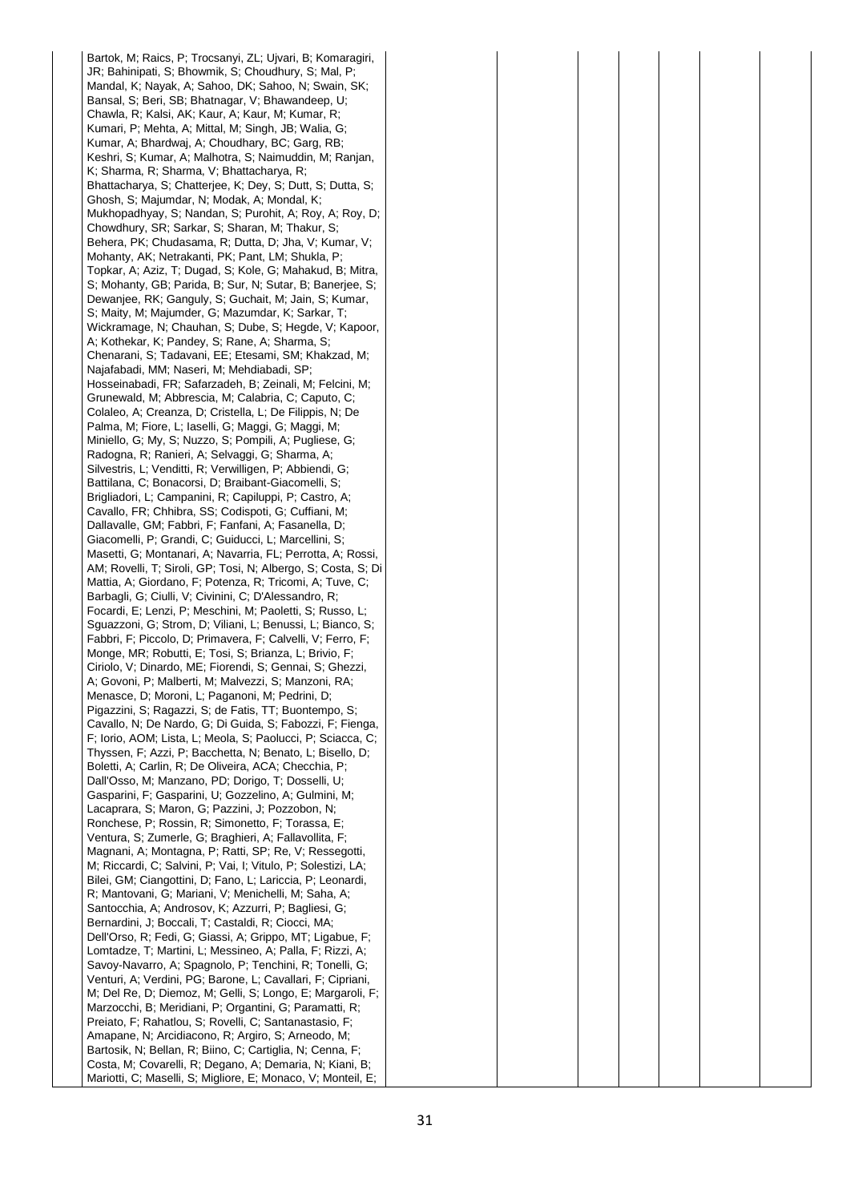| | | | | | | | | |
|---|---|---|---|---|---|---|---|---|
| | Bartok, M; Raics, P; Trocsanyi, ZL; Ujvari, B; Komaragiri, JR; Bahinipati, S; Bhowmik, S; Choudhury, S; Mal, P; Mandal, K; Nayak, A; Sahoo, DK; Sahoo, N; Swain, SK; Bansal, S; Beri, SB; Bhatnagar, V; Bhawandeep, U; Chawla, R; Kalsi, AK; Kaur, A; Kaur, M; Kumar, R; Kumari, P; Mehta, A; Mittal, M; Singh, JB; Walia, G; Kumar, A; Bhardwaj, A; Choudhary, BC; Garg, RB; Keshri, S; Kumar, A; Malhotra, S; Naimuddin, M; Ranjan, K; Sharma, R; Sharma, V; Bhattacharya, R; Bhattacharya, S; Chatterjee, K; Dey, S; Dutt, S; Dutta, S; Ghosh, S; Majumdar, N; Modak, A; Mondal, K; Mukhopadhyay, S; Nandan, S; Purohit, A; Roy, A; Roy, D; Chowdhury, SR; Sarkar, S; Sharan, M; Thakur, S; Behera, PK; Chudasama, R; Dutta, D; Jha, V; Kumar, V; Mohanty, AK; Netrakanti, PK; Pant, LM; Shukla, P; Topkar, A; Aziz, T; Dugad, S; Kole, G; Mahakud, B; Mitra, S; Mohanty, GB; Parida, B; Sur, N; Sutar, B; Banerjee, S; Dewanjee, RK; Ganguly, S; Guchait, M; Jain, S; Kumar, S; Maity, M; Majumder, G; Mazumdar, K; Sarkar, T; Wickramage, N; Chauhan, S; Dube, S; Hegde, V; Kapoor, A; Kothekar, K; Pandey, S; Rane, A; Sharma, S; Chenarani, S; Tadavani, EE; Etesami, SM; Khakzad, M; Najafabadi, MM; Naseri, M; Mehdiabadi, SP; Hosseinabadi, FR; Safarzadeh, B; Zeinali, M; Felcini, M; Grunewald, M; Abbrescia, M; Calabria, C; Caputo, C; Colaleo, A; Creanza, D; Cristella, L; De Filippis, N; De Palma, M; Fiore, L; Iaselli, G; Maggi, G; Maggi, M; Miniello, G; My, S; Nuzzo, S; Pompili, A; Pugliese, G; Radogna, R; Ranieri, A; Selvaggi, G; Sharma, A; Silvestris, L; Venditti, R; Verwilligen, P; Abbiendi, G; Battilana, C; Bonacorsi, D; Braibant-Giacomelli, S; Brigliadori, L; Campanini, R; Capiluppi, P; Castro, A; Cavallo, FR; Chhibra, SS; Codispoti, G; Cuffiani, M; Dallavalle, GM; Fabbri, F; Fanfani, A; Fasanella, D; Giacomelli, P; Grandi, C; Guiducci, L; Marcellini, S; Masetti, G; Montanari, A; Navarria, FL; Perrotta, A; Rossi, AM; Rovelli, T; Siroli, GP; Tosi, N; Albergo, S; Costa, S; Di Mattia, A; Giordano, F; Potenza, R; Tricomi, A; Tuve, C; Barbagli, G; Ciulli, V; Civinini, C; D'Alessandro, R; Focardi, E; Lenzi, P; Meschini, M; Paoletti, S; Russo, L; Sguazzoni, G; Strom, D; Viliani, L; Benussi, L; Bianco, S; Fabbri, F; Piccolo, D; Primavera, F; Calvelli, V; Ferro, F; Monge, MR; Robutti, E; Tosi, S; Brianza, L; Brivio, F; Ciriolo, V; Dinardo, ME; Fiorendi, S; Gennai, S; Ghezzi, A; Govoni, P; Malberti, M; Malvezzi, S; Manzoni, RA; Menasce, D; Moroni, L; Paganoni, M; Pedrini, D; Pigazzini, S; Ragazzi, S; de Fatis, TT; Buontempo, S; Cavallo, N; De Nardo, G; Di Guida, S; Fabozzi, F; Fienga, F; Iorio, AOM; Lista, L; Meola, S; Paolucci, P; Sciacca, C; Thyssen, F; Azzi, P; Bacchetta, N; Benato, L; Bisello, D; Boletti, A; Carlin, R; De Oliveira, ACA; Checchia, P; Dall'Osso, M; Manzano, PD; Dorigo, T; Dosselli, U; Gasparini, F; Gasparini, U; Gozzelino, A; Gulmini, M; Lacaprara, S; Maron, G; Pazzini, J; Pozzobon, N; Ronchese, P; Rossin, R; Simonetto, F; Torassa, E; Ventura, S; Zumerle, G; Braghieri, A; Fallavollita, F; Magnani, A; Montagna, P; Ratti, SP; Re, V; Ressegotti, M; Riccardi, C; Salvini, P; Vai, I; Vitulo, P; Solestizi, LA; Bilei, GM; Ciangottini, D; Fano, L; Lariccia, P; Leonardi, R; Mantovani, G; Mariani, V; Menichelli, M; Saha, A; Santocchia, A; Androsov, K; Azzurri, P; Bagliesi, G; Bernardini, J; Boccali, T; Castaldi, R; Ciocci, MA; Dell'Orso, R; Fedi, G; Giassi, A; Grippo, MT; Ligabue, F; Lomtadze, T; Martini, L; Messineo, A; Palla, F; Rizzi, A; Savoy-Navarro, A; Spagnolo, P; Tenchini, R; Tonelli, G; Venturi, A; Verdini, PG; Barone, L; Cavallari, F; Cipriani, M; Del Re, D; Diemoz, M; Gelli, S; Longo, E; Margaroli, F; Marzocchi, B; Meridiani, P; Organtini, G; Paramatti, R; Preiato, F; Rahatlou, S; Rovelli, C; Santanastasio, F; Amapane, N; Arcidiacono, R; Argiro, S; Arneodo, M; Bartosik, N; Bellan, R; Biino, C; Cartiglia, N; Cenna, F; Costa, M; Covarelli, R; Degano, A; Demaria, N; Kiani, B; Mariotti, C; Maselli, S; Migliore, E; Monaco, V; Monteil, E; | | | | | | | |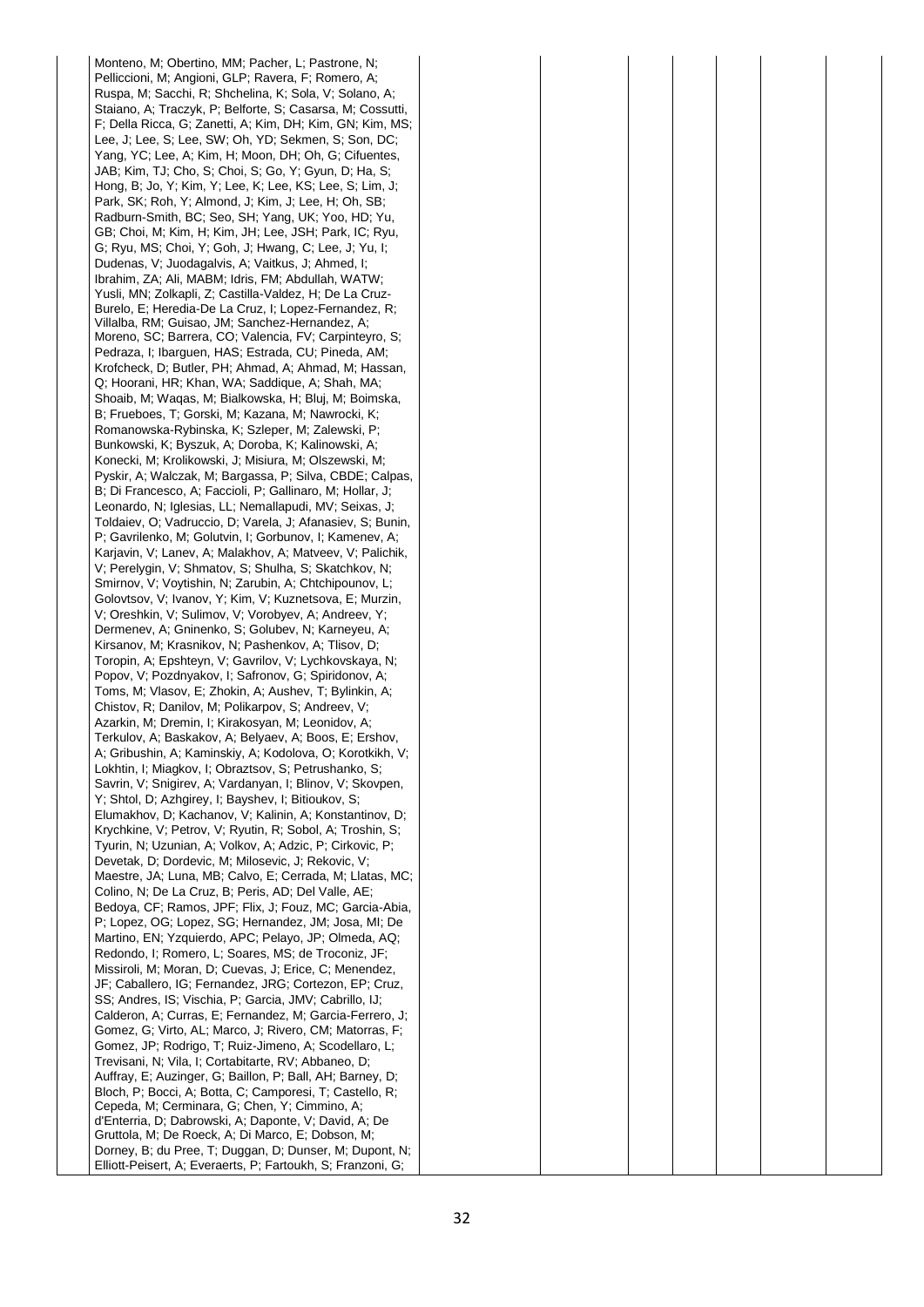| | | | | | | | | |
|---|---|---|---|---|---|---|---|---|
| | Monteno, M; Obertino, MM; Pacher, L; Pastrone, N; Pelliccioni, M; Angioni, GLP; Ravera, F; Romero, A; Ruspa, M; Sacchi, R; Shchelina, K; Sola, V; Solano, A; Staiano, A; Traczyk, P; Belforte, S; Casarsa, M; Cossutti, F; Della Ricca, G; Zanetti, A; Kim, DH; Kim, GN; Kim, MS; Lee, J; Lee, S; Lee, SW; Oh, YD; Sekmen, S; Son, DC; Yang, YC; Lee, A; Kim, H; Moon, DH; Oh, G; Cifuentes, JAB; Kim, TJ; Cho, S; Choi, S; Go, Y; Gyun, D; Ha, S; Hong, B; Jo, Y; Kim, Y; Lee, K; Lee, KS; Lee, S; Lim, J; Park, SK; Roh, Y; Almond, J; Kim, J; Lee, H; Oh, SB; Radburn-Smith, BC; Seo, SH; Yang, UK; Yoo, HD; Yu, GB; Choi, M; Kim, H; Kim, JH; Lee, JSH; Park, IC; Ryu, G; Ryu, MS; Choi, Y; Goh, J; Hwang, C; Lee, J; Yu, I; Dudenas, V; Juodagalvis, A; Vaitkus, J; Ahmed, I; Ibrahim, ZA; Ali, MABM; Idris, FM; Abdullah, WATW; Yusli, MN; Zolkapli, Z; Castilla-Valdez, H; De La Cruz-Burelo, E; Heredia-De La Cruz, I; Lopez-Fernandez, R; Villalba, RM; Guisao, JM; Sanchez-Hernandez, A; Moreno, SC; Barrera, CO; Valencia, FV; Carpinteyro, S; Pedraza, I; Ibarguen, HAS; Estrada, CU; Pineda, AM; Krofcheck, D; Butler, PH; Ahmad, A; Ahmad, M; Hassan, Q; Hoorani, HR; Khan, WA; Saddique, A; Shah, MA; Shoaib, M; Waqas, M; Bialkowska, H; Bluj, M; Boimska, B; Frueboes, T; Gorski, M; Kazana, M; Nawrocki, K; Romanowska-Rybinska, K; Szleper, M; Zalewski, P; Bunkowski, K; Byszuk, A; Doroba, K; Kalinowski, A; Konecki, M; Krolikowski, J; Misiura, M; Olszewski, M; Pyskir, A; Walczak, M; Bargassa, P; Silva, CBDE; Calpas, B; Di Francesco, A; Faccioli, P; Gallinaro, M; Hollar, J; Leonardo, N; Iglesias, LL; Nemallapudi, MV; Seixas, J; Toldaiev, O; Vadruccio, D; Varela, J; Afanasiev, S; Bunin, P; Gavrilenko, M; Golutvin, I; Gorbunov, I; Kamenev, A; Karjavin, V; Lanev, A; Malakhov, A; Matveev, V; Palichik, V; Perelygin, V; Shmatov, S; Shulha, S; Skatchkov, N; Smirnov, V; Voytishin, N; Zarubin, A; Chtchipounov, L; Golovtsov, V; Ivanov, Y; Kim, V; Kuznetsova, E; Murzin, V; Oreshkin, V; Sulimov, V; Vorobyev, A; Andreev, Y; Dermenev, A; Gninenko, S; Golubev, N; Karneyeu, A; Kirsanov, M; Krasnikov, N; Pashenkov, A; Tlisov, D; Toropin, A; Epshteyn, V; Gavrilov, V; Lychkovskaya, N; Popov, V; Pozdnyakov, I; Safronov, G; Spiridonov, A; Toms, M; Vlasov, E; Zhokin, A; Aushev, T; Bylinkin, A; Chistov, R; Danilov, M; Polikarpov, S; Andreev, V; Azarkin, M; Dremin, I; Kirakosyan, M; Leonidov, A; Terkulov, A; Baskakov, A; Belyaev, A; Boos, E; Ershov, A; Gribushin, A; Kaminskiy, A; Kodolova, O; Korotkikh, V; Lokhtin, I; Miagkov, I; Obraztsov, S; Petrushanko, S; Savrin, V; Snigirev, A; Vardanyan, I; Blinov, V; Skovpen, Y; Shtol, D; Azhgirey, I; Bayshev, I; Bitioukov, S; Elumakhov, D; Kachanov, V; Kalinin, A; Konstantinov, D; Krychkine, V; Petrov, V; Ryutin, R; Sobol, A; Troshin, S; Tyurin, N; Uzunian, A; Volkov, A; Adzic, P; Cirkovic, P; Devetak, D; Dordevic, M; Milosevic, J; Rekovic, V; Maestre, JA; Luna, MB; Calvo, E; Cerrada, M; Llatas, MC; Colino, N; De La Cruz, B; Peris, AD; Del Valle, AE; Bedoya, CF; Ramos, JPF; Flix, J; Fouz, MC; Garcia-Abia, P; Lopez, OG; Lopez, SG; Hernandez, JM; Josa, MI; De Martino, EN; Yzquierdo, APC; Pelayo, JP; Olmeda, AQ; Redondo, I; Romero, L; Soares, MS; de Troconiz, JF; Missiroli, M; Moran, D; Cuevas, J; Erice, C; Menendez, JF; Caballero, IG; Fernandez, JRG; Cortezon, EP; Cruz, SS; Andres, IS; Vischia, P; Garcia, JMV; Cabrillo, IJ; Calderon, A; Curras, E; Fernandez, M; Garcia-Ferrero, J; Gomez, G; Virto, AL; Marco, J; Rivero, CM; Matorras, F; Gomez, JP; Rodrigo, T; Ruiz-Jimeno, A; Scodellaro, L; Trevisani, N; Vila, I; Cortabitarte, RV; Abbaneo, D; Auffray, E; Auzinger, G; Baillon, P; Ball, AH; Barney, D; Bloch, P; Bocci, A; Botta, C; Camporesi, T; Castello, R; Cepeda, M; Cerminara, G; Chen, Y; Cimmino, A; d'Enterria, D; Dabrowski, A; Daponte, V; David, A; De Gruttola, M; De Roeck, A; Di Marco, E; Dobson, M; Dorney, B; du Pree, T; Duggan, D; Dunser, M; Dupont, N; Elliott-Peisert, A; Everaerts, P; Fartoukh, S; Franzoni, G; | | | | | | | |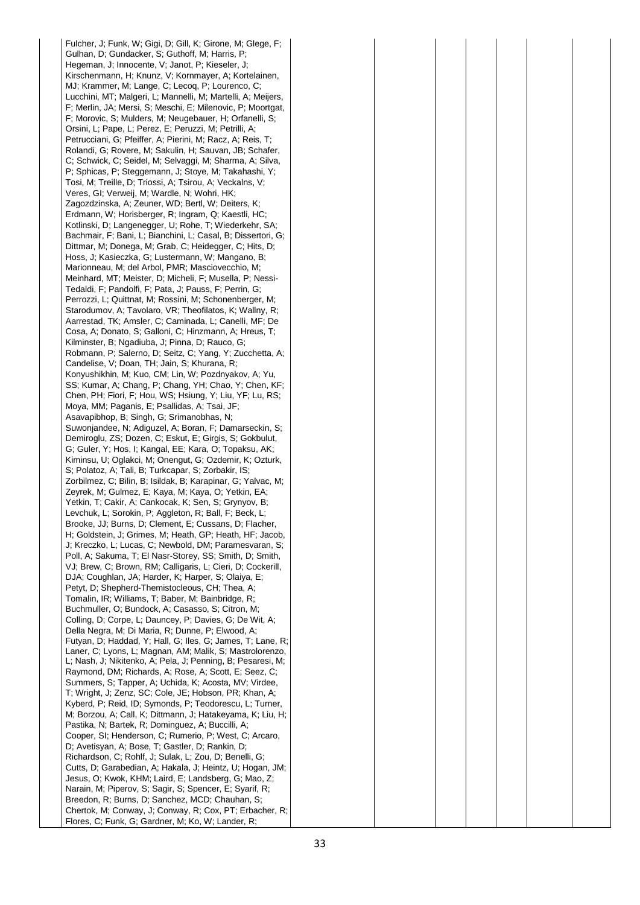| | | | | | | | |
|---|---|---|---|---|---|---|---|
| | Fulcher, J; Funk, W; Gigi, D; Gill, K; Girone, M; Glege, F; Gulhan, D; Gundacker, S; Guthoff, M; Harris, P; Hegeman, J; Innocente, V; Janot, P; Kieseler, J; Kirschenmann, H; Knunz, V; Kornmayer, A; Kortelainen, MJ; Krammer, M; Lange, C; Lecoq, P; Lourenco, C; Lucchini, MT; Malgeri, L; Mannelli, M; Martelli, A; Meijers, F; Merlin, JA; Mersi, S; Meschi, E; Milenovic, P; Moortgat, F; Morovic, S; Mulders, M; Neugebauer, H; Orfanelli, S; Orsini, L; Pape, L; Perez, E; Peruzzi, M; Petrilli, A; Petrucciani, G; Pfeiffer, A; Pierini, M; Racz, A; Reis, T; Rolandi, G; Rovere, M; Sakulin, H; Sauvan, JB; Schafer, C; Schwick, C; Seidel, M; Selvaggi, M; Sharma, A; Silva, P; Sphicas, P; Steggemann, J; Stoye, M; Takahashi, Y; Tosi, M; Treille, D; Triossi, A; Tsirou, A; Veckalns, V; Veres, GI; Verweij, M; Wardle, N; Wohri, HK; Zagozdzinska, A; Zeuner, WD; Bertl, W; Deiters, K; Erdmann, W; Horisberger, R; Ingram, Q; Kaestli, HC; Kotlinski, D; Langenegger, U; Rohe, T; Wiederkehr, SA; Bachmair, F; Bani, L; Bianchini, L; Casal, B; Dissertori, G; Dittmar, M; Donega, M; Grab, C; Heidegger, C; Hits, D; Hoss, J; Kasieczka, G; Lustermann, W; Mangano, B; Marionneau, M; del Arbol, PMR; Masciovecchio, M; Meinhard, MT; Meister, D; Micheli, F; Musella, P; Nessi-Tedaldi, F; Pandolfi, F; Pata, J; Pauss, F; Perrin, G; Perrozzi, L; Quittnat, M; Rossini, M; Schonenberger, M; Starodumov, A; Tavolaro, VR; Theofilatos, K; Wallny, R; Aarrestad, TK; Amsler, C; Caminada, L; Canelli, MF; De Cosa, A; Donato, S; Galloni, C; Hinzmann, A; Hreus, T; Kilminster, B; Ngadiuba, J; Pinna, D; Rauco, G; Robmann, P; Salerno, D; Seitz, C; Yang, Y; Zucchetta, A; Candelise, V; Doan, TH; Jain, S; Khurana, R; Konyushikhin, M; Kuo, CM; Lin, W; Pozdnyakov, A; Yu, SS; Kumar, A; Chang, P; Chang, YH; Chao, Y; Chen, KF; Chen, PH; Fiori, F; Hou, WS; Hsiung, Y; Liu, YF; Lu, RS; Moya, MM; Paganis, E; Psallidas, A; Tsai, JF; Asavapibhop, B; Singh, G; Srimanobhas, N; Suwonjandee, N; Adiguzel, A; Boran, F; Damarseckin, S; Demiroglu, ZS; Dozen, C; Eskut, E; Girgis, S; Gokbulut, G; Guler, Y; Hos, I; Kangal, EE; Kara, O; Topaksu, AK; Kiminsu, U; Oglakci, M; Onengut, G; Ozdemir, K; Ozturk, S; Polatoz, A; Tali, B; Turkcapar, S; Zorbakir, IS; Zorbilmez, C; Bilin, B; Isildak, B; Karapinar, G; Yalvac, M; Zeyrek, M; Gulmez, E; Kaya, M; Kaya, O; Yetkin, EA; Yetkin, T; Cakir, A; Cankocak, K; Sen, S; Grynyov, B; Levchuk, L; Sorokin, P; Aggleton, R; Ball, F; Beck, L; Brooke, JJ; Burns, D; Clement, E; Cussans, D; Flacher, H; Goldstein, J; Grimes, M; Heath, GP; Heath, HF; Jacob, J; Kreczko, L; Lucas, C; Newbold, DM; Paramesvaran, S; Poll, A; Sakuma, T; El Nasr-Storey, SS; Smith, D; Smith, VJ; Brew, C; Brown, RM; Calligaris, L; Cieri, D; Cockerill, DJA; Coughlan, JA; Harder, K; Harper, S; Olaiya, E; Petyt, D; Shepherd-Themistocleous, CH; Thea, A; Tomalin, IR; Williams, T; Baber, M; Bainbridge, R; Buchmuller, O; Bundock, A; Casasso, S; Citron, M; Colling, D; Corpe, L; Dauncey, P; Davies, G; De Wit, A; Della Negra, M; Di Maria, R; Dunne, P; Elwood, A; Futyan, D; Haddad, Y; Hall, G; Iles, G; James, T; Lane, R; Laner, C; Lyons, L; Magnan, AM; Malik, S; Mastrolorenzo, L; Nash, J; Nikitenko, A; Pela, J; Penning, B; Pesaresi, M; Raymond, DM; Richards, A; Rose, A; Scott, E; Seez, C; Summers, S; Tapper, A; Uchida, K; Acosta, MV; Virdee, T; Wright, J; Zenz, SC; Cole, JE; Hobson, PR; Khan, A; Kyberd, P; Reid, ID; Symonds, P; Teodorescu, L; Turner, M; Borzou, A; Call, K; Dittmann, J; Hatakeyama, K; Liu, H; Pastika, N; Bartek, R; Dominguez, A; Buccilli, A; Cooper, SI; Henderson, C; Rumerio, P; West, C; Arcaro, D; Avetisyan, A; Bose, T; Gastler, D; Rankin, D; Richardson, C; Rohlf, J; Sulak, L; Zou, D; Benelli, G; Cutts, D; Garabedian, A; Hakala, J; Heintz, U; Hogan, JM; Jesus, O; Kwok, KHM; Laird, E; Landsberg, G; Mao, Z; Narain, M; Piperov, S; Sagir, S; Spencer, E; Syarif, R; Breedon, R; Burns, D; Sanchez, MCD; Chauhan, S; Chertok, M; Conway, J; Conway, R; Cox, PT; Erbacher, R; Flores, C; Funk, G; Gardner, M; Ko, W; Lander, R; | | | | | | |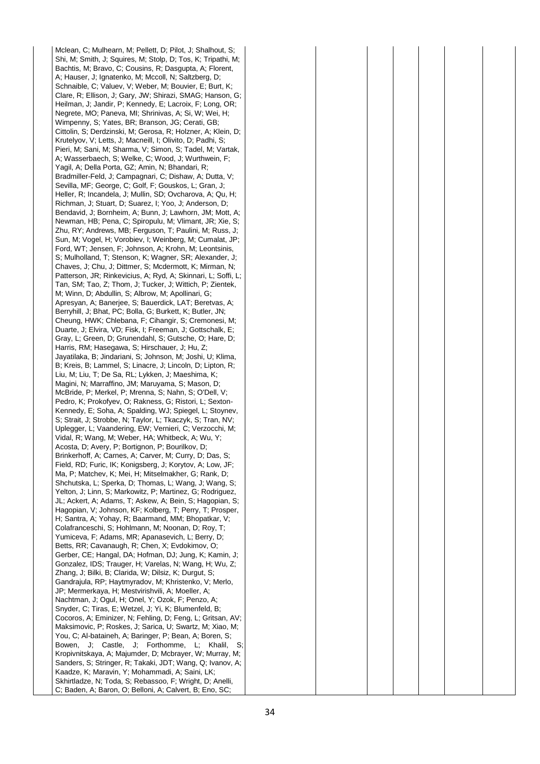| | | | | | | | |
|---|---|---|---|---|---|---|---|
| | Mclean, C; Mulhearn, M; Pellett, D; Pilot, J; Shalhout, S; Shi, M; Smith, J; Squires, M; Stolp, D; Tos, K; Tripathi, M; Bachtis, M; Bravo, C; Cousins, R; Dasgupta, A; Florent, A; Hauser, J; Ignatenko, M; Mccoll, N; Saltzberg, D; Schnaible, C; Valuev, V; Weber, M; Bouvier, E; Burt, K; Clare, R; Ellison, J; Gary, JW; Shirazi, SMAG; Hanson, G; Heilman, J; Jandir, P; Kennedy, E; Lacroix, F; Long, OR; Negrete, MO; Paneva, MI; Shrinivas, A; Si, W; Wei, H; Wimpenny, S; Yates, BR; Branson, JG; Cerati, GB; Cittolin, S; Derdzinski, M; Gerosa, R; Holzner, A; Klein, D; Krutelyov, V; Letts, J; Macneill, I; Olivito, D; Padhi, S; Pieri, M; Sani, M; Sharma, V; Simon, S; Tadel, M; Vartak, A; Wasserbaech, S; Welke, C; Wood, J; Wurthwein, F; Yagil, A; Della Porta, GZ; Amin, N; Bhandari, R; Bradmiller-Feld, J; Campagnari, C; Dishaw, A; Dutta, V; Sevilla, MF; George, C; Golf, F; Gouskos, L; Gran, J; Heller, R; Incandela, J; Mullin, SD; Ovcharova, A; Qu, H; Richman, J; Stuart, D; Suarez, I; Yoo, J; Anderson, D; Bendavid, J; Bornheim, A; Bunn, J; Lawhorn, JM; Mott, A; Newman, HB; Pena, C; Spiropulu, M; Vlimant, JR; Xie, S; Zhu, RY; Andrews, MB; Ferguson, T; Paulini, M; Russ, J; Sun, M; Vogel, H; Vorobiev, I; Weinberg, M; Cumalat, JP; Ford, WT; Jensen, F; Johnson, A; Krohn, M; Leontsinis, S; Mulholland, T; Stenson, K; Wagner, SR; Alexander, J; Chaves, J; Chu, J; Dittmer, S; Mcdermott, K; Mirman, N; Patterson, JR; Rinkevicius, A; Ryd, A; Skinnari, L; Soffi, L; Tan, SM; Tao, Z; Thom, J; Tucker, J; Wittich, P; Zientek, M; Winn, D; Abdullin, S; Albrow, M; Apollinari, G; Apresyan, A; Banerjee, S; Bauerdick, LAT; Beretvas, A; Berryhill, J; Bhat, PC; Bolla, G; Burkett, K; Butler, JN; Cheung, HWK; Chlebana, F; Cihangir, S; Cremonesi, M; Duarte, J; Elvira, VD; Fisk, I; Freeman, J; Gottschalk, E; Gray, L; Green, D; Grunendahl, S; Gutsche, O; Hare, D; Harris, RM; Hasegawa, S; Hirschauer, J; Hu, Z; Jayatilaka, B; Jindariani, S; Johnson, M; Joshi, U; Klima, B; Kreis, B; Lammel, S; Linacre, J; Lincoln, D; Lipton, R; Liu, M; Liu, T; De Sa, RL; Lykken, J; Maeshima, K; Magini, N; Marraffino, JM; Maruyama, S; Mason, D; McBride, P; Merkel, P; Mrenna, S; Nahn, S; O'Dell, V; Pedro, K; Prokofyev, O; Rakness, G; Ristori, L; Sexton-Kennedy, E; Soha, A; Spalding, WJ; Spiegel, L; Stoynev, S; Strait, J; Strobbe, N; Taylor, L; Tkaczyk, S; Tran, NV; Uplegger, L; Vaandering, EW; Vernieri, C; Verzocchi, M; Vidal, R; Wang, M; Weber, HA; Whitbeck, A; Wu, Y; Acosta, D; Avery, P; Bortignon, P; Bourilkov, D; Brinkerhoff, A; Carnes, A; Carver, M; Curry, D; Das, S; Field, RD; Furic, IK; Konigsberg, J; Korytov, A; Low, JF; Ma, P; Matchev, K; Mei, H; Mitselmakher, G; Rank, D; Shchutska, L; Sperka, D; Thomas, L; Wang, J; Wang, S; Yelton, J; Linn, S; Markowitz, P; Martinez, G; Rodriguez, JL; Ackert, A; Adams, T; Askew, A; Bein, S; Hagopian, S; Hagopian, V; Johnson, KF; Kolberg, T; Perry, T; Prosper, H; Santra, A; Yohay, R; Baarmand, MM; Bhopatkar, V; Colafranceschi, S; Hohlmann, M; Noonan, D; Roy, T; Yumiceva, F; Adams, MR; Apanasevich, L; Berry, D; Betts, RR; Cavanaugh, R; Chen, X; Evdokimov, O; Gerber, CE; Hangal, DA; Hofman, DJ; Jung, K; Kamin, J; Gonzalez, IDS; Trauger, H; Varelas, N; Wang, H; Wu, Z; Zhang, J; Bilki, B; Clarida, W; Dilsiz, K; Durgut, S; Gandrajula, RP; Haytmyradov, M; Khristenko, V; Merlo, JP; Mermerkaya, H; Mestvirishvili, A; Moeller, A; Nachtman, J; Ogul, H; Onel, Y; Ozok, F; Penzo, A; Snyder, C; Tiras, E; Wetzel, J; Yi, K; Blumenfeld, B; Cocoros, A; Eminizer, N; Fehling, D; Feng, L; Gritsan, AV; Maksimovic, P; Roskes, J; Sarica, U; Swartz, M; Xiao, M; You, C; Al-bataineh, A; Baringer, P; Bean, A; Boren, S; Bowen, J; Castle, J; Forthomme, L; Khalil, S; Kropivnitskaya, A; Majumder, D; Mcbrayer, W; Murray, M; Sanders, S; Stringer, R; Takaki, JDT; Wang, Q; Ivanov, A; Kaadze, K; Maravin, Y; Mohammadi, A; Saini, LK; Skhirtladze, N; Toda, S; Rebassoo, F; Wright, D; Anelli, C; Baden, A; Baron, O; Belloni, A; Calvert, B; Eno, SC; | | | | | | |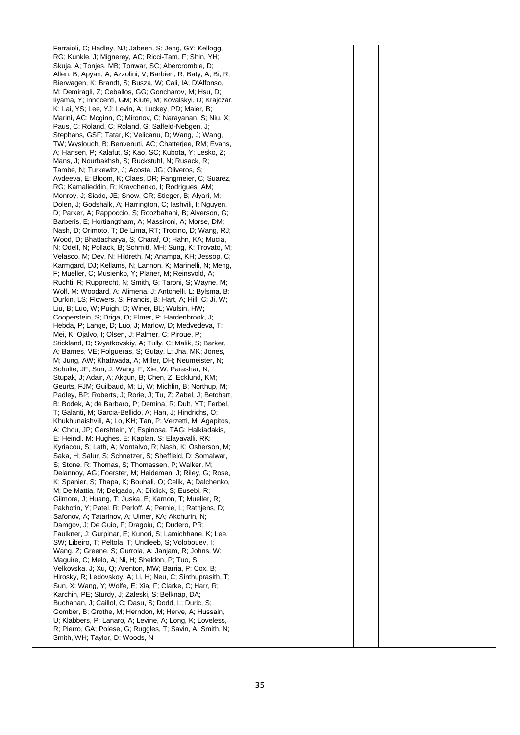| | | | | | | | | |
|---|---|---|---|---|---|---|---|---|
| | Ferraioli, C; Hadley, NJ; Jabeen, S; Jeng, GY; Kellogg, RG; Kunkle, J; Mignerey, AC; Ricci-Tam, F; Shin, YH; Skuja, A; Tonjes, MB; Tonwar, SC; Abercrombie, D; Allen, B; Apyan, A; Azzolini, V; Barbieri, R; Baty, A; Bi, R; Bierwagen, K; Brandt, S; Busza, W; Cali, IA; D'Alfonso, M; Demiragli, Z; Ceballos, GG; Goncharov, M; Hsu, D; Iiyama, Y; Innocenti, GM; Klute, M; Kovalskyi, D; Krajczar, K; Lai, YS; Lee, YJ; Levin, A; Luckey, PD; Maier, B; Marini, AC; Mcginn, C; Mironov, C; Narayanan, S; Niu, X; Paus, C; Roland, C; Roland, G; Salfeld-Nebgen, J; Stephans, GSF; Tatar, K; Velicanu, D; Wang, J; Wang, TW; Wyslouch, B; Benvenuti, AC; Chatterjee, RM; Evans, A; Hansen, P; Kalafut, S; Kao, SC; Kubota, Y; Lesko, Z; Mans, J; Nourbakhsh, S; Ruckstuhl, N; Rusack, R; Tambe, N; Turkewitz, J; Acosta, JG; Oliveros, S; Avdeeva, E; Bloom, K; Claes, DR; Fangmeier, C; Suarez, RG; Kamalieddin, R; Kravchenko, I; Rodrigues, AM; Monroy, J; Siado, JE; Snow, GR; Stieger, B; Alyari, M; Dolen, J; Godshalk, A; Harrington, C; Iashvili, I; Nguyen, D; Parker, A; Rappoccio, S; Roozbahani, B; Alverson, G; Barberis, E; Hortiangtham, A; Massironi, A; Morse, DM; Nash, D; Orimoto, T; De Lima, RT; Trocino, D; Wang, RJ; Wood, D; Bhattacharya, S; Charaf, O; Hahn, KA; Mucia, N; Odell, N; Pollack, B; Schmitt, MH; Sung, K; Trovato, M; Velasco, M; Dev, N; Hildreth, M; Anampa, KH; Jessop, C; Karmgard, DJ; Kellams, N; Lannon, K; Marinelli, N; Meng, F; Mueller, C; Musienko, Y; Planer, M; Reinsvold, A; Ruchti, R; Rupprecht, N; Smith, G; Taroni, S; Wayne, M; Wolf, M; Woodard, A; Alimena, J; Antonelli, L; Bylsma, B; Durkin, LS; Flowers, S; Francis, B; Hart, A; Hill, C; Ji, W; Liu, B; Luo, W; Puigh, D; Winer, BL; Wulsin, HW; Cooperstein, S; Driga, O; Elmer, P; Hardenbrook, J; Hebda, P; Lange, D; Luo, J; Marlow, D; Medvedeva, T; Mei, K; Ojalvo, I; Olsen, J; Palmer, C; Piroue, P; Stickland, D; Svyatkovskiy, A; Tully, C; Malik, S; Barker, A; Barnes, VE; Folgueras, S; Gutay, L; Jha, MK; Jones, M; Jung, AW; Khatiwada, A; Miller, DH; Neumeister, N; Schulte, JF; Sun, J; Wang, F; Xie, W; Parashar, N; Stupak, J; Adair, A; Akgun, B; Chen, Z; Ecklund, KM; Geurts, FJM; Guilbaud, M; Li, W; Michlin, B; Northup, M; Padley, BP; Roberts, J; Rorie, J; Tu, Z; Zabel, J; Betchart, B; Bodek, A; de Barbaro, P; Demina, R; Duh, YT; Ferbel, T; Galanti, M; Garcia-Bellido, A; Han, J; Hindrichs, O; Khukhunaishvili, A; Lo, KH; Tan, P; Verzetti, M; Agapitos, A; Chou, JP; Gershtein, Y; Espinosa, TAG; Halkiadakis, E; Heindl, M; Hughes, E; Kaplan, S; Elayavalli, RK; Kyriacou, S; Lath, A; Montalvo, R; Nash, K; Osherson, M; Saka, H; Salur, S; Schnetzer, S; Sheffield, D; Somalwar, S; Stone, R; Thomas, S; Thomassen, P; Walker, M; Delannoy, AG; Foerster, M; Heideman, J; Riley, G; Rose, K; Spanier, S; Thapa, K; Bouhali, O; Celik, A; Dalchenko, M; De Mattia, M; Delgado, A; Dildick, S; Eusebi, R; Gilmore, J; Huang, T; Juska, E; Kamon, T; Mueller, R; Pakhotin, Y; Patel, R; Perloff, A; Pernie, L; Rathjens, D; Safonov, A; Tatarinov, A; Ulmer, KA; Akchurin, N; Damgov, J; De Guio, F; Dragoiu, C; Dudero, PR; Faulkner, J; Gurpinar, E; Kunori, S; Lamichhane, K; Lee, SW; Libeiro, T; Peltola, T; Undleeb, S; Volobouev, I; Wang, Z; Greene, S; Gurrola, A; Janjam, R; Johns, W; Maguire, C; Melo, A; Ni, H; Sheldon, P; Tuo, S; Velkovska, J; Xu, Q; Arenton, MW; Barria, P; Cox, B; Hirosky, R; Ledovskoy, A; Li, H; Neu, C; Sinthuprasith, T; Sun, X; Wang, Y; Wolfe, E; Xia, F; Clarke, C; Harr, R; Karchin, PE; Sturdy, J; Zaleski, S; Belknap, DA; Buchanan, J; Caillol, C; Dasu, S; Dodd, L; Duric, S; Gomber, B; Grothe, M; Herndon, M; Herve, A; Hussain, U; Klabbers, P; Lanaro, A; Levine, A; Long, K; Loveless, R; Pierro, GA; Polese, G; Ruggles, T; Savin, A; Smith, N; Smith, WH; Taylor, D; Woods, N | | | | | | | |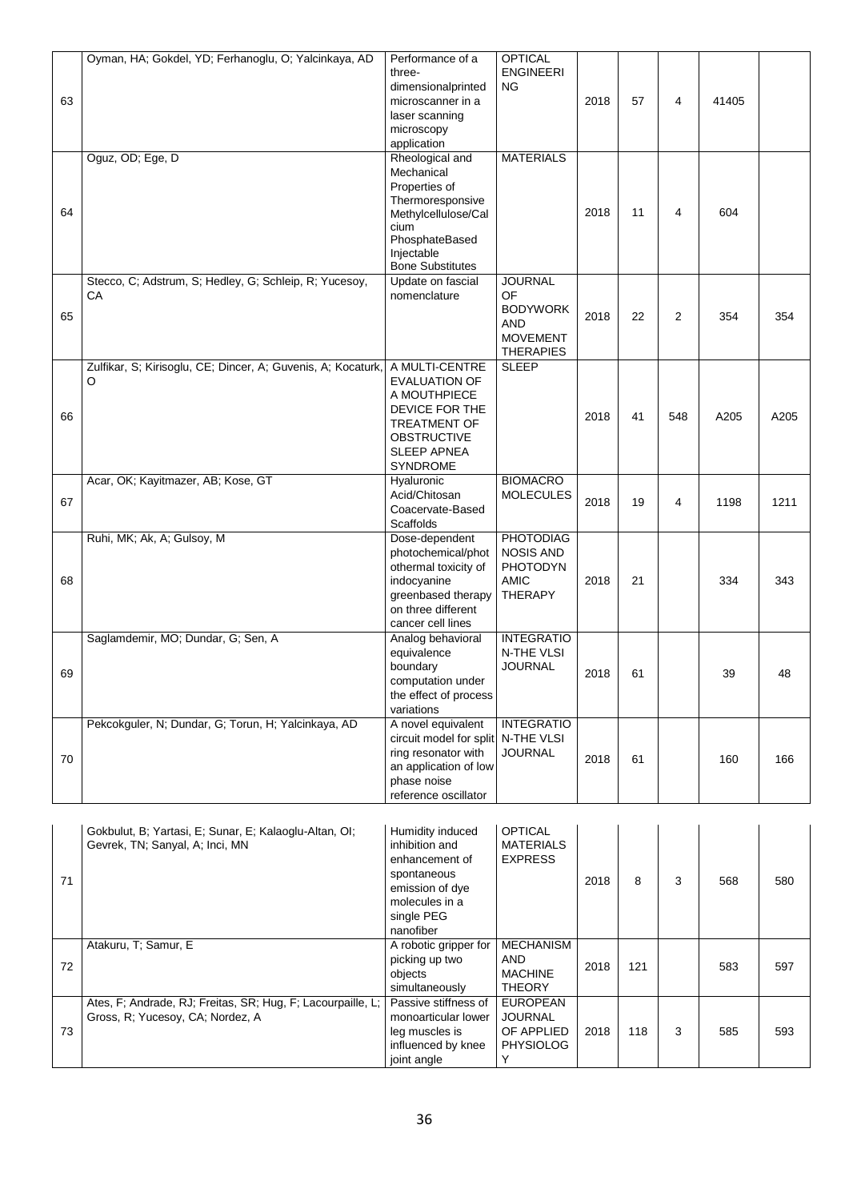| 63 | Oyman, HA; Gokdel, YD; Ferhanoglu, O; Yalcinkaya, AD | Performance of a three-dimensionalprinted microscanner in a laser scanning microscopy application | OPTICAL ENGINEERING | 2018 | 57 | 4 | 41405 | |
|---|---|---|---|---|---|---|---|---|
| 64 | Oguz, OD; Ege, D | Rheological and Mechanical Properties of Thermoresponsive Methylcellulose/Calcium PhosphateBased Injectable Bone Substitutes | MATERIALS | 2018 | 11 | 4 | 604 | |
| 65 | Stecco, C; Adstrum, S; Hedley, G; Schleip, R; Yucesoy, CA | Update on fascial nomenclature | JOURNAL OF BODYWORK AND MOVEMENT THERAPIES | 2018 | 22 | 2 | 354 | 354 |
| 66 | Zulfikar, S; Kirisoglu, CE; Dincer, A; Guvenis, A; Kocaturk, O | A MULTI-CENTRE EVALUATION OF A MOUTHPIECE DEVICE FOR THE TREATMENT OF OBSTRUCTIVE SLEEP APNEA SYNDROME | SLEEP | 2018 | 41 | 548 | A205 | A205 |
| 67 | Acar, OK; Kayitmazer, AB; Kose, GT | Hyaluronic Acid/Chitosan Coacervate-Based Scaffolds | BIOMACROMOLECULES | 2018 | 19 | 4 | 1198 | 1211 |
| 68 | Ruhi, MK; Ak, A; Gulsoy, M | Dose-dependent photochemical/photothermal toxicity of indocyanine greenbased therapy on three different cancer cell lines | PHOTODIAGNOSIS AND PHOTODYNAMIC THERAPY | 2018 | 21 | | 334 | 343 |
| 69 | Saglamdemir, MO; Dundar, G; Sen, A | Analog behavioral equivalence boundary computation under the effect of process variations | INTEGRATION-THE VLSI JOURNAL | 2018 | 61 | | 39 | 48 |
| 70 | Pekcokguler, N; Dundar, G; Torun, H; Yalcinkaya, AD | A novel equivalent circuit model for split ring resonator with an application of low phase noise reference oscillator | INTEGRATION-THE VLSI JOURNAL | 2018 | 61 | | 160 | 166 |
| 71 | Gokbulut, B; Yartasi, E; Sunar, E; Kalaoglu-Altan, OI; Gevrek, TN; Sanyal, A; Inci, MN | Humidity induced inhibition and enhancement of spontaneous emission of dye molecules in a single PEG nanofiber | OPTICAL MATERIALS EXPRESS | 2018 | 8 | 3 | 568 | 580 |
| 72 | Atakuru, T; Samur, E | A robotic gripper for picking up two objects simultaneously | MECHANISM AND MACHINE THEORY | 2018 | 121 | | 583 | 597 |
| 73 | Ates, F; Andrade, RJ; Freitas, SR; Hug, F; Lacourpaille, L; Gross, R; Yucesoy, CA; Nordez, A | Passive stiffness of monoarticular lower leg muscles is influenced by knee joint angle | EUROPEAN JOURNAL OF APPLIED PHYSIOLOGY | 2018 | 118 | 3 | 585 | 593 |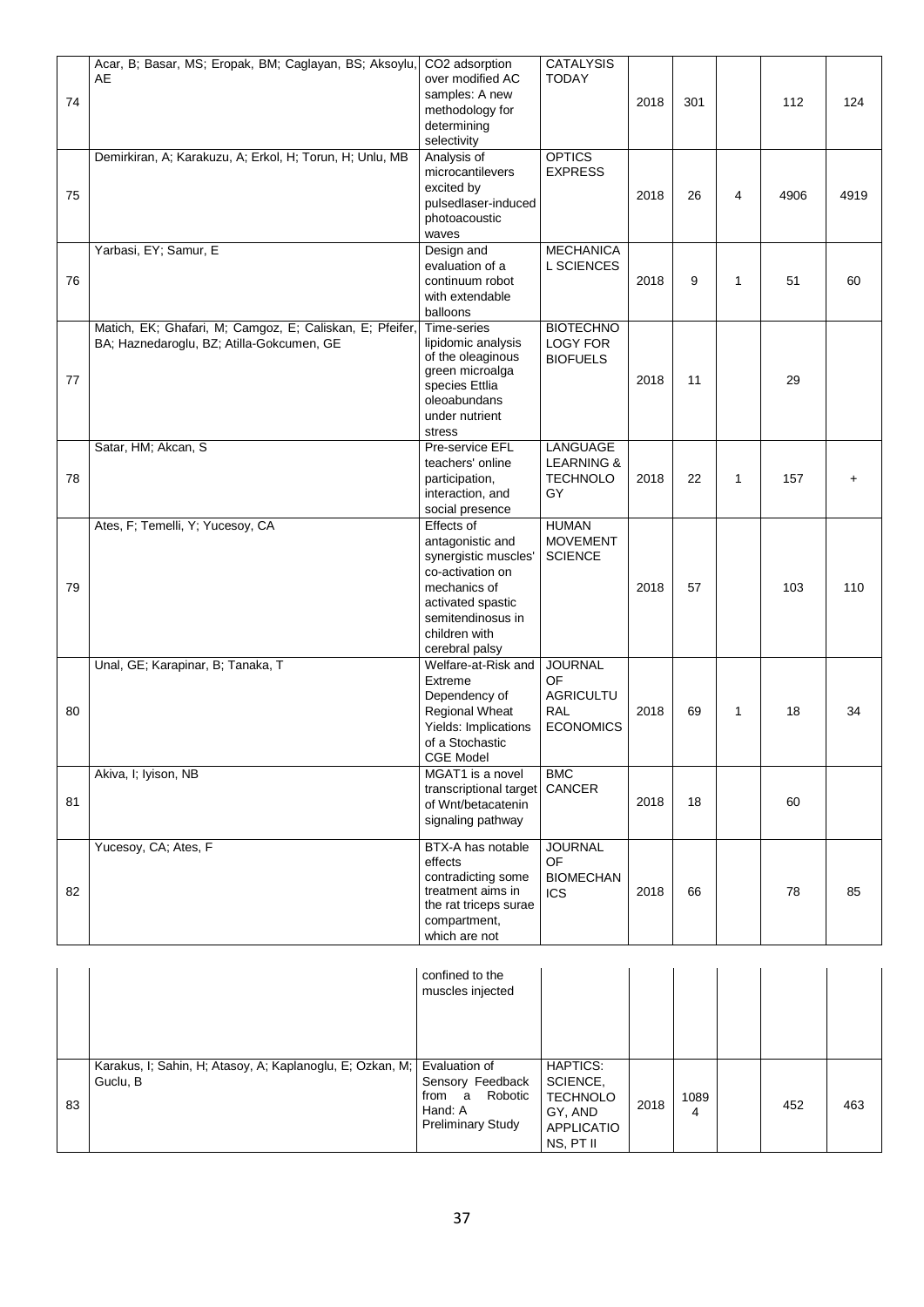| | | | | | | | | |
|---|---|---|---|---|---|---|---|---|
| 74 | Acar, B; Basar, MS; Eropak, BM; Caglayan, BS; Aksoylu, AE | $CO_2$ adsorption over modified AC samples: A new methodology for determining selectivity | CATALYSIS TODAY | 2018 | 301 | | 112 | 124 |
| 75 | Demirkiran, A; Karakuzu, A; Erkol, H; Torun, H; Unlu, MB | Analysis of microcantilevers excited by pulsedlaser-induced photoacoustic waves | OPTICS EXPRESS | 2018 | 26 | 4 | 4906 | 4919 |
| 76 | Yarbasi, EY; Samur, E | Design and evaluation of a continuum robot with extendable balloons | MECHANICAL SCIENCES | 2018 | 9 | 1 | 51 | 60 |
| 77 | Matich, EK; Ghafari, M; Camgoz, E; Caliskan, E; Pfeifer, BA; Haznedaroglu, BZ; Atilla-Gokcumen, GE | Time-series lipidomic analysis of the oleaginous green microalga species Ettlia oleoabundans under nutrient stress | BIOTECHNOLOGY FOR BIOFUELS | 2018 | 11 | | 29 | |
| 78 | Satar, HM; Akcan, S | Pre-service EFL teachers' online participation, interaction, and social presence | LANGUAGE LEARNING & TECHNOLOGY | 2018 | 22 | 1 | 157 | + |
| 79 | Ates, F; Temelli, Y; Yucesoy, CA | Effects of antagonistic and synergistic muscles' co-activation on mechanics of activated spastic semitendinosus in children with cerebral palsy | HUMAN MOVEMENT SCIENCE | 2018 | 57 | | 103 | 110 |
| 80 | Unal, GE; Karapinar, B; Tanaka, T | Welfare-at-Risk and Extreme Dependency of Regional Wheat Yields: Implications of a Stochastic CGE Model | JOURNAL OF AGRICULTURAL ECONOMICS | 2018 | 69 | 1 | 18 | 34 |
| 81 | Akiva, I; Iyison, NB | MGAT1 is a novel transcriptional target of Wnt/betacatenin signaling pathway | BMC CANCER | 2018 | 18 | | 60 | |
| 82 | Yucesoy, CA; Ates, F | BTX-A has notable effects contradicting some treatment aims in the rat triceps surae compartment, which are not confined to the muscles injected | JOURNAL OF BIOMECHANICS | 2018 | 66 | | 78 | 85 |
| 83 | Karakus, I; Sahin, H; Atasoy, A; Kaplanoglu, E; Ozkan, M; Guclu, B | Evaluation of Sensory Feedback from a Robotic Hand: A Preliminary Study | HAPTICS: SCIENCE, TECHNOLOGY, AND APPLICATIONS, PT II | 2018 | 10894 | | 452 | 463 |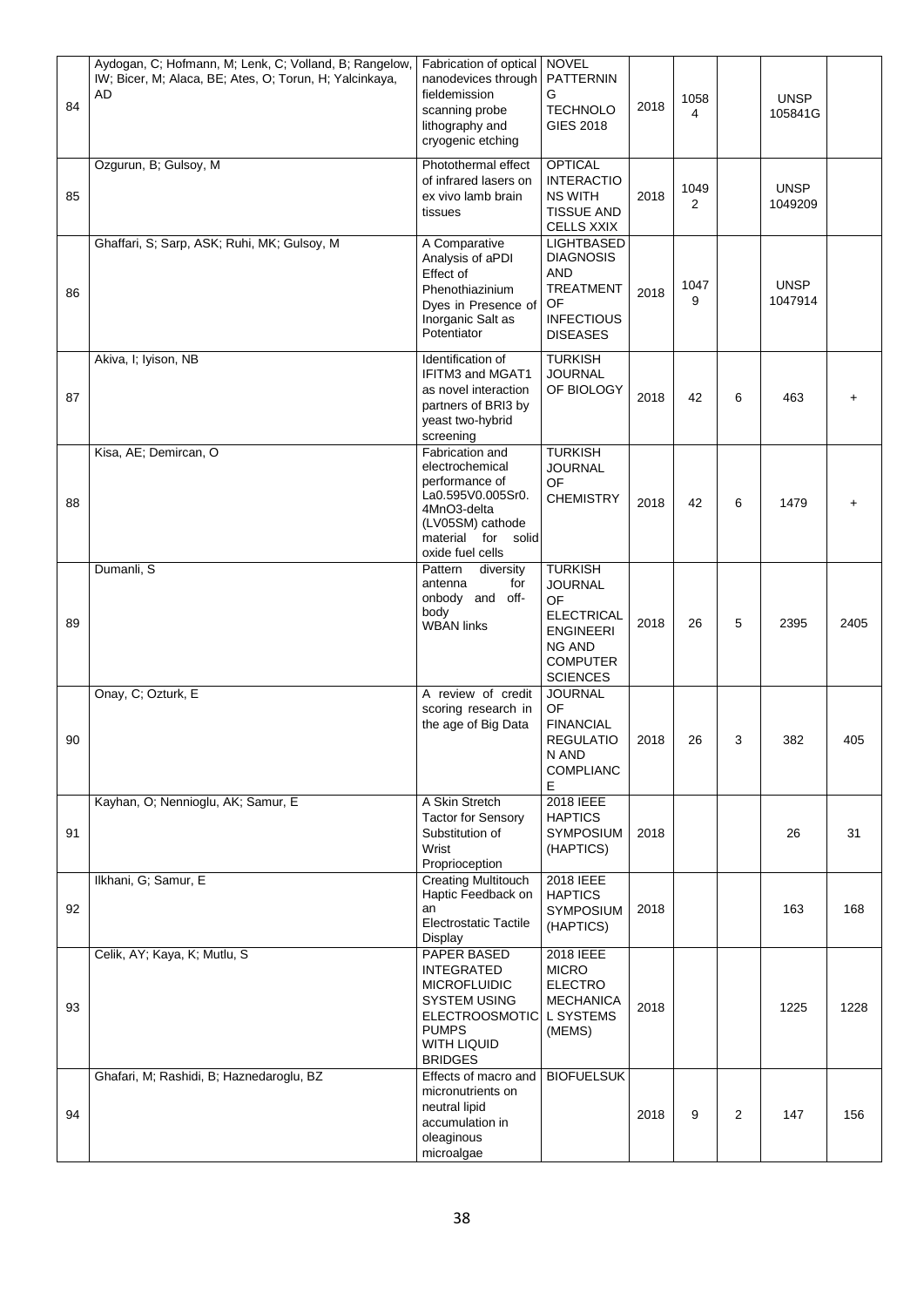| 84 | Aydogan, C; Hofmann, M; Lenk, C; Volland, B; Rangelow, IW; Bicer, M; Alaca, BE; Ates, O; Torun, H; Yalcinkaya, AD | Fabrication of optical nanodevices through fieldemission scanning probe lithography and cryogenic etching | NOVEL PATTERNING TECHNOLOGIES 2018 | 2018 | 10584 | | UNSP 105841G | |
|---|---|---|---|---|---|---|---|---|
| 85 | Ozgurun, B; Gulsoy, M | Photothermal effect of infrared lasers on ex vivo lamb brain tissues | OPTICAL INTERACTIONS WITH TISSUE AND CELLS XXIX | 2018 | 10492 | | UNSP 1049209 | |
| 86 | Ghaffari, S; Sarp, ASK; Ruhi, MK; Gulsoy, M | A Comparative Analysis of aPDI Effect of Phenothiazinium Dyes in Presence of Inorganic Salt as Potentiator | LIGHTBASED DIAGNOSIS AND TREATMENT OF INFECTIOUS DISEASES | 2018 | 10479 | | UNSP 1047914 | |
| 87 | Akiva, I; Iyison, NB | Identification of IFITM3 and MGAT1 as novel interaction partners of BRI3 by yeast two-hybrid screening | TURKISH JOURNAL OF BIOLOGY | 2018 | 42 | 6 | 463 | + |
| 88 | Kisa, AE; Demircan, O | Fabrication and electrochemical performance of La0.595V0.005Sr0.4MnO3-delta (LV05SM) cathode material for solid oxide fuel cells | TURKISH JOURNAL OF CHEMISTRY | 2018 | 42 | 6 | 1479 | + |
| 89 | Dumanli, S | Pattern diversity antenna for onbody and off-body WBAN links | TURKISH JOURNAL OF ELECTRICAL ENGINEERING AND COMPUTER SCIENCES | 2018 | 26 | 5 | 2395 | 2405 |
| 90 | Onay, C; Ozturk, E | A review of credit scoring research in the age of Big Data | JOURNAL OF FINANCIAL REGULATION AND COMPLIANCE | 2018 | 26 | 3 | 382 | 405 |
| 91 | Kayhan, O; Nennioglu, AK; Samur, E | A Skin Stretch Tactor for Sensory Substitution of Wrist Proprioception | 2018 IEEE HAPTICS SYMPOSIUM (HAPTICS) | 2018 | | | 26 | 31 |
| 92 | Ilkhani, G; Samur, E | Creating Multitouch Haptic Feedback on an Electrostatic Tactile Display | 2018 IEEE HAPTICS SYMPOSIUM (HAPTICS) | 2018 | | | 163 | 168 |
| 93 | Celik, AY; Kaya, K; Mutlu, S | PAPER BASED INTEGRATED MICROFLUIDIC SYSTEM USING ELECTROOSMOTIC PUMPS WITH LIQUID BRIDGES | 2018 IEEE MICRO ELECTRO MECHANICAL SYSTEMS (MEMS) | 2018 | | | 1225 | 1228 |
| 94 | Ghafari, M; Rashidi, B; Haznedaroglu, BZ | Effects of macro and micronutrients on neutral lipid accumulation in oleaginous microalgae | BIOFUELSUK | 2018 | 9 | 2 | 147 | 156 |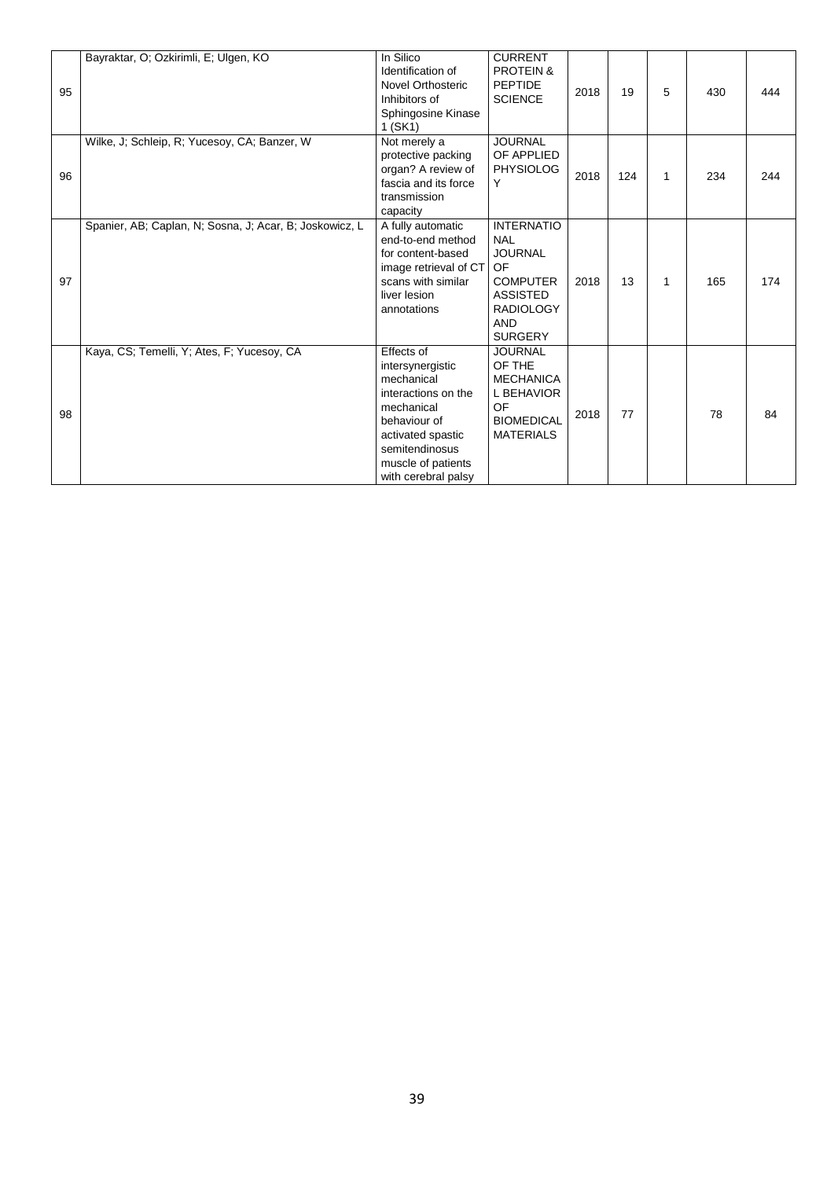| | | | | | | | | |
|---|---|---|---|---|---|---|---|---|
| 95 | Bayraktar, O; Ozkirimli, E; Ulgen, KO | In Silico Identification of Novel Orthosteric Inhibitors of Sphingosine Kinase 1 (SK1) | CURRENT PROTEIN & PEPTIDE SCIENCE | 2018 | 19 | 5 | 430 | 444 |
| 96 | Wilke, J; Schleip, R; Yucesoy, CA; Banzer, W | Not merely a protective packing organ? A review of fascia and its force transmission capacity | JOURNAL OF APPLIED PHYSIOLOGY | 2018 | 124 | 1 | 234 | 244 |
| 97 | Spanier, AB; Caplan, N; Sosna, J; Acar, B; Joskowicz, L | A fully automatic end-to-end method for content-based image retrieval of CT scans with similar liver lesion annotations | INTERNATIONAL JOURNAL OF COMPUTER ASSISTED RADIOLOGY AND SURGERY | 2018 | 13 | 1 | 165 | 174 |
| 98 | Kaya, CS; Temelli, Y; Ates, F; Yucesoy, CA | Effects of intersynergistic mechanical interactions on the mechanical behaviour of activated spastic semitendinosus muscle of patients with cerebral palsy | JOURNAL OF THE MECHANICAL BEHAVIOR OF BIOMEDICAL MATERIALS | 2018 | 77 | | 78 | 84 |